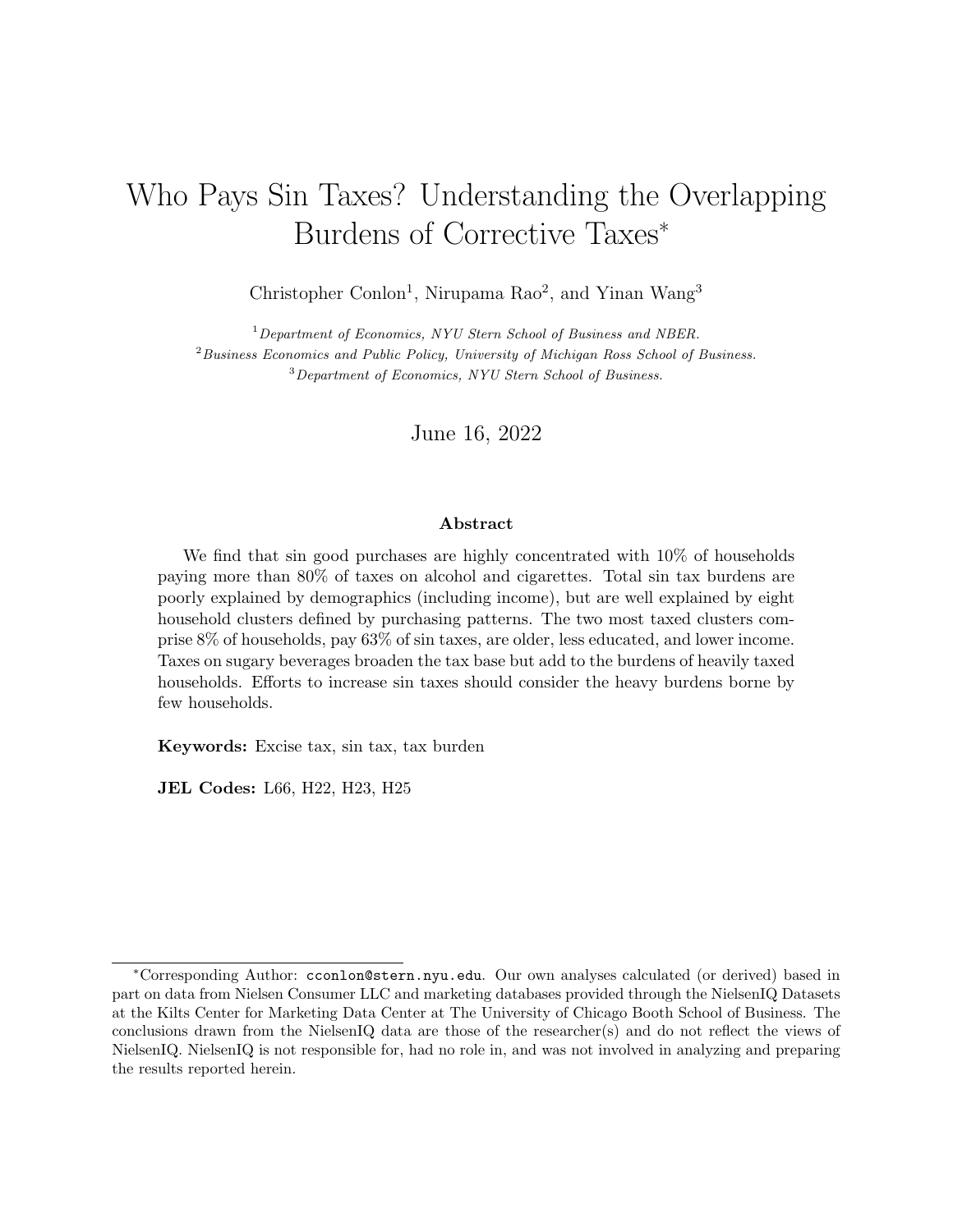# Who Pays Sin Taxes? Understanding the Overlapping Burdens of Corrective Taxes*

Christopher Conlon[1], Nirupama Rao[2], and Yinan Wang[3]

[1] *Department of Economics, NYU Stern School of Business and NBER.*
[2] *Business Economics and Public Policy, University of Michigan Ross School of Business.*
[3] *Department of Economics, NYU Stern School of Business.*

June 16, 2022

**Abstract**

We find that sin good purchases are highly concentrated with 10% of households paying more than 80% of taxes on alcohol and cigarettes. Total sin tax burdens are poorly explained by demographics (including income), but are well explained by eight household clusters defined by purchasing patterns. The two most taxed clusters comprise 8% of households, pay 63% of sin taxes, are older, less educated, and lower income. Taxes on sugary beverages broaden the tax base but add to the burdens of heavily taxed households. Efforts to increase sin taxes should consider the heavy burdens borne by few households.

**Keywords:** Excise tax, sin tax, tax burden

**JEL Codes:** L66, H22, H23, H25

---

*Corresponding Author: `cconlon@stern.nyu.edu`. Our own analyses calculated (or derived) based in part on data from Nielsen Consumer LLC and marketing databases provided through the NielsenIQ Datasets at the Kilts Center for Marketing Data Center at The University of Chicago Booth School of Business. The conclusions drawn from the NielsenIQ data are those of the researcher(s) and do not reflect the views of NielsenIQ. NielsenIQ is not responsible for, had no role in, and was not involved in analyzing and preparing the results reported herein.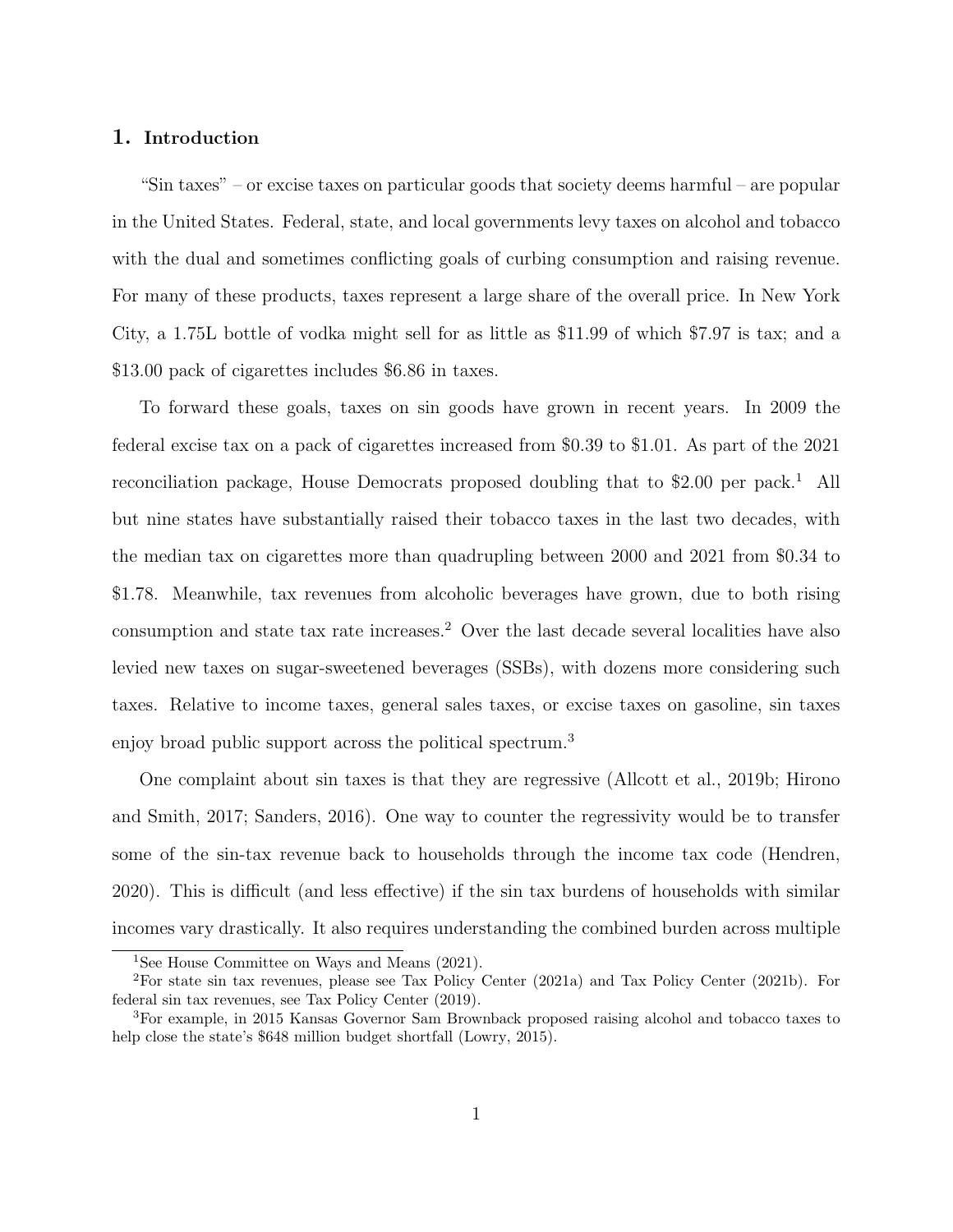## 1. Introduction

"Sin taxes" – or excise taxes on particular goods that society deems harmful – are popular in the United States. Federal, state, and local governments levy taxes on alcohol and tobacco with the dual and sometimes conflicting goals of curbing consumption and raising revenue. For many of these products, taxes represent a large share of the overall price. In New York City, a 1.75L bottle of vodka might sell for as little as $11.99 of which $7.97 is tax; and a $13.00 pack of cigarettes includes $6.86 in taxes.

To forward these goals, taxes on sin goods have grown in recent years. In 2009 the federal excise tax on a pack of cigarettes increased from $0.39 to $1.01. As part of the 2021 reconciliation package, House Democrats proposed doubling that to $2.00 per pack.[1] All but nine states have substantially raised their tobacco taxes in the last two decades, with the median tax on cigarettes more than quadrupling between 2000 and 2021 from $0.34 to $1.78. Meanwhile, tax revenues from alcoholic beverages have grown, due to both rising consumption and state tax rate increases.[2] Over the last decade several localities have also levied new taxes on sugar-sweetened beverages (SSBs), with dozens more considering such taxes. Relative to income taxes, general sales taxes, or excise taxes on gasoline, sin taxes enjoy broad public support across the political spectrum.[3]

One complaint about sin taxes is that they are regressive (Allcott et al., 2019b; Hirono and Smith, 2017; Sanders, 2016). One way to counter the regressivity would be to transfer some of the sin-tax revenue back to households through the income tax code (Hendren, 2020). This is difficult (and less effective) if the sin tax burdens of households with similar incomes vary drastically. It also requires understanding the combined burden across multiple

[1] See House Committee on Ways and Means (2021).

[2] For state sin tax revenues, please see Tax Policy Center (2021a) and Tax Policy Center (2021b). For federal sin tax revenues, see Tax Policy Center (2019).

[3] For example, in 2015 Kansas Governor Sam Brownback proposed raising alcohol and tobacco taxes to help close the state's $648 million budget shortfall (Lowry, 2015).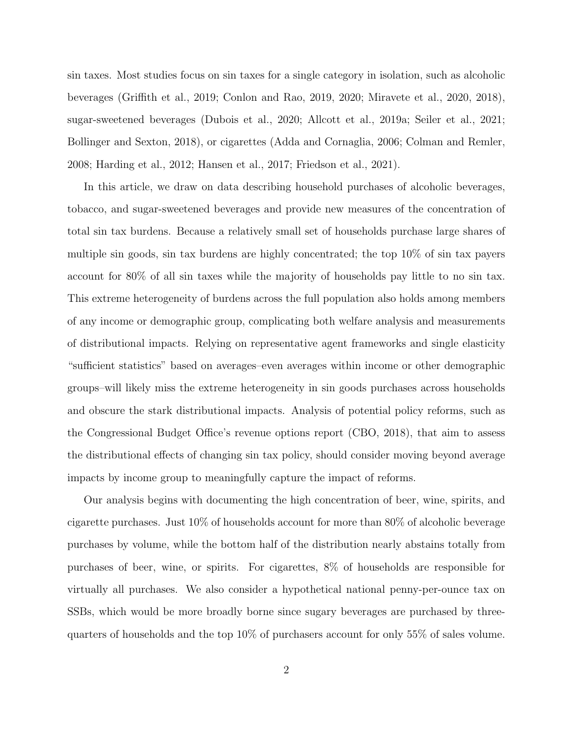sin taxes. Most studies focus on sin taxes for a single category in isolation, such as alcoholic beverages (Griffith et al., 2019; Conlon and Rao, 2019, 2020; Miravete et al., 2020, 2018), sugar-sweetened beverages (Dubois et al., 2020; Allcott et al., 2019a; Seiler et al., 2021; Bollinger and Sexton, 2018), or cigarettes (Adda and Cornaglia, 2006; Colman and Remler, 2008; Harding et al., 2012; Hansen et al., 2017; Friedson et al., 2021).

In this article, we draw on data describing household purchases of alcoholic beverages, tobacco, and sugar-sweetened beverages and provide new measures of the concentration of total sin tax burdens. Because a relatively small set of households purchase large shares of multiple sin goods, sin tax burdens are highly concentrated; the top 10% of sin tax payers account for 80% of all sin taxes while the majority of households pay little to no sin tax. This extreme heterogeneity of burdens across the full population also holds among members of any income or demographic group, complicating both welfare analysis and measurements of distributional impacts. Relying on representative agent frameworks and single elasticity "sufficient statistics" based on averages–even averages within income or other demographic groups–will likely miss the extreme heterogeneity in sin goods purchases across households and obscure the stark distributional impacts. Analysis of potential policy reforms, such as the Congressional Budget Office's revenue options report (CBO, 2018), that aim to assess the distributional effects of changing sin tax policy, should consider moving beyond average impacts by income group to meaningfully capture the impact of reforms.

Our analysis begins with documenting the high concentration of beer, wine, spirits, and cigarette purchases. Just 10% of households account for more than 80% of alcoholic beverage purchases by volume, while the bottom half of the distribution nearly abstains totally from purchases of beer, wine, or spirits. For cigarettes, 8% of households are responsible for virtually all purchases. We also consider a hypothetical national penny-per-ounce tax on SSBs, which would be more broadly borne since sugary beverages are purchased by three-quarters of households and the top 10% of purchasers account for only 55% of sales volume.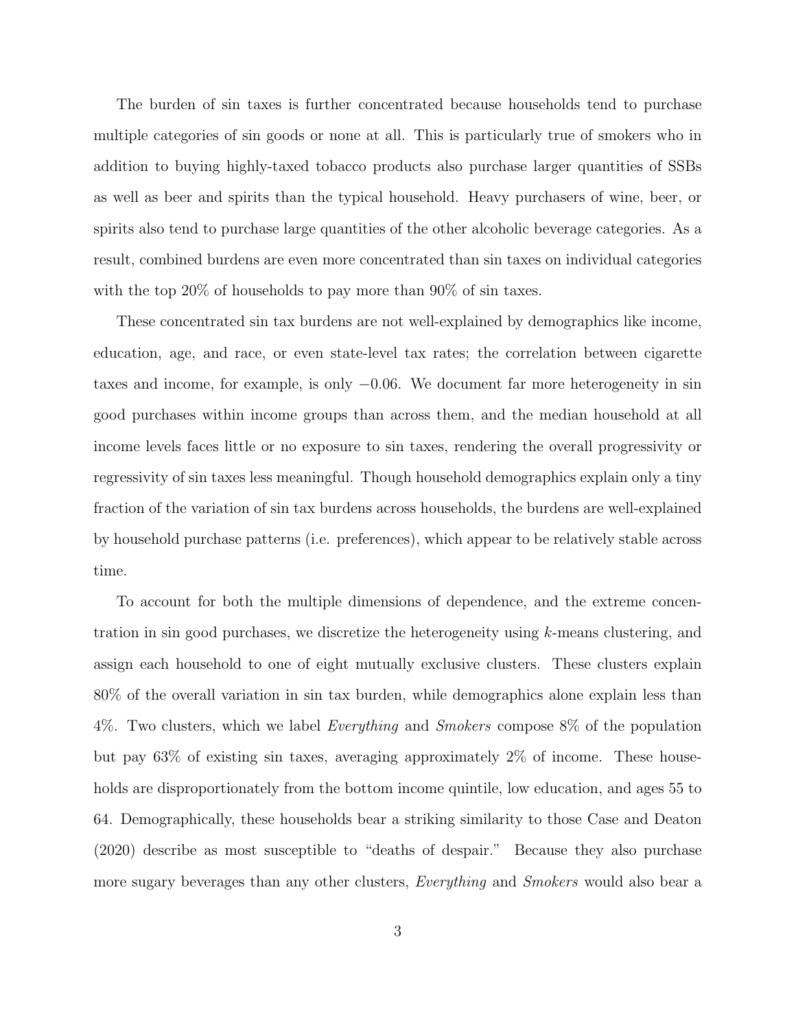The burden of sin taxes is further concentrated because households tend to purchase multiple categories of sin goods or none at all. This is particularly true of smokers who in addition to buying highly-taxed tobacco products also purchase larger quantities of SSBs as well as beer and spirits than the typical household. Heavy purchasers of wine, beer, or spirits also tend to purchase large quantities of the other alcoholic beverage categories. As a result, combined burdens are even more concentrated than sin taxes on individual categories with the top 20% of households to pay more than 90% of sin taxes.

These concentrated sin tax burdens are not well-explained by demographics like income, education, age, and race, or even state-level tax rates; the correlation between cigarette taxes and income, for example, is only $-0.06$. We document far more heterogeneity in sin good purchases within income groups than across them, and the median household at all income levels faces little or no exposure to sin taxes, rendering the overall progressivity or regressivity of sin taxes less meaningful. Though household demographics explain only a tiny fraction of the variation of sin tax burdens across households, the burdens are well-explained by household purchase patterns (i.e. preferences), which appear to be relatively stable across time.

To account for both the multiple dimensions of dependence, and the extreme concentration in sin good purchases, we discretize the heterogeneity using $k$-means clustering, and assign each household to one of eight mutually exclusive clusters. These clusters explain 80% of the overall variation in sin tax burden, while demographics alone explain less than 4%. Two clusters, which we label *Everything* and *Smokers* compose 8% of the population but pay 63% of existing sin taxes, averaging approximately 2% of income. These households are disproportionately from the bottom income quintile, low education, and ages 55 to 64. Demographically, these households bear a striking similarity to those Case and Deaton (2020) describe as most susceptible to "deaths of despair." Because they also purchase more sugary beverages than any other clusters, *Everything* and *Smokers* would also bear a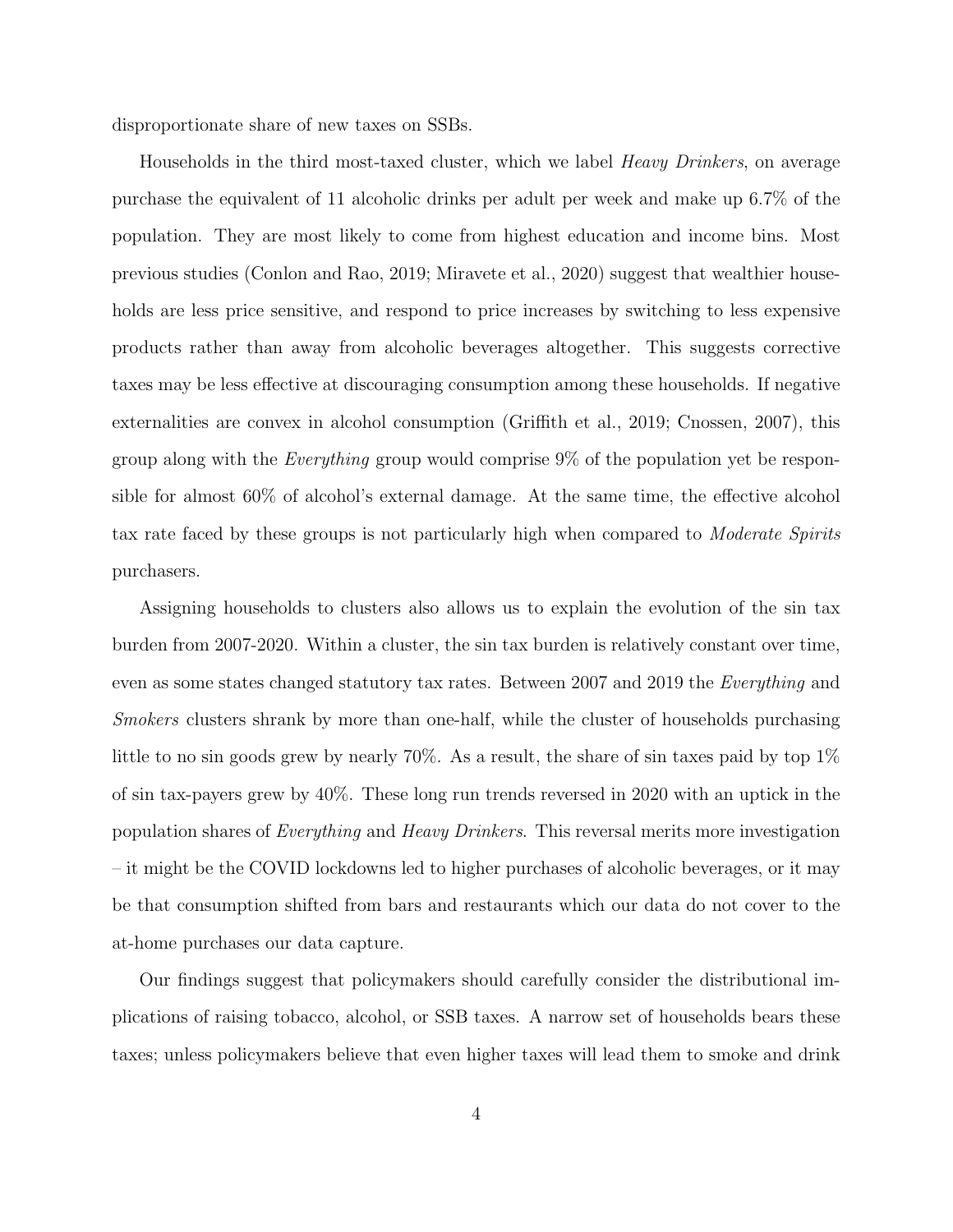disproportionate share of new taxes on SSBs.

Households in the third most-taxed cluster, which we label *Heavy Drinkers*, on average purchase the equivalent of 11 alcoholic drinks per adult per week and make up 6.7% of the population. They are most likely to come from highest education and income bins. Most previous studies (Conlon and Rao, 2019; Miravete et al., 2020) suggest that wealthier households are less price sensitive, and respond to price increases by switching to less expensive products rather than away from alcoholic beverages altogether. This suggests corrective taxes may be less effective at discouraging consumption among these households. If negative externalities are convex in alcohol consumption (Griffith et al., 2019; Cnossen, 2007), this group along with the *Everything* group would comprise 9% of the population yet be responsible for almost 60% of alcohol's external damage. At the same time, the effective alcohol tax rate faced by these groups is not particularly high when compared to *Moderate Spirits* purchasers.

Assigning households to clusters also allows us to explain the evolution of the sin tax burden from 2007-2020. Within a cluster, the sin tax burden is relatively constant over time, even as some states changed statutory tax rates. Between 2007 and 2019 the *Everything* and *Smokers* clusters shrank by more than one-half, while the cluster of households purchasing little to no sin goods grew by nearly 70%. As a result, the share of sin taxes paid by top 1% of sin tax-payers grew by 40%. These long run trends reversed in 2020 with an uptick in the population shares of *Everything* and *Heavy Drinkers*. This reversal merits more investigation – it might be the COVID lockdowns led to higher purchases of alcoholic beverages, or it may be that consumption shifted from bars and restaurants which our data do not cover to the at-home purchases our data capture.

Our findings suggest that policymakers should carefully consider the distributional implications of raising tobacco, alcohol, or SSB taxes. A narrow set of households bears these taxes; unless policymakers believe that even higher taxes will lead them to smoke and drink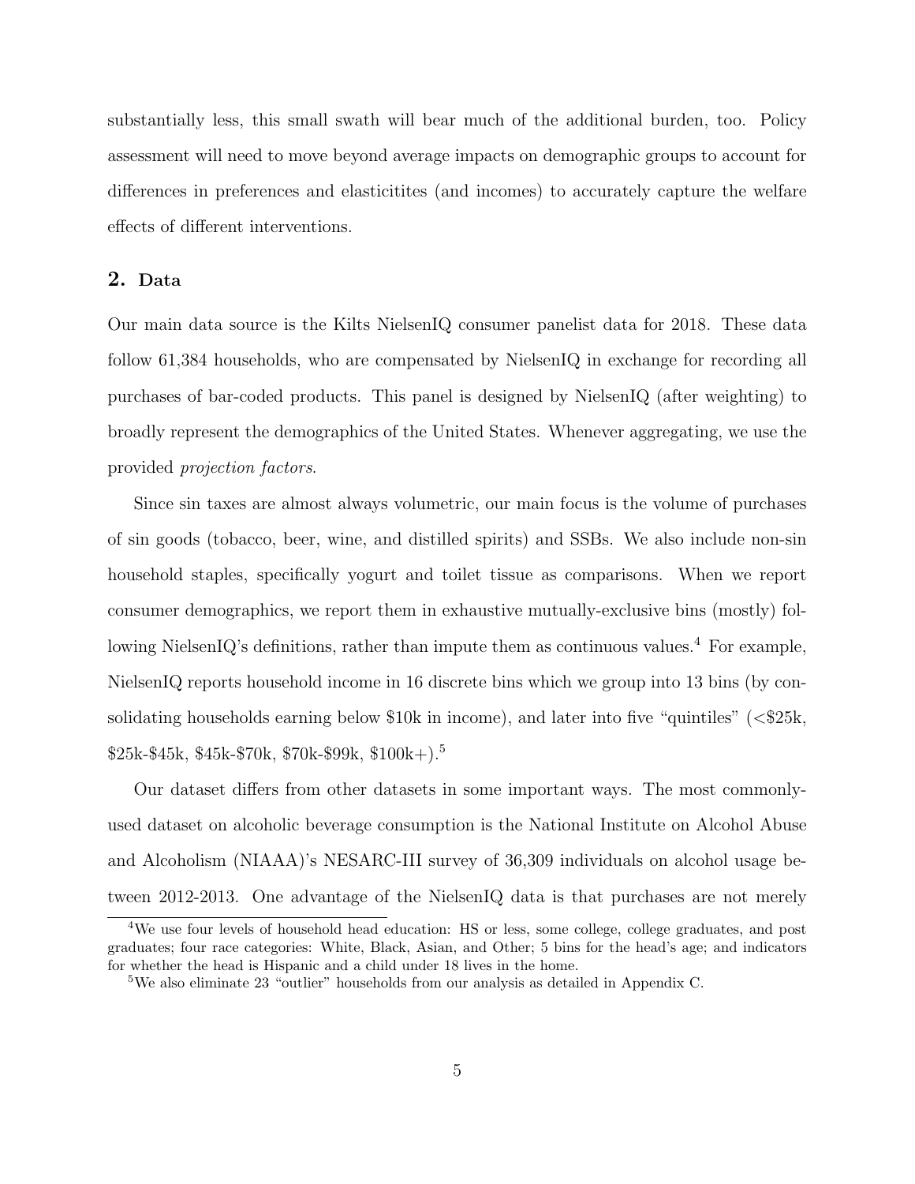substantially less, this small swath will bear much of the additional burden, too. Policy assessment will need to move beyond average impacts on demographic groups to account for differences in preferences and elasticitites (and incomes) to accurately capture the welfare effects of different interventions.

## 2. Data

Our main data source is the Kilts NielsenIQ consumer panelist data for 2018. These data follow 61,384 households, who are compensated by NielsenIQ in exchange for recording all purchases of bar-coded products. This panel is designed by NielsenIQ (after weighting) to broadly represent the demographics of the United States. Whenever aggregating, we use the provided *projection factors*.

Since sin taxes are almost always volumetric, our main focus is the volume of purchases of sin goods (tobacco, beer, wine, and distilled spirits) and SSBs. We also include non-sin household staples, specifically yogurt and toilet tissue as comparisons. When we report consumer demographics, we report them in exhaustive mutually-exclusive bins (mostly) following NielsenIQ's definitions, rather than impute them as continuous values.[4] For example, NielsenIQ reports household income in 16 discrete bins which we group into 13 bins (by consolidating households earning below $10k in income), and later into five "quintiles" (<$25k, $25k-$45k, $45k-$70k, $70k-$99k, $100k+).[5]

Our dataset differs from other datasets in some important ways. The most commonly-used dataset on alcoholic beverage consumption is the National Institute on Alcohol Abuse and Alcoholism (NIAAA)'s NESARC-III survey of 36,309 individuals on alcohol usage between 2012-2013. One advantage of the NielsenIQ data is that purchases are not merely

[4] We use four levels of household head education: HS or less, some college, college graduates, and post graduates; four race categories: White, Black, Asian, and Other; 5 bins for the head's age; and indicators for whether the head is Hispanic and a child under 18 lives in the home.

[5] We also eliminate 23 "outlier" households from our analysis as detailed in Appendix C.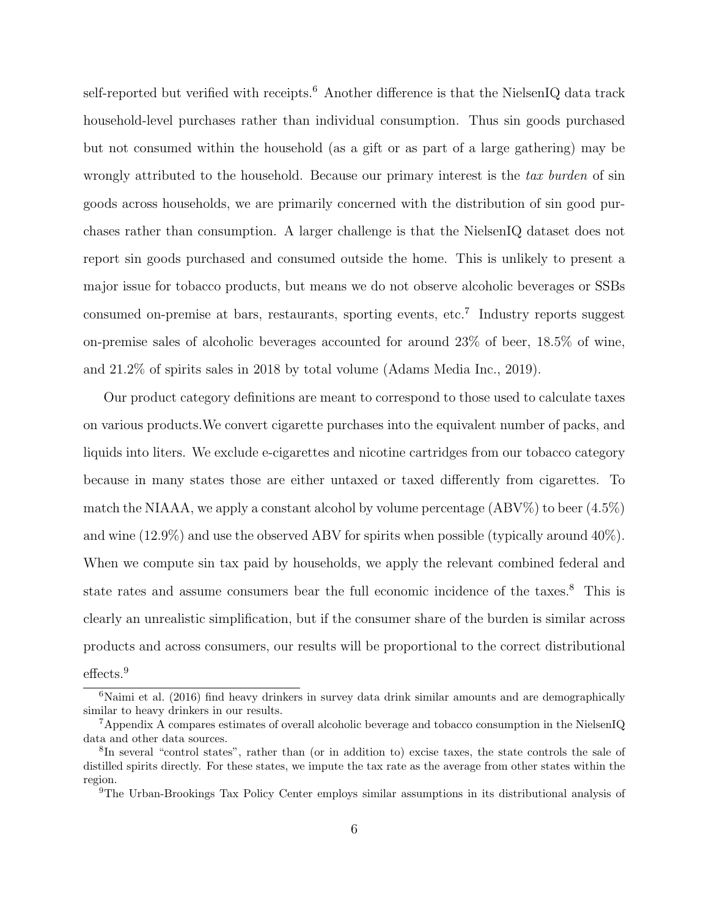self-reported but verified with receipts.[6] Another difference is that the NielsenIQ data track household-level purchases rather than individual consumption. Thus sin goods purchased but not consumed within the household (as a gift or as part of a large gathering) may be wrongly attributed to the household. Because our primary interest is the *tax burden* of sin goods across households, we are primarily concerned with the distribution of sin good purchases rather than consumption. A larger challenge is that the NielsenIQ dataset does not report sin goods purchased and consumed outside the home. This is unlikely to present a major issue for tobacco products, but means we do not observe alcoholic beverages or SSBs consumed on-premise at bars, restaurants, sporting events, etc.[7] Industry reports suggest on-premise sales of alcoholic beverages accounted for around 23% of beer, 18.5% of wine, and 21.2% of spirits sales in 2018 by total volume (Adams Media Inc., 2019).

Our product category definitions are meant to correspond to those used to calculate taxes on various products.We convert cigarette purchases into the equivalent number of packs, and liquids into liters. We exclude e-cigarettes and nicotine cartridges from our tobacco category because in many states those are either untaxed or taxed differently from cigarettes. To match the NIAAA, we apply a constant alcohol by volume percentage (ABV%) to beer (4.5%) and wine (12.9%) and use the observed ABV for spirits when possible (typically around 40%). When we compute sin tax paid by households, we apply the relevant combined federal and state rates and assume consumers bear the full economic incidence of the taxes.[8] This is clearly an unrealistic simplification, but if the consumer share of the burden is similar across products and across consumers, our results will be proportional to the correct distributional effects.[9]

[6] Naimi et al. (2016) find heavy drinkers in survey data drink similar amounts and are demographically similar to heavy drinkers in our results.

[7] Appendix A compares estimates of overall alcoholic beverage and tobacco consumption in the NielsenIQ data and other data sources.

[8] In several "control states", rather than (or in addition to) excise taxes, the state controls the sale of distilled spirits directly. For these states, we impute the tax rate as the average from other states within the region.

[9] The Urban-Brookings Tax Policy Center employs similar assumptions in its distributional analysis of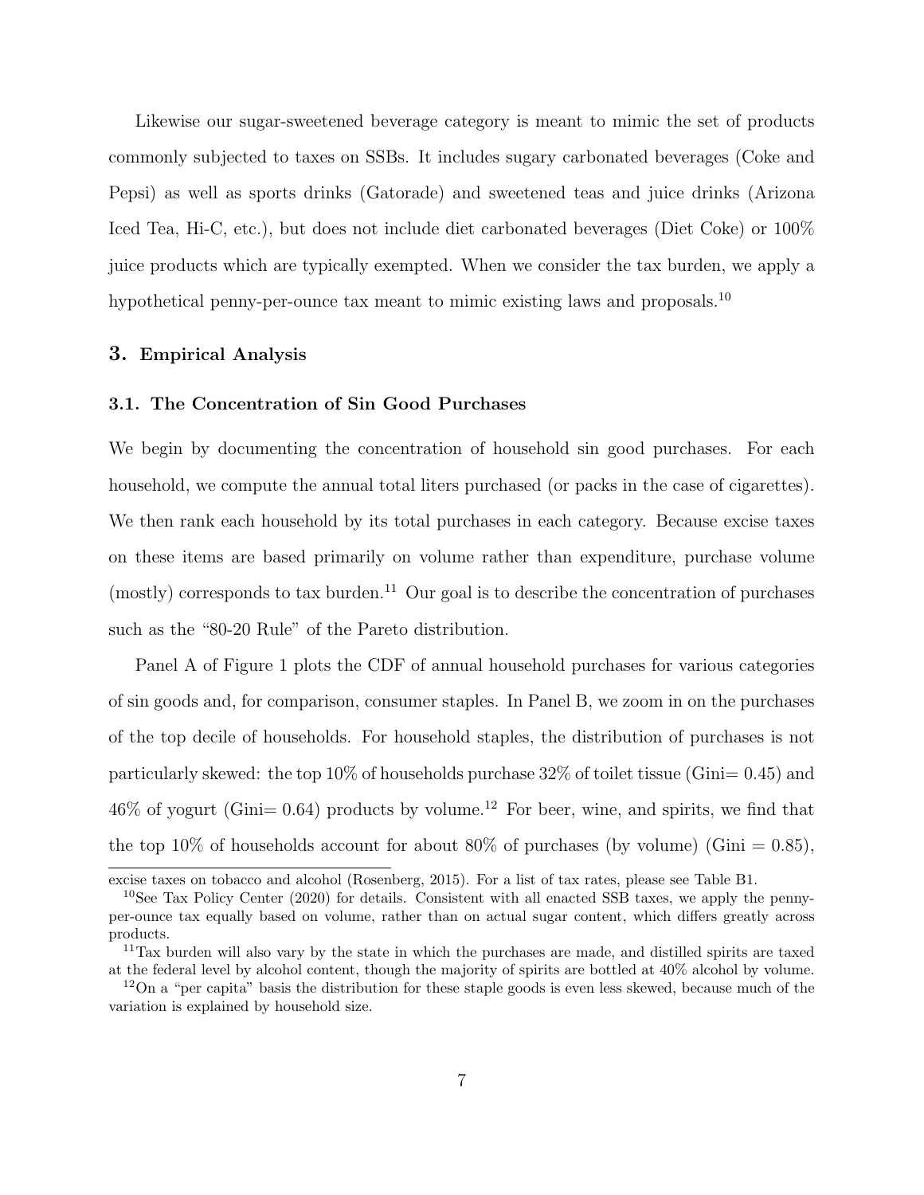Likewise our sugar-sweetened beverage category is meant to mimic the set of products commonly subjected to taxes on SSBs. It includes sugary carbonated beverages (Coke and Pepsi) as well as sports drinks (Gatorade) and sweetened teas and juice drinks (Arizona Iced Tea, Hi-C, etc.), but does not include diet carbonated beverages (Diet Coke) or 100% juice products which are typically exempted. When we consider the tax burden, we apply a hypothetical penny-per-ounce tax meant to mimic existing laws and proposals.[10]

## 3. Empirical Analysis

### 3.1. The Concentration of Sin Good Purchases

We begin by documenting the concentration of household sin good purchases. For each household, we compute the annual total liters purchased (or packs in the case of cigarettes). We then rank each household by its total purchases in each category. Because excise taxes on these items are based primarily on volume rather than expenditure, purchase volume (mostly) corresponds to tax burden.[11] Our goal is to describe the concentration of purchases such as the "80-20 Rule" of the Pareto distribution.

Panel A of Figure 1 plots the CDF of annual household purchases for various categories of sin goods and, for comparison, consumer staples. In Panel B, we zoom in on the purchases of the top decile of households. For household staples, the distribution of purchases is not particularly skewed: the top 10% of households purchase 32% of toilet tissue (Gini= 0.45) and 46% of yogurt (Gini= 0.64) products by volume.[12] For beer, wine, and spirits, we find that the top 10% of households account for about 80% of purchases (by volume) (Gini = 0.85),

excise taxes on tobacco and alcohol (Rosenberg, 2015). For a list of tax rates, please see Table B1.

[10] See Tax Policy Center (2020) for details. Consistent with all enacted SSB taxes, we apply the penny-per-ounce tax equally based on volume, rather than on actual sugar content, which differs greatly across products.

[11] Tax burden will also vary by the state in which the purchases are made, and distilled spirits are taxed at the federal level by alcohol content, though the majority of spirits are bottled at 40% alcohol by volume.

[12] On a "per capita" basis the distribution for these staple goods is even less skewed, because much of the variation is explained by household size.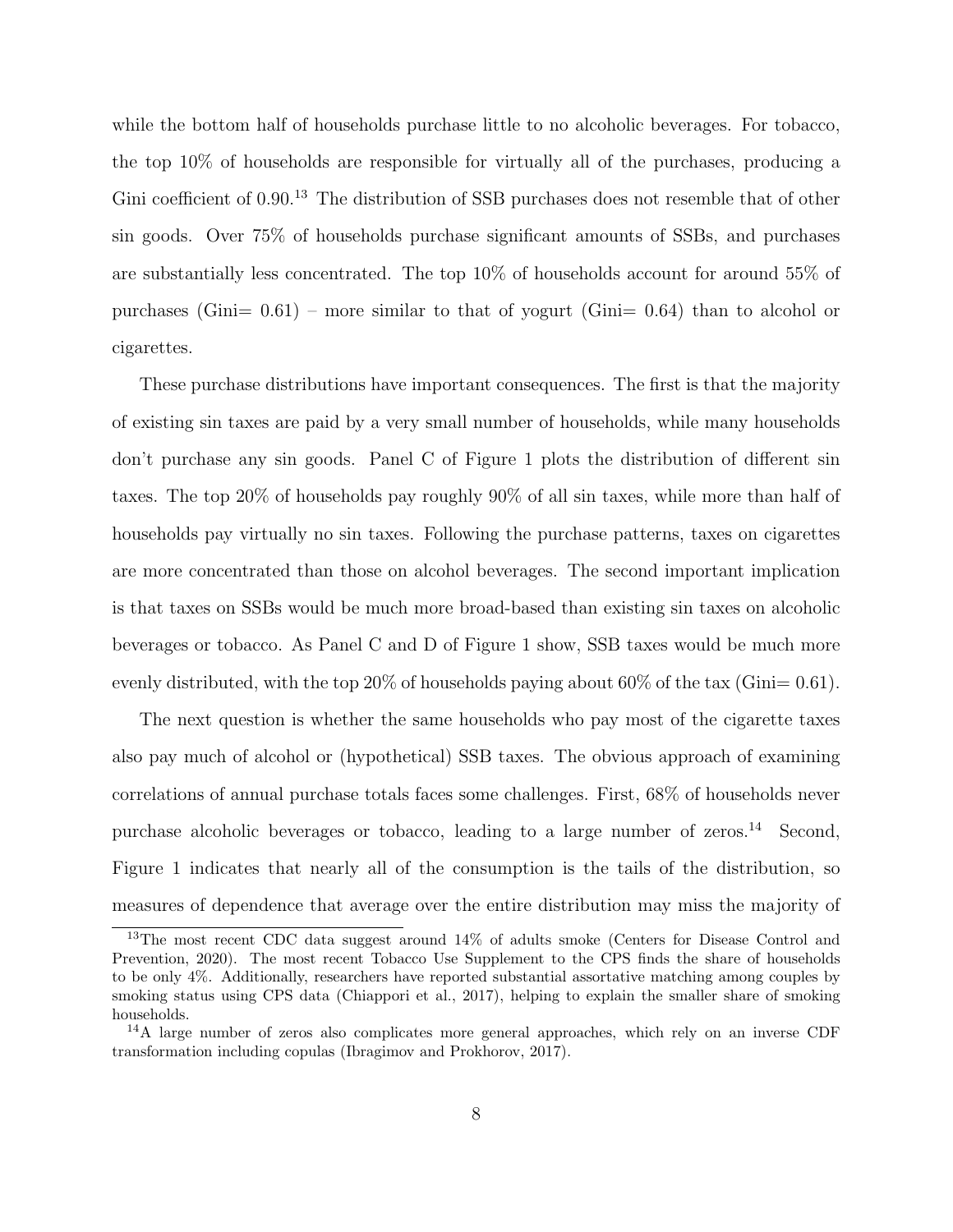while the bottom half of households purchase little to no alcoholic beverages. For tobacco, the top 10% of households are responsible for virtually all of the purchases, producing a Gini coefficient of 0.90.[13] The distribution of SSB purchases does not resemble that of other sin goods. Over 75% of households purchase significant amounts of SSBs, and purchases are substantially less concentrated. The top 10% of households account for around 55% of purchases (Gini= 0.61) – more similar to that of yogurt (Gini= 0.64) than to alcohol or cigarettes.

These purchase distributions have important consequences. The first is that the majority of existing sin taxes are paid by a very small number of households, while many households don't purchase any sin goods. Panel C of Figure 1 plots the distribution of different sin taxes. The top 20% of households pay roughly 90% of all sin taxes, while more than half of households pay virtually no sin taxes. Following the purchase patterns, taxes on cigarettes are more concentrated than those on alcohol beverages. The second important implication is that taxes on SSBs would be much more broad-based than existing sin taxes on alcoholic beverages or tobacco. As Panel C and D of Figure 1 show, SSB taxes would be much more evenly distributed, with the top 20% of households paying about 60% of the tax (Gini= 0.61).

The next question is whether the same households who pay most of the cigarette taxes also pay much of alcohol or (hypothetical) SSB taxes. The obvious approach of examining correlations of annual purchase totals faces some challenges. First, 68% of households never purchase alcoholic beverages or tobacco, leading to a large number of zeros.[14] Second, Figure 1 indicates that nearly all of the consumption is the tails of the distribution, so measures of dependence that average over the entire distribution may miss the majority of

[13] The most recent CDC data suggest around 14% of adults smoke (Centers for Disease Control and Prevention, 2020). The most recent Tobacco Use Supplement to the CPS finds the share of households to be only 4%. Additionally, researchers have reported substantial assortative matching among couples by smoking status using CPS data (Chiappori et al., 2017), helping to explain the smaller share of smoking households.

[14] A large number of zeros also complicates more general approaches, which rely on an inverse CDF transformation including copulas (Ibragimov and Prokhorov, 2017).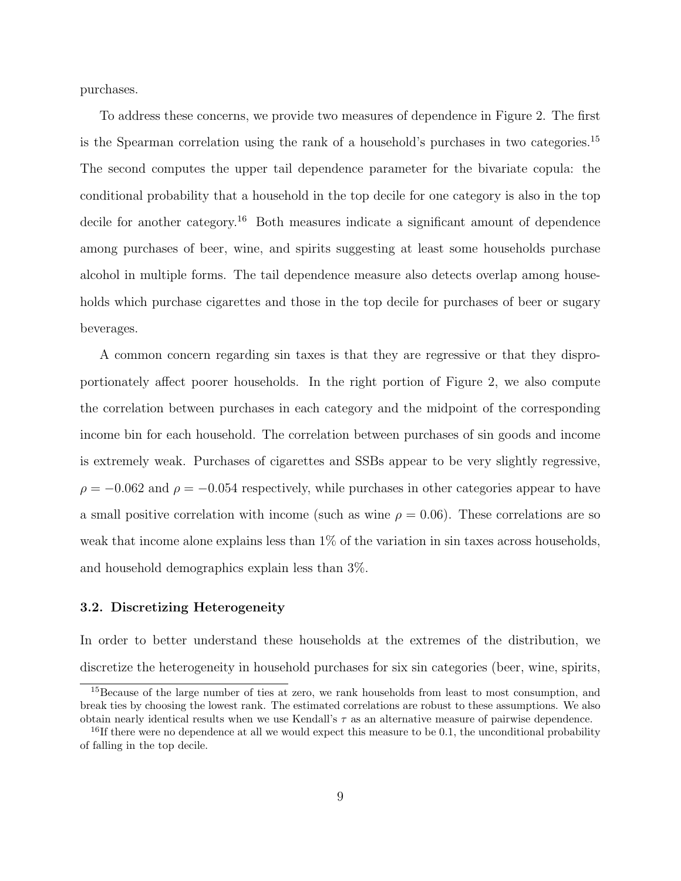purchases.

To address these concerns, we provide two measures of dependence in Figure 2. The first is the Spearman correlation using the rank of a household's purchases in two categories.[15] The second computes the upper tail dependence parameter for the bivariate copula: the conditional probability that a household in the top decile for one category is also in the top decile for another category.[16] Both measures indicate a significant amount of dependence among purchases of beer, wine, and spirits suggesting at least some households purchase alcohol in multiple forms. The tail dependence measure also detects overlap among households which purchase cigarettes and those in the top decile for purchases of beer or sugary beverages.

A common concern regarding sin taxes is that they are regressive or that they disproportionately affect poorer households. In the right portion of Figure 2, we also compute the correlation between purchases in each category and the midpoint of the corresponding income bin for each household. The correlation between purchases of sin goods and income is extremely weak. Purchases of cigarettes and SSBs appear to be very slightly regressive, $\rho = -0.062$ and $\rho = -0.054$ respectively, while purchases in other categories appear to have a small positive correlation with income (such as wine $\rho = 0.06$). These correlations are so weak that income alone explains less than 1% of the variation in sin taxes across households, and household demographics explain less than 3%.

### 3.2. Discretizing Heterogeneity

In order to better understand these households at the extremes of the distribution, we discretize the heterogeneity in household purchases for six sin categories (beer, wine, spirits,

---

[15] Because of the large number of ties at zero, we rank households from least to most consumption, and break ties by choosing the lowest rank. The estimated correlations are robust to these assumptions. We also obtain nearly identical results when we use Kendall's $\tau$ as an alternative measure of pairwise dependence.

[16] If there were no dependence at all we would expect this measure to be 0.1, the unconditional probability of falling in the top decile.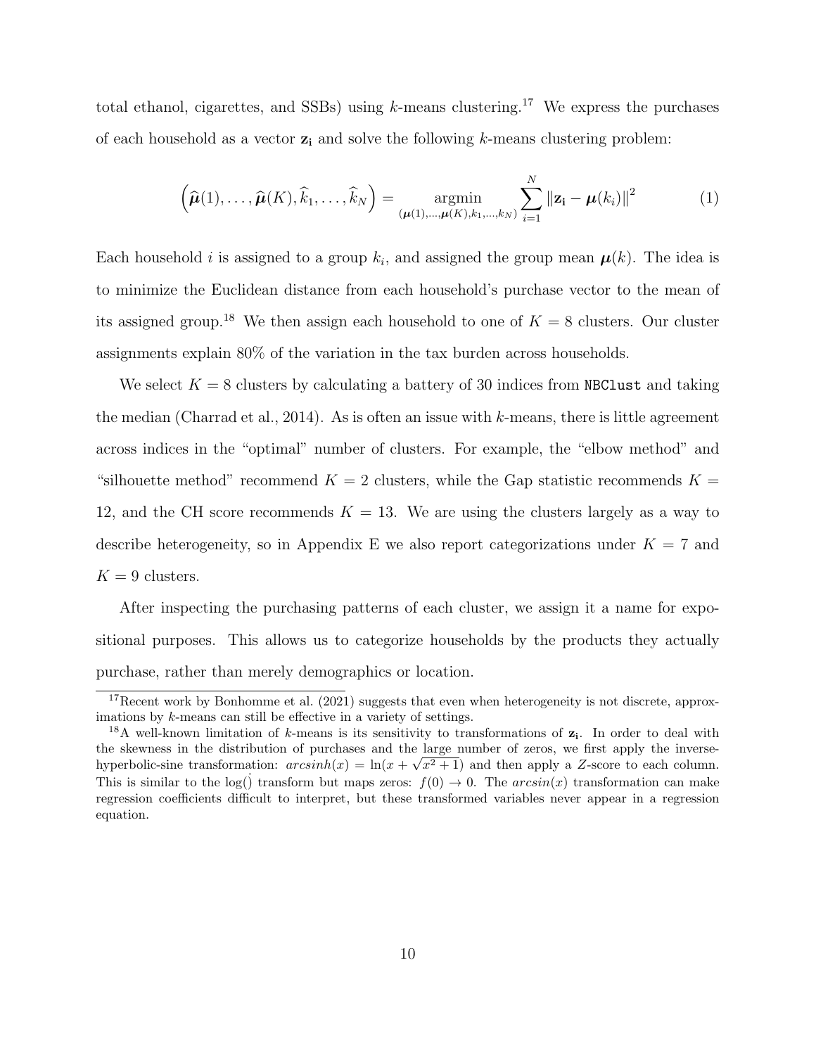total ethanol, cigarettes, and SSBs) using $k$-means clustering.[17] We express the purchases of each household as a vector $\mathbf{z_i}$ and solve the following $k$-means clustering problem:

$$\left(\widehat{\boldsymbol{\mu}}(1), \ldots, \widehat{\boldsymbol{\mu}}(K), \widehat{k}_1, \ldots, \widehat{k}_N\right) = \underset{(\boldsymbol{\mu}(1),\ldots,\boldsymbol{\mu}(K),k_1,\ldots,k_N)}{\operatorname{argmin}} \sum_{i=1}^{N} \left\|\mathbf{z_i} - \boldsymbol{\mu}(k_i)\right\|^2 \tag{1}$$

Each household $i$ is assigned to a group $k_i$, and assigned the group mean $\boldsymbol{\mu}(k)$. The idea is to minimize the Euclidean distance from each household's purchase vector to the mean of its assigned group.[18] We then assign each household to one of $K = 8$ clusters. Our cluster assignments explain 80% of the variation in the tax burden across households.

We select $K = 8$ clusters by calculating a battery of 30 indices from `NBClust` and taking the median (Charrad et al., 2014). As is often an issue with $k$-means, there is little agreement across indices in the "optimal" number of clusters. For example, the "elbow method" and "silhouette method" recommend $K = 2$ clusters, while the Gap statistic recommends $K = 12$, and the CH score recommends $K = 13$. We are using the clusters largely as a way to describe heterogeneity, so in Appendix E we also report categorizations under $K = 7$ and $K = 9$ clusters.

After inspecting the purchasing patterns of each cluster, we assign it a name for expositional purposes. This allows us to categorize households by the products they actually purchase, rather than merely demographics or location.

---

[17] Recent work by Bonhomme et al. (2021) suggests that even when heterogeneity is not discrete, approximations by $k$-means can still be effective in a variety of settings.

[18] A well-known limitation of $k$-means is its sensitivity to transformations of $\mathbf{z_i}$. In order to deal with the skewness in the distribution of purchases and the large number of zeros, we first apply the inverse-hyperbolic-sine transformation: $arcsinh(x) = \ln(x + \sqrt{x^2 + 1})$ and then apply a $Z$-score to each column. This is similar to the $\log()$ transform but maps zeros: $f(0) \rightarrow 0$. The $arcsin(x)$ transformation can make regression coefficients difficult to interpret, but these transformed variables never appear in a regression equation.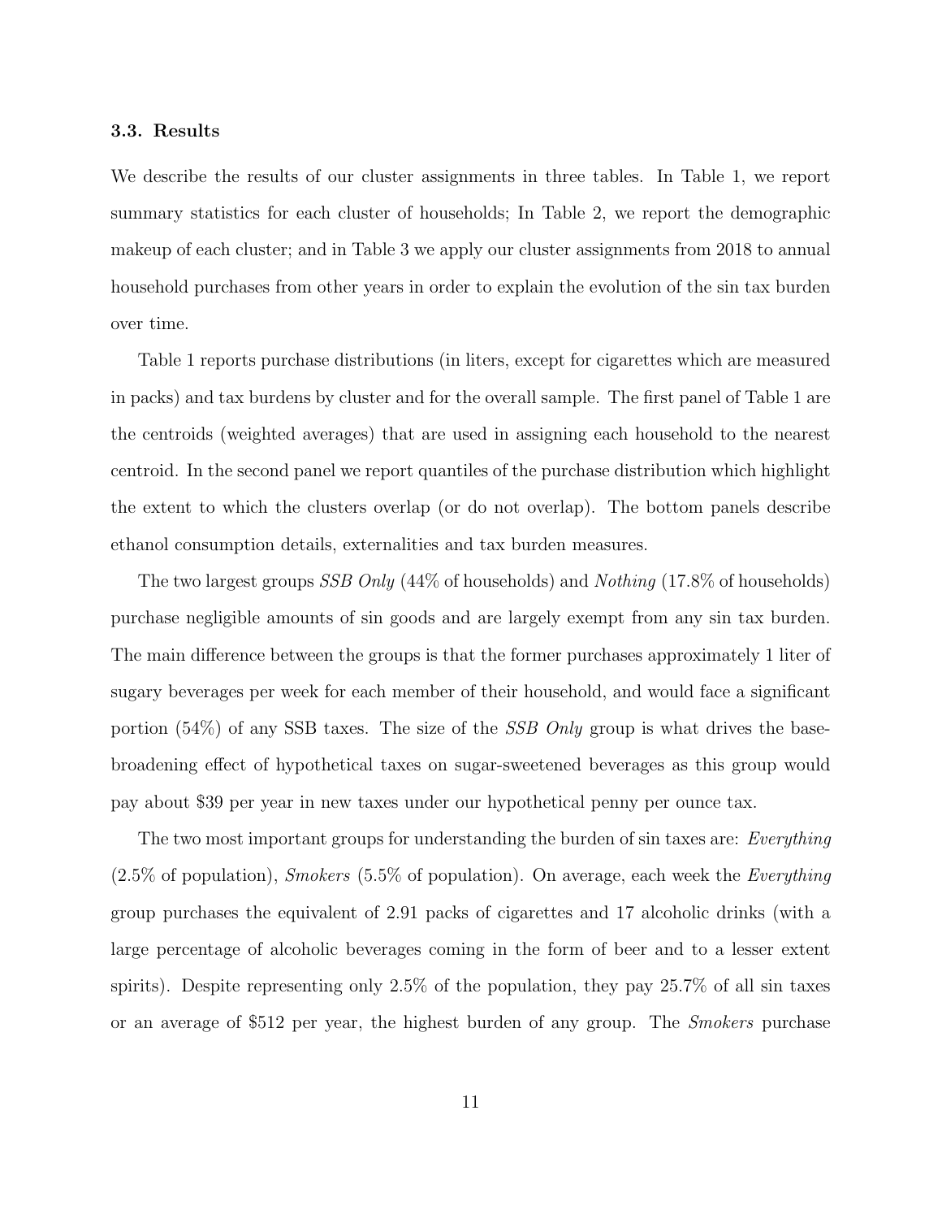### 3.3. Results

We describe the results of our cluster assignments in three tables. In Table 1, we report summary statistics for each cluster of households; In Table 2, we report the demographic makeup of each cluster; and in Table 3 we apply our cluster assignments from 2018 to annual household purchases from other years in order to explain the evolution of the sin tax burden over time.

Table 1 reports purchase distributions (in liters, except for cigarettes which are measured in packs) and tax burdens by cluster and for the overall sample. The first panel of Table 1 are the centroids (weighted averages) that are used in assigning each household to the nearest centroid. In the second panel we report quantiles of the purchase distribution which highlight the extent to which the clusters overlap (or do not overlap). The bottom panels describe ethanol consumption details, externalities and tax burden measures.

The two largest groups *SSB Only* (44% of households) and *Nothing* (17.8% of households) purchase negligible amounts of sin goods and are largely exempt from any sin tax burden. The main difference between the groups is that the former purchases approximately 1 liter of sugary beverages per week for each member of their household, and would face a significant portion (54%) of any SSB taxes. The size of the *SSB Only* group is what drives the base-broadening effect of hypothetical taxes on sugar-sweetened beverages as this group would pay about $39 per year in new taxes under our hypothetical penny per ounce tax.

The two most important groups for understanding the burden of sin taxes are: *Everything* (2.5% of population), *Smokers* (5.5% of population). On average, each week the *Everything* group purchases the equivalent of 2.91 packs of cigarettes and 17 alcoholic drinks (with a large percentage of alcoholic beverages coming in the form of beer and to a lesser extent spirits). Despite representing only 2.5% of the population, they pay 25.7% of all sin taxes or an average of $512 per year, the highest burden of any group. The *Smokers* purchase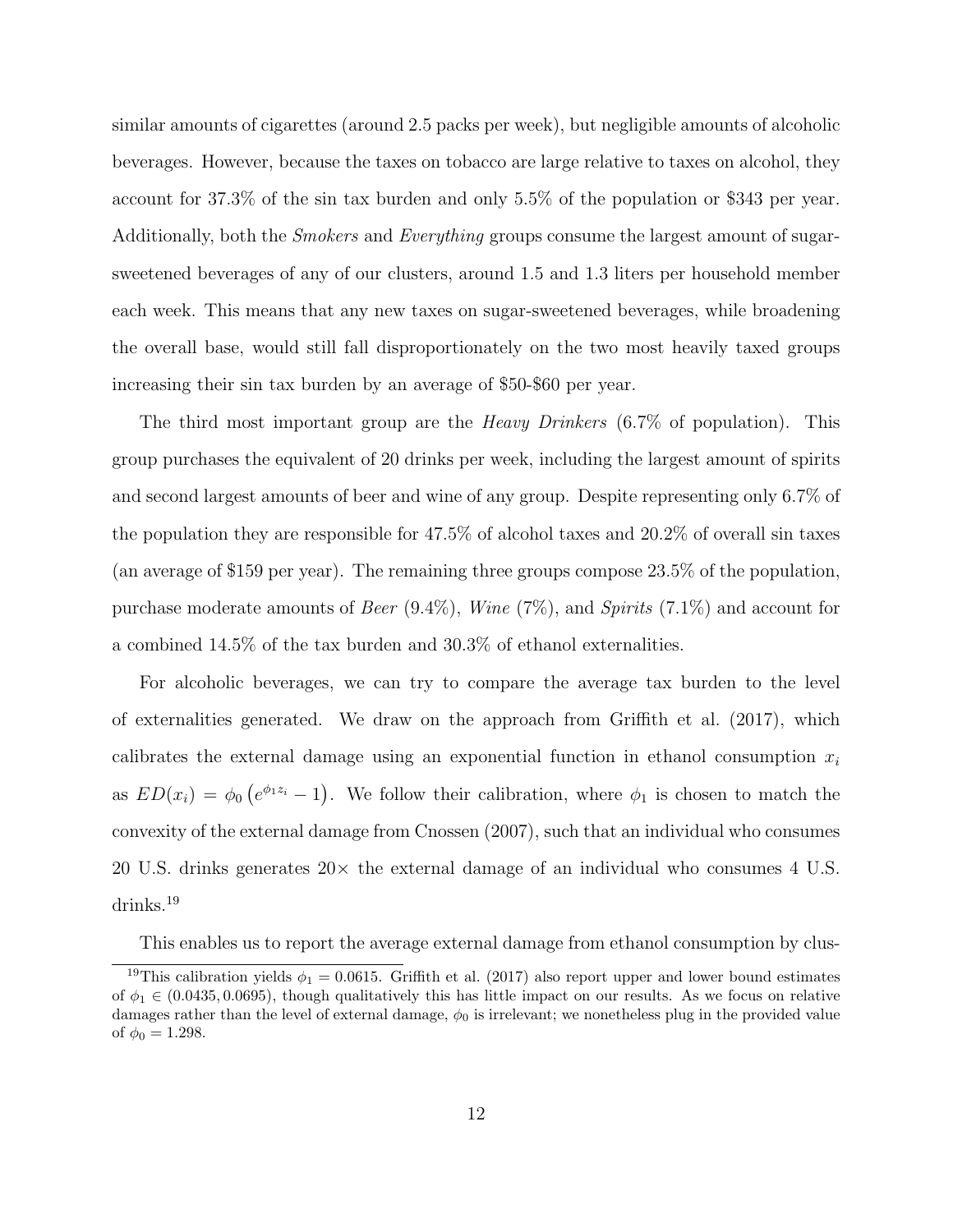similar amounts of cigarettes (around 2.5 packs per week), but negligible amounts of alcoholic beverages. However, because the taxes on tobacco are large relative to taxes on alcohol, they account for 37.3% of the sin tax burden and only 5.5% of the population or \$343 per year. Additionally, both the *Smokers* and *Everything* groups consume the largest amount of sugar-sweetened beverages of any of our clusters, around 1.5 and 1.3 liters per household member each week. This means that any new taxes on sugar-sweetened beverages, while broadening the overall base, would still fall disproportionately on the two most heavily taxed groups increasing their sin tax burden by an average of \$50-\$60 per year.

The third most important group are the *Heavy Drinkers* (6.7% of population). This group purchases the equivalent of 20 drinks per week, including the largest amount of spirits and second largest amounts of beer and wine of any group. Despite representing only 6.7% of the population they are responsible for 47.5% of alcohol taxes and 20.2% of overall sin taxes (an average of \$159 per year). The remaining three groups compose 23.5% of the population, purchase moderate amounts of *Beer* (9.4%), *Wine* (7%), and *Spirits* (7.1%) and account for a combined 14.5% of the tax burden and 30.3% of ethanol externalities.

For alcoholic beverages, we can try to compare the average tax burden to the level of externalities generated. We draw on the approach from Griffith et al. (2017), which calibrates the external damage using an exponential function in ethanol consumption $x_i$ as $ED(x_i) = \phi_0 \left(e^{\phi_1 z_i} - 1\right)$. We follow their calibration, where $\phi_1$ is chosen to match the convexity of the external damage from Cnossen (2007), such that an individual who consumes 20 U.S. drinks generates $20\times$ the external damage of an individual who consumes 4 U.S. drinks.[19]

This enables us to report the average external damage from ethanol consumption by clus-

[19] This calibration yields $\phi_1 = 0.0615$. Griffith et al. (2017) also report upper and lower bound estimates of $\phi_1 \in (0.0435, 0.0695)$, though qualitatively this has little impact on our results. As we focus on relative damages rather than the level of external damage, $\phi_0$ is irrelevant; we nonetheless plug in the provided value of $\phi_0 = 1.298$.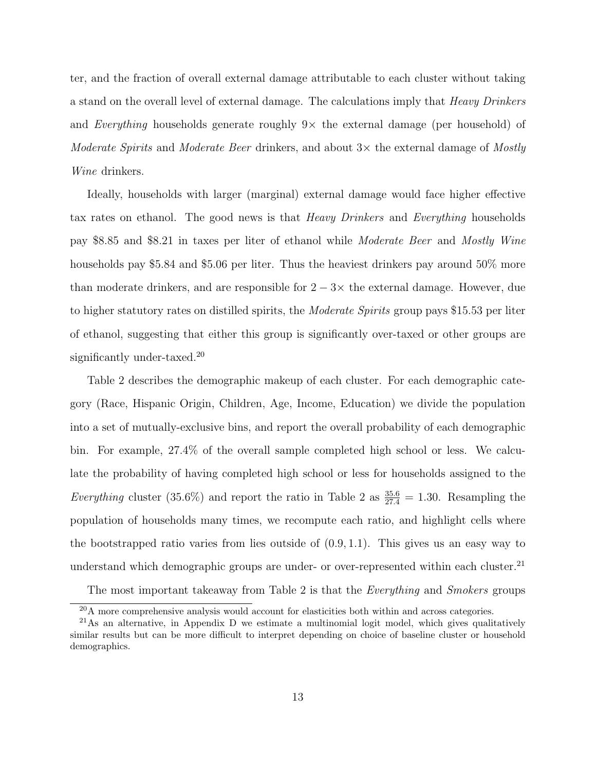ter, and the fraction of overall external damage attributable to each cluster without taking a stand on the overall level of external damage. The calculations imply that *Heavy Drinkers* and *Everything* households generate roughly $9\times$ the external damage (per household) of *Moderate Spirits* and *Moderate Beer* drinkers, and about $3\times$ the external damage of *Mostly Wine* drinkers.

Ideally, households with larger (marginal) external damage would face higher effective tax rates on ethanol. The good news is that *Heavy Drinkers* and *Everything* households pay \$8.85 and \$8.21 in taxes per liter of ethanol while *Moderate Beer* and *Mostly Wine* households pay \$5.84 and \$5.06 per liter. Thus the heaviest drinkers pay around 50% more than moderate drinkers, and are responsible for $2-3\times$ the external damage. However, due to higher statutory rates on distilled spirits, the *Moderate Spirits* group pays \$15.53 per liter of ethanol, suggesting that either this group is significantly over-taxed or other groups are significantly under-taxed.[20]

Table 2 describes the demographic makeup of each cluster. For each demographic category (Race, Hispanic Origin, Children, Age, Income, Education) we divide the population into a set of mutually-exclusive bins, and report the overall probability of each demographic bin. For example, 27.4% of the overall sample completed high school or less. We calculate the probability of having completed high school or less for households assigned to the *Everything* cluster (35.6%) and report the ratio in Table 2 as $\frac{35.6}{27.4} = 1.30$. Resampling the population of households many times, we recompute each ratio, and highlight cells where the bootstrapped ratio varies from lies outside of $(0.9, 1.1)$. This gives us an easy way to understand which demographic groups are under- or over-represented within each cluster.[21]

The most important takeaway from Table 2 is that the *Everything* and *Smokers* groups

[20] A more comprehensive analysis would account for elasticities both within and across categories.

[21] As an alternative, in Appendix D we estimate a multinomial logit model, which gives qualitatively similar results but can be more difficult to interpret depending on choice of baseline cluster or household demographics.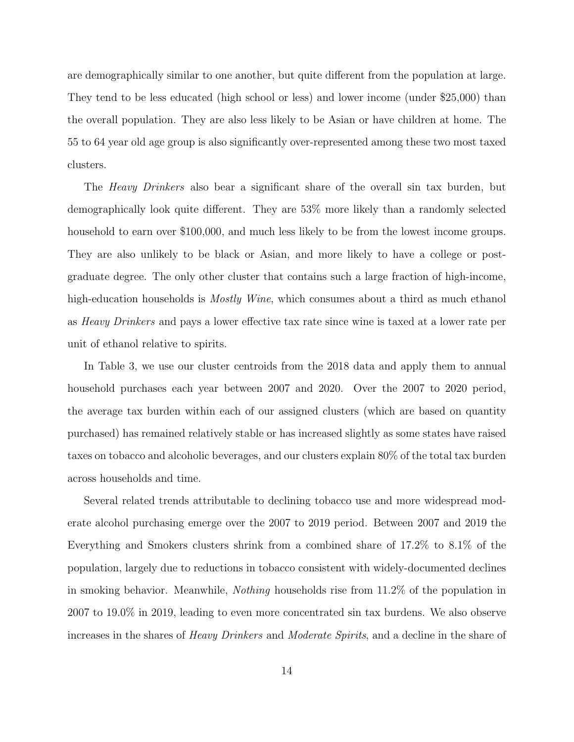are demographically similar to one another, but quite different from the population at large. They tend to be less educated (high school or less) and lower income (under $25,000) than the overall population. They are also less likely to be Asian or have children at home. The 55 to 64 year old age group is also significantly over-represented among these two most taxed clusters.

The *Heavy Drinkers* also bear a significant share of the overall sin tax burden, but demographically look quite different. They are 53% more likely than a randomly selected household to earn over $100,000, and much less likely to be from the lowest income groups. They are also unlikely to be black or Asian, and more likely to have a college or post-graduate degree. The only other cluster that contains such a large fraction of high-income, high-education households is *Mostly Wine*, which consumes about a third as much ethanol as *Heavy Drinkers* and pays a lower effective tax rate since wine is taxed at a lower rate per unit of ethanol relative to spirits.

In Table 3, we use our cluster centroids from the 2018 data and apply them to annual household purchases each year between 2007 and 2020. Over the 2007 to 2020 period, the average tax burden within each of our assigned clusters (which are based on quantity purchased) has remained relatively stable or has increased slightly as some states have raised taxes on tobacco and alcoholic beverages, and our clusters explain 80% of the total tax burden across households and time.

Several related trends attributable to declining tobacco use and more widespread moderate alcohol purchasing emerge over the 2007 to 2019 period. Between 2007 and 2019 the Everything and Smokers clusters shrink from a combined share of 17.2% to 8.1% of the population, largely due to reductions in tobacco consistent with widely-documented declines in smoking behavior. Meanwhile, *Nothing* households rise from 11.2% of the population in 2007 to 19.0% in 2019, leading to even more concentrated sin tax burdens. We also observe increases in the shares of *Heavy Drinkers* and *Moderate Spirits*, and a decline in the share of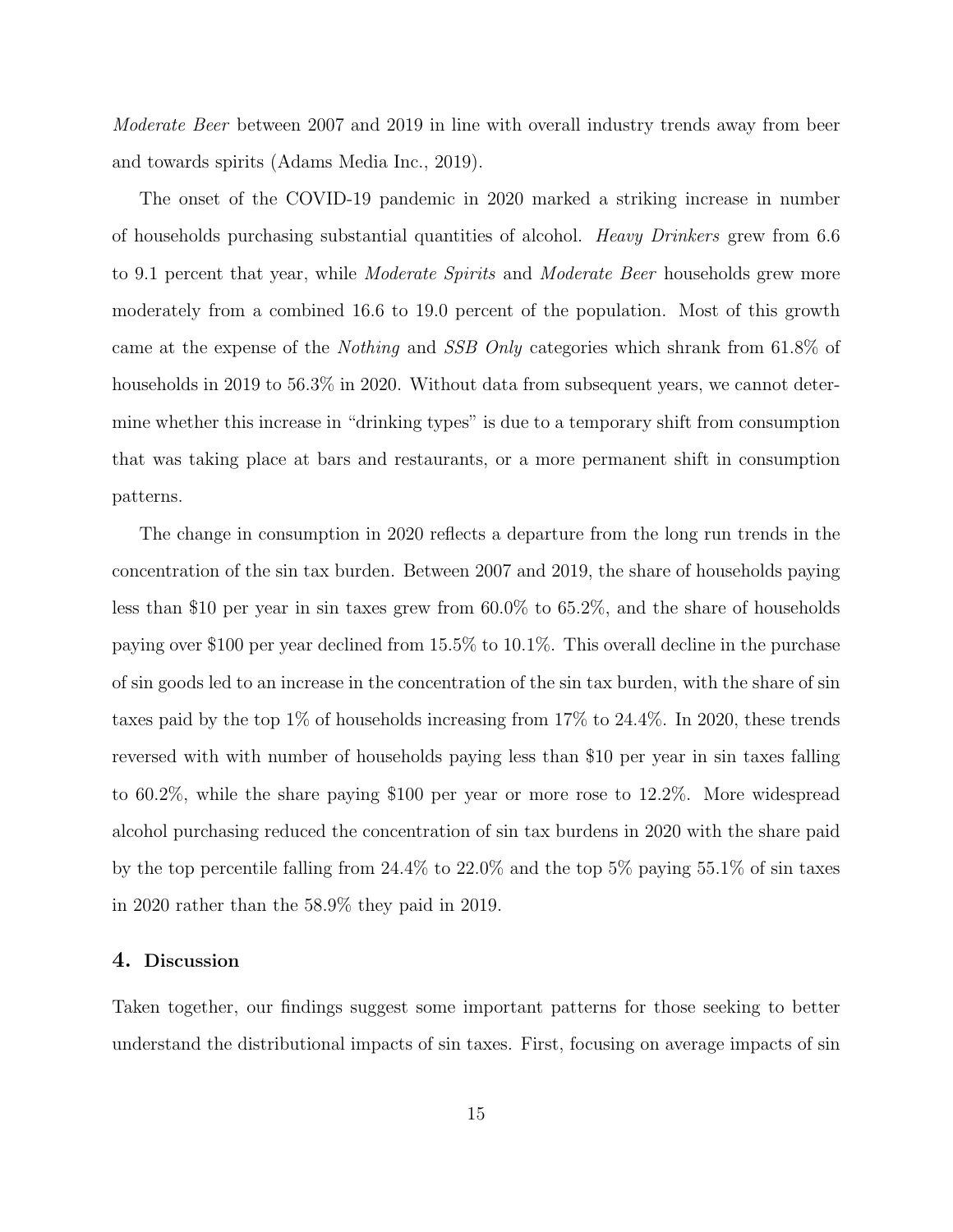*Moderate Beer* between 2007 and 2019 in line with overall industry trends away from beer and towards spirits (Adams Media Inc., 2019).

The onset of the COVID-19 pandemic in 2020 marked a striking increase in number of households purchasing substantial quantities of alcohol. *Heavy Drinkers* grew from 6.6 to 9.1 percent that year, while *Moderate Spirits* and *Moderate Beer* households grew more moderately from a combined 16.6 to 19.0 percent of the population. Most of this growth came at the expense of the *Nothing* and *SSB Only* categories which shrank from 61.8% of households in 2019 to 56.3% in 2020. Without data from subsequent years, we cannot determine whether this increase in "drinking types" is due to a temporary shift from consumption that was taking place at bars and restaurants, or a more permanent shift in consumption patterns.

The change in consumption in 2020 reflects a departure from the long run trends in the concentration of the sin tax burden. Between 2007 and 2019, the share of households paying less than $10 per year in sin taxes grew from 60.0% to 65.2%, and the share of households paying over $100 per year declined from 15.5% to 10.1%. This overall decline in the purchase of sin goods led to an increase in the concentration of the sin tax burden, with the share of sin taxes paid by the top 1% of households increasing from 17% to 24.4%. In 2020, these trends reversed with with number of households paying less than $10 per year in sin taxes falling to 60.2%, while the share paying $100 per year or more rose to 12.2%. More widespread alcohol purchasing reduced the concentration of sin tax burdens in 2020 with the share paid by the top percentile falling from 24.4% to 22.0% and the top 5% paying 55.1% of sin taxes in 2020 rather than the 58.9% they paid in 2019.

## 4. Discussion

Taken together, our findings suggest some important patterns for those seeking to better understand the distributional impacts of sin taxes. First, focusing on average impacts of sin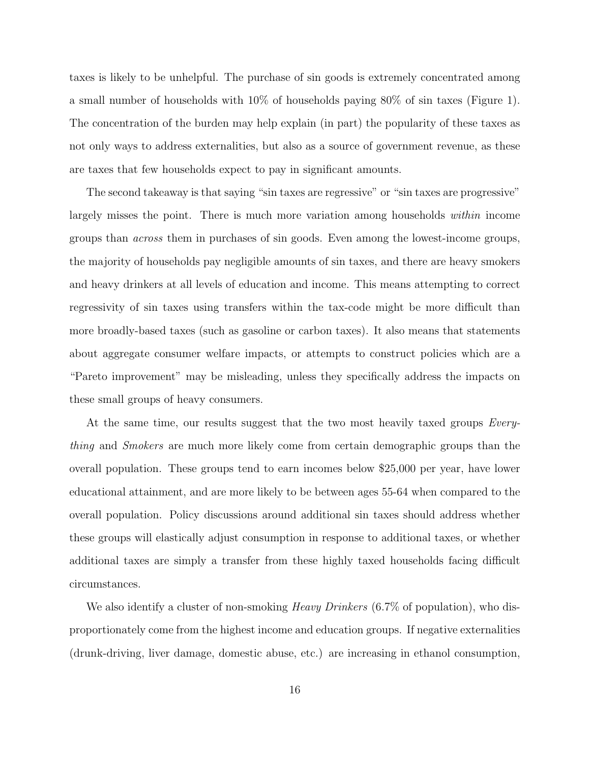taxes is likely to be unhelpful. The purchase of sin goods is extremely concentrated among a small number of households with 10% of households paying 80% of sin taxes (Figure 1). The concentration of the burden may help explain (in part) the popularity of these taxes as not only ways to address externalities, but also as a source of government revenue, as these are taxes that few households expect to pay in significant amounts.

The second takeaway is that saying "sin taxes are regressive" or "sin taxes are progressive" largely misses the point. There is much more variation among households *within* income groups than *across* them in purchases of sin goods. Even among the lowest-income groups, the majority of households pay negligible amounts of sin taxes, and there are heavy smokers and heavy drinkers at all levels of education and income. This means attempting to correct regressivity of sin taxes using transfers within the tax-code might be more difficult than more broadly-based taxes (such as gasoline or carbon taxes). It also means that statements about aggregate consumer welfare impacts, or attempts to construct policies which are a "Pareto improvement" may be misleading, unless they specifically address the impacts on these small groups of heavy consumers.

At the same time, our results suggest that the two most heavily taxed groups *Everything* and *Smokers* are much more likely come from certain demographic groups than the overall population. These groups tend to earn incomes below $25,000 per year, have lower educational attainment, and are more likely to be between ages 55-64 when compared to the overall population. Policy discussions around additional sin taxes should address whether these groups will elastically adjust consumption in response to additional taxes, or whether additional taxes are simply a transfer from these highly taxed households facing difficult circumstances.

We also identify a cluster of non-smoking *Heavy Drinkers* (6.7% of population), who disproportionately come from the highest income and education groups. If negative externalities (drunk-driving, liver damage, domestic abuse, etc.) are increasing in ethanol consumption,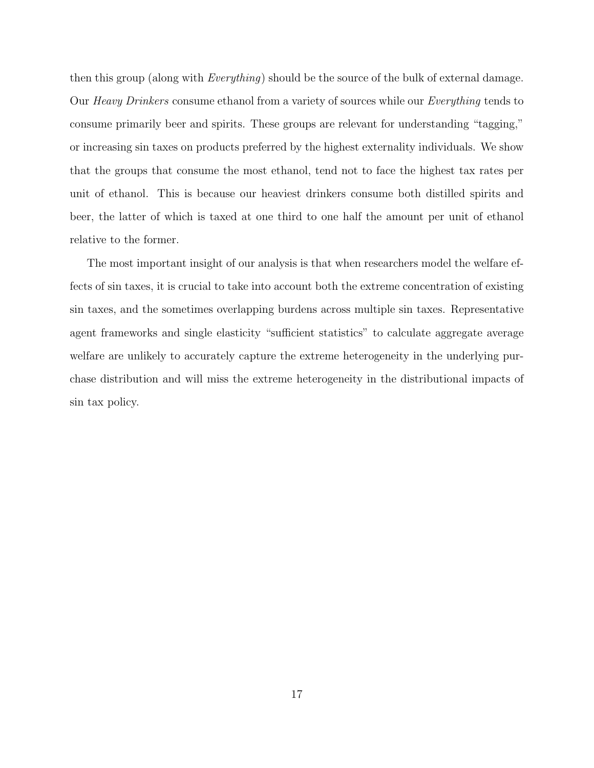then this group (along with *Everything*) should be the source of the bulk of external damage. Our *Heavy Drinkers* consume ethanol from a variety of sources while our *Everything* tends to consume primarily beer and spirits. These groups are relevant for understanding "tagging," or increasing sin taxes on products preferred by the highest externality individuals. We show that the groups that consume the most ethanol, tend not to face the highest tax rates per unit of ethanol. This is because our heaviest drinkers consume both distilled spirits and beer, the latter of which is taxed at one third to one half the amount per unit of ethanol relative to the former.

The most important insight of our analysis is that when researchers model the welfare effects of sin taxes, it is crucial to take into account both the extreme concentration of existing sin taxes, and the sometimes overlapping burdens across multiple sin taxes. Representative agent frameworks and single elasticity "sufficient statistics" to calculate aggregate average welfare are unlikely to accurately capture the extreme heterogeneity in the underlying purchase distribution and will miss the extreme heterogeneity in the distributional impacts of sin tax policy.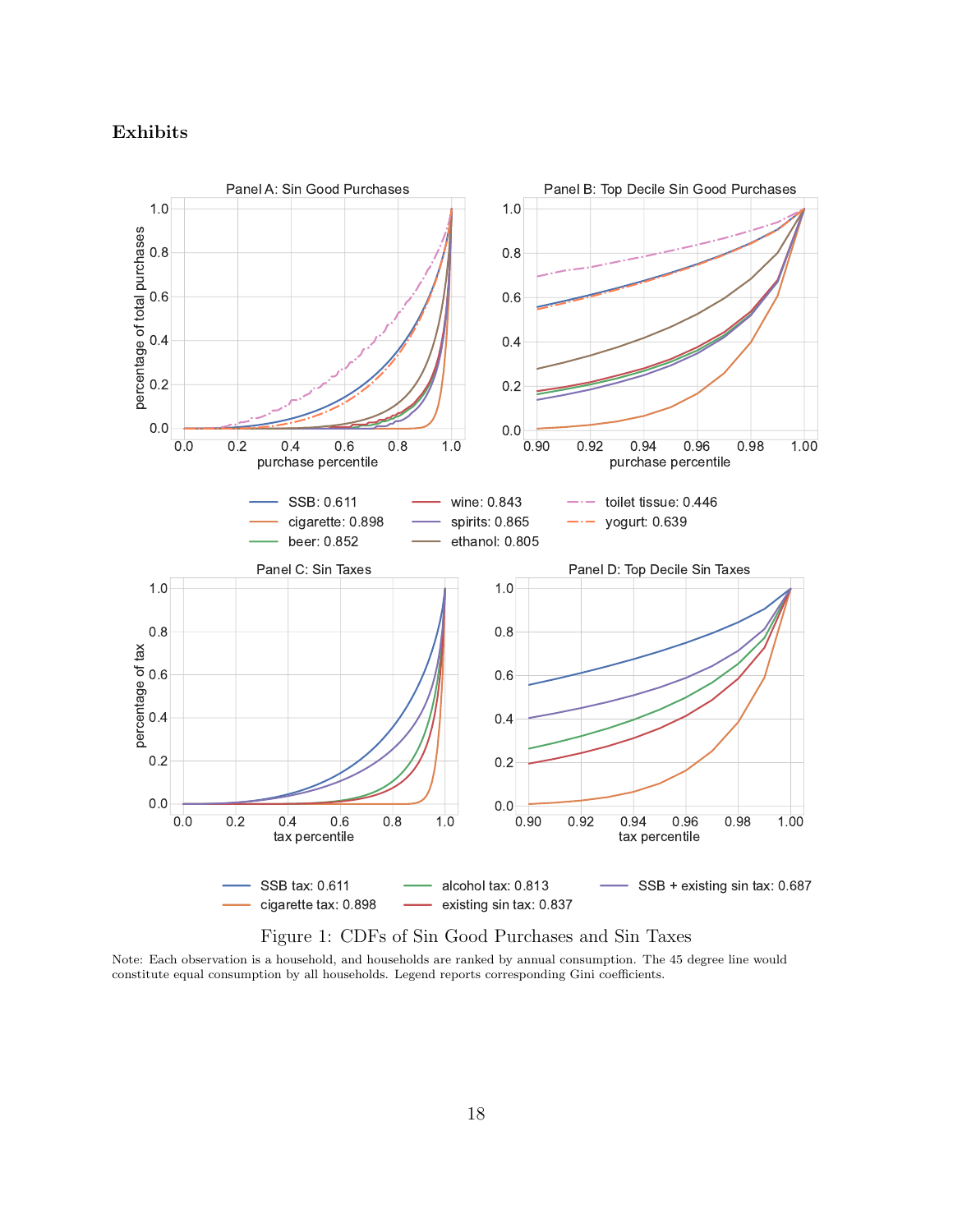## Exhibits

Figure 1: CDFs of Sin Good Purchases and Sin Taxes

Note: Each observation is a household, and households are ranked by annual consumption. The 45 degree line would constitute equal consumption by all households. Legend reports corresponding Gini coefficients.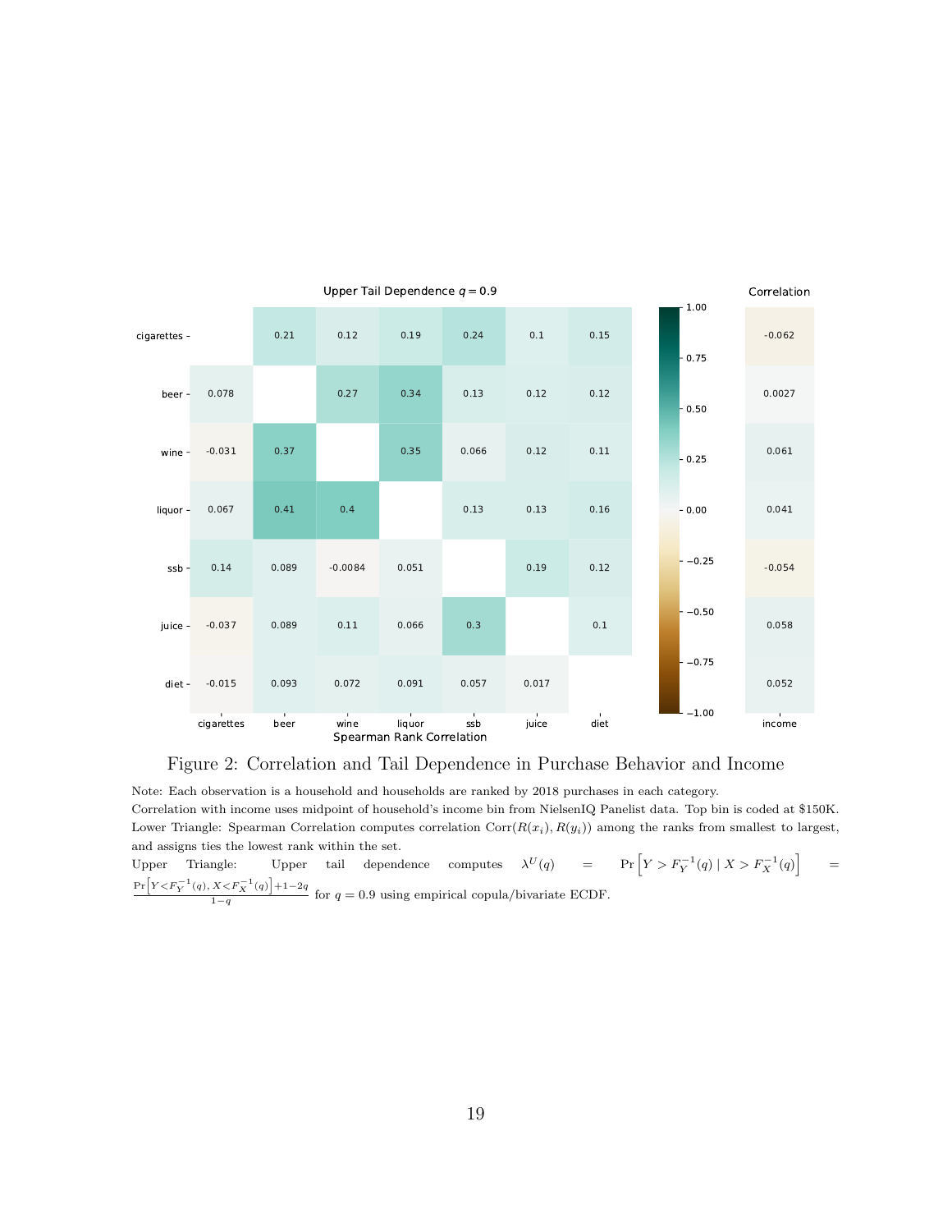| | cigarettes | beer | wine | liquor | ssb | juice | diet |
|---|---|---|---|---|---|---|---|
| cigarettes | | 0.21 | 0.12 | 0.19 | 0.24 | 0.1 | 0.15 |
| beer | 0.078 | | 0.27 | 0.34 | 0.13 | 0.12 | 0.12 |
| wine | -0.031 | 0.37 | | 0.35 | 0.066 | 0.12 | 0.11 |
| liquor | 0.067 | 0.41 | 0.4 | | 0.13 | 0.13 | 0.16 |
| ssb | 0.14 | 0.089 | -0.0084 | 0.051 | | 0.19 | 0.12 |
| juice | -0.037 | 0.089 | 0.11 | 0.066 | 0.3 | | 0.1 |
| diet | -0.015 | 0.093 | 0.072 | 0.091 | 0.057 | 0.017 | |

Upper Tail Dependence $q = 0.9$ (upper triangle); Spearman Rank Correlation (lower triangle)

| Correlation | income |
|---|---|
| cigarettes | -0.062 |
| beer | 0.0027 |
| wine | 0.061 |
| liquor | 0.041 |
| ssb | -0.054 |
| juice | 0.058 |
| diet | 0.052 |

Figure 2: Correlation and Tail Dependence in Purchase Behavior and Income

Note: Each observation is a household and households are ranked by 2018 purchases in each category.
Correlation with income uses midpoint of household's income bin from NielsenIQ Panelist data. Top bin is coded at \$150K.
Lower Triangle: Spearman Correlation computes correlation $\text{Corr}(R(x_i), R(y_i))$ among the ranks from smallest to largest, and assigns ties the lowest rank within the set.
Upper Triangle: Upper tail dependence computes $\lambda^U(q) = \Pr\left[Y > F_Y^{-1}(q) \mid X > F_X^{-1}(q)\right] = \frac{\Pr\left[Y < F_Y^{-1}(q), X < F_X^{-1}(q)\right] + 1 - 2q}{1-q}$ for $q = 0.9$ using empirical copula/bivariate ECDF.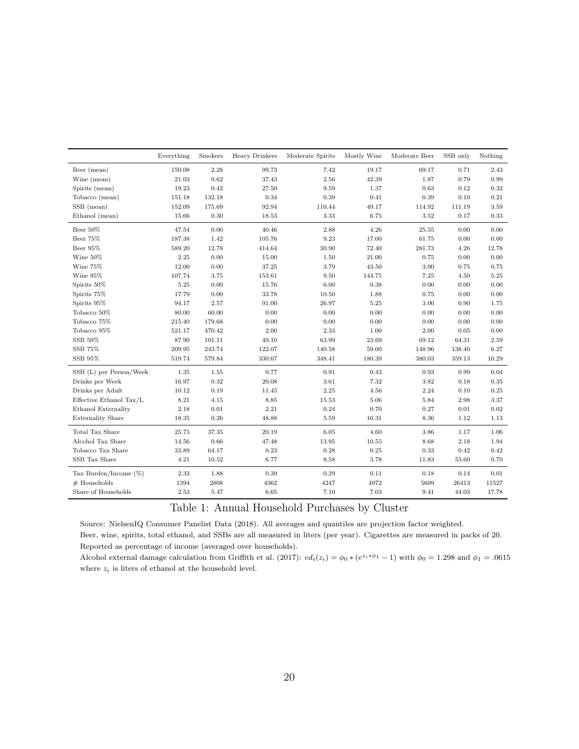| | Everything | Smokers | Heavy Drinkers | Moderate Spirits | Mostly Wine | Moderate Beer | SSB only | Nothing |
|---|---|---|---|---|---|---|---|---|
| Beer (mean) | 150.08 | 2.28 | 99.73 | 7.42 | 19.17 | 69.17 | 0.71 | 2.43 |
| Wine (mean) | 21.03 | 0.62 | 37.43 | 2.56 | 42.39 | 1.87 | 0.79 | 0.99 |
| Spirits (mean) | 19.23 | 0.42 | 27.50 | 9.59 | 1.37 | 0.63 | 0.12 | 0.32 |
| Tobacco (mean) | 151.18 | 132.18 | 0.34 | 0.39 | 0.41 | 0.39 | 0.10 | 0.21 |
| SSB (mean) | 152.09 | 175.69 | 92.94 | 110.44 | 49.17 | 114.92 | 111.19 | 3.59 |
| Ethanol (mean) | 15.66 | 0.30 | 18.53 | 3.33 | 6.75 | 3.52 | 0.17 | 0.33 |
| Beer 50% | 47.54 | 0.00 | 40.46 | 2.88 | 4.26 | 25.55 | 0.00 | 0.00 |
| Beer 75% | 187.38 | 1.42 | 105.76 | 9.23 | 17.00 | 61.75 | 0.00 | 0.00 |
| Beer 95% | 589.20 | 12.78 | 414.64 | 30.90 | 72.40 | 281.73 | 4.26 | 12.78 |
| Wine 50% | 2.25 | 0.00 | 15.00 | 1.50 | 21.00 | 0.75 | 0.00 | 0.00 |
| Wine 75% | 12.00 | 0.00 | 37.25 | 3.79 | 43.50 | 3.00 | 0.75 | 0.75 |
| Wine 95% | 107.74 | 3.75 | 153.61 | 9.50 | 144.75 | 7.25 | 4.50 | 5.25 |
| Spirits 50% | 5.25 | 0.00 | 15.76 | 6.00 | 0.38 | 0.00 | 0.00 | 0.00 |
| Spirits 75% | 17.79 | 0.00 | 33.78 | 10.50 | 1.88 | 0.75 | 0.00 | 0.00 |
| Spirits 95% | 94.17 | 2.57 | 91.00 | 26.97 | 5.25 | 3.00 | 0.90 | 1.75 |
| Tobacco 50% | 80.00 | 60.00 | 0.00 | 0.00 | 0.00 | 0.00 | 0.00 | 0.00 |
| Tobacco 75% | 215.40 | 179.68 | 0.00 | 0.00 | 0.00 | 0.00 | 0.00 | 0.00 |
| Tobacco 95% | 521.17 | 470.42 | 2.00 | 2.33 | 1.00 | 2.00 | 0.05 | 0.00 |
| SSB 50% | 87.90 | 101.11 | 49.10 | 63.99 | 23.69 | 69.12 | 64.31 | 2.59 |
| SSB 75% | 209.95 | 243.74 | 122.07 | 140.58 | 59.00 | 148.96 | 138.40 | 6.27 |
| SSB 95% | 519.74 | 579.84 | 330.67 | 348.41 | 180.39 | 380.03 | 359.13 | 10.29 |
| SSB (L) per Person/Week | 1.35 | 1.55 | 0.77 | 0.91 | 0.43 | 0.93 | 0.99 | 0.04 |
| Drinks per Week | 16.97 | 0.32 | 20.08 | 3.61 | 7.32 | 3.82 | 0.18 | 0.35 |
| Drinks per Adult | 10.12 | 0.19 | 11.45 | 2.25 | 4.56 | 2.24 | 0.10 | 0.25 |
| Effective Ethanol Tax/L | 8.21 | 4.15 | 8.85 | 15.53 | 5.06 | 5.84 | 2.98 | 3.37 |
| Ethanol Externality | 2.18 | 0.01 | 2.21 | 0.24 | 0.70 | 0.27 | 0.01 | 0.02 |
| Externality Share | 18.35 | 0.26 | 48.88 | 5.59 | 16.31 | 8.36 | 1.12 | 1.13 |
| Total Tax Share | 25.73 | 37.35 | 20.19 | 6.05 | 4.60 | 3.86 | 1.17 | 1.06 |
| Alcohol Tax Share | 14.56 | 0.66 | 47.48 | 13.95 | 10.55 | 8.68 | 2.18 | 1.94 |
| Tobacco Tax Share | 33.89 | 64.17 | 0.23 | 0.28 | 0.25 | 0.33 | 0.42 | 0.42 |
| SSB Tax Share | 4.21 | 10.52 | 6.77 | 8.58 | 3.78 | 11.83 | 53.60 | 0.70 |
| Tax Burden/Income (%) | 2.33 | 1.88 | 0.39 | 0.29 | 0.11 | 0.18 | 0.14 | 0.01 |
| # Households | 1394 | 2808 | 4362 | 4247 | 4972 | 5609 | 26413 | 11527 |
| Share of Households | 2.53 | 5.47 | 6.65 | 7.10 | 7.03 | 9.41 | 44.03 | 17.78 |

Table 1: Annual Household Purchases by Cluster

Source: NielsenIQ Consumer Panelist Data (2018). All averages and quantiles are projection factor weighted.
Beer, wine, spirits, total ethanol, and SSBs are all measured in liters (per year). Cigarettes are measured in packs of 20.
Reported as percentage of income (averaged over households).
Alcohol external damage calculation from Griffith et al. (2017): $ed_i(z_i) = \phi_0 * (e^{z_i * \phi_1} - 1)$ with $\phi_0 = 1.298$ and $\phi_1 = .0615$ where $z_i$ is liters of ethanol at the household level.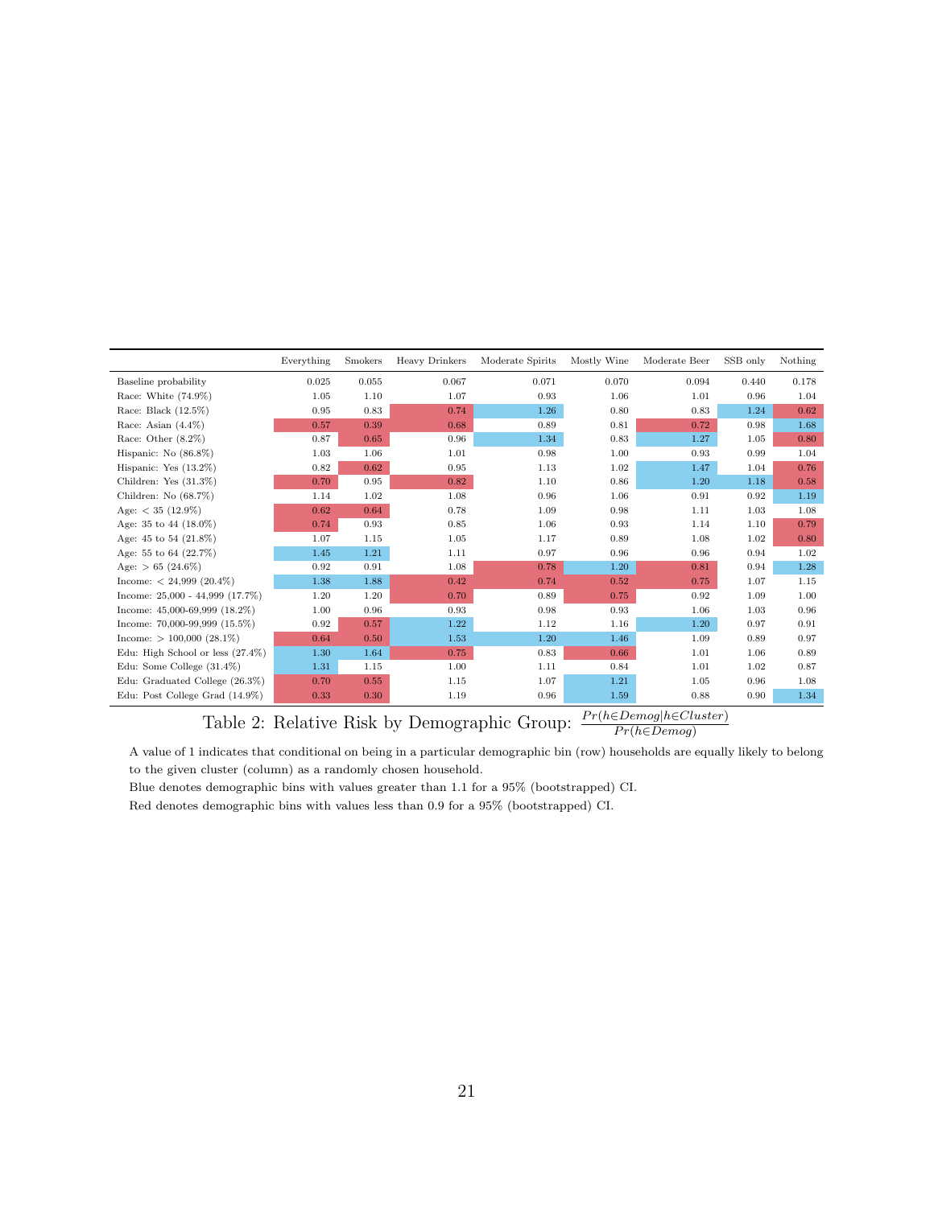| | Everything | Smokers | Heavy Drinkers | Moderate Spirits | Mostly Wine | Moderate Beer | SSB only | Nothing |
|---|---|---|---|---|---|---|---|---|
| Baseline probability | 0.025 | 0.055 | 0.067 | 0.071 | 0.070 | 0.094 | 0.440 | 0.178 |
| Race: White (74.9%) | 1.05 | 1.10 | 1.07 | 0.93 | 1.06 | 1.01 | 0.96 | 1.04 |
| Race: Black (12.5%) | 0.95 | 0.83 | 0.74 | 1.26 | 0.80 | 0.83 | 1.24 | 0.62 |
| Race: Asian (4.4%) | 0.57 | 0.39 | 0.68 | 0.89 | 0.81 | 0.72 | 0.98 | 1.68 |
| Race: Other (8.2%) | 0.87 | 0.65 | 0.96 | 1.34 | 0.83 | 1.27 | 1.05 | 0.80 |
| Hispanic: No (86.8%) | 1.03 | 1.06 | 1.01 | 0.98 | 1.00 | 0.93 | 0.99 | 1.04 |
| Hispanic: Yes (13.2%) | 0.82 | 0.62 | 0.95 | 1.13 | 1.02 | 1.47 | 1.04 | 0.76 |
| Children: Yes (31.3%) | 0.70 | 0.95 | 0.82 | 1.10 | 0.86 | 1.20 | 1.18 | 0.58 |
| Children: No (68.7%) | 1.14 | 1.02 | 1.08 | 0.96 | 1.06 | 0.91 | 0.92 | 1.19 |
| Age: < 35 (12.9%) | 0.62 | 0.64 | 0.78 | 1.09 | 0.98 | 1.11 | 1.03 | 1.08 |
| Age: 35 to 44 (18.0%) | 0.74 | 0.93 | 0.85 | 1.06 | 0.93 | 1.14 | 1.10 | 0.79 |
| Age: 45 to 54 (21.8%) | 1.07 | 1.15 | 1.05 | 1.17 | 0.89 | 1.08 | 1.02 | 0.80 |
| Age: 55 to 64 (22.7%) | 1.45 | 1.21 | 1.11 | 0.97 | 0.96 | 0.96 | 0.94 | 1.02 |
| Age: > 65 (24.6%) | 0.92 | 0.91 | 1.08 | 0.78 | 1.20 | 0.81 | 0.94 | 1.28 |
| Income: < 24,999 (20.4%) | 1.38 | 1.88 | 0.42 | 0.74 | 0.52 | 0.75 | 1.07 | 1.15 |
| Income: 25,000 - 44,999 (17.7%) | 1.20 | 1.20 | 0.70 | 0.89 | 0.75 | 0.92 | 1.09 | 1.00 |
| Income: 45,000-69,999 (18.2%) | 1.00 | 0.96 | 0.93 | 0.98 | 0.93 | 1.06 | 1.03 | 0.96 |
| Income: 70,000-99,999 (15.5%) | 0.92 | 0.57 | 1.22 | 1.12 | 1.16 | 1.20 | 0.97 | 0.91 |
| Income: > 100,000 (28.1%) | 0.64 | 0.50 | 1.53 | 1.20 | 1.46 | 1.09 | 0.89 | 0.97 |
| Edu: High School or less (27.4%) | 1.30 | 1.64 | 0.75 | 0.83 | 0.66 | 1.01 | 1.06 | 0.89 |
| Edu: Some College (31.4%) | 1.31 | 1.15 | 1.00 | 1.11 | 0.84 | 1.01 | 1.02 | 0.87 |
| Edu: Graduated College (26.3%) | 0.70 | 0.55 | 1.15 | 1.07 | 1.21 | 1.05 | 0.96 | 1.08 |
| Edu: Post College Grad (14.9%) | 0.33 | 0.30 | 1.19 | 0.96 | 1.59 | 0.88 | 0.90 | 1.34 |

Table 2: Relative Risk by Demographic Group: $\frac{Pr(h \in Demog | h \in Cluster)}{Pr(h \in Demog)}$

A value of 1 indicates that conditional on being in a particular demographic bin (row) households are equally likely to belong to the given cluster (column) as a randomly chosen household.

Blue denotes demographic bins with values greater than 1.1 for a 95% (bootstrapped) CI.

Red denotes demographic bins with values less than 0.9 for a 95% (bootstrapped) CI.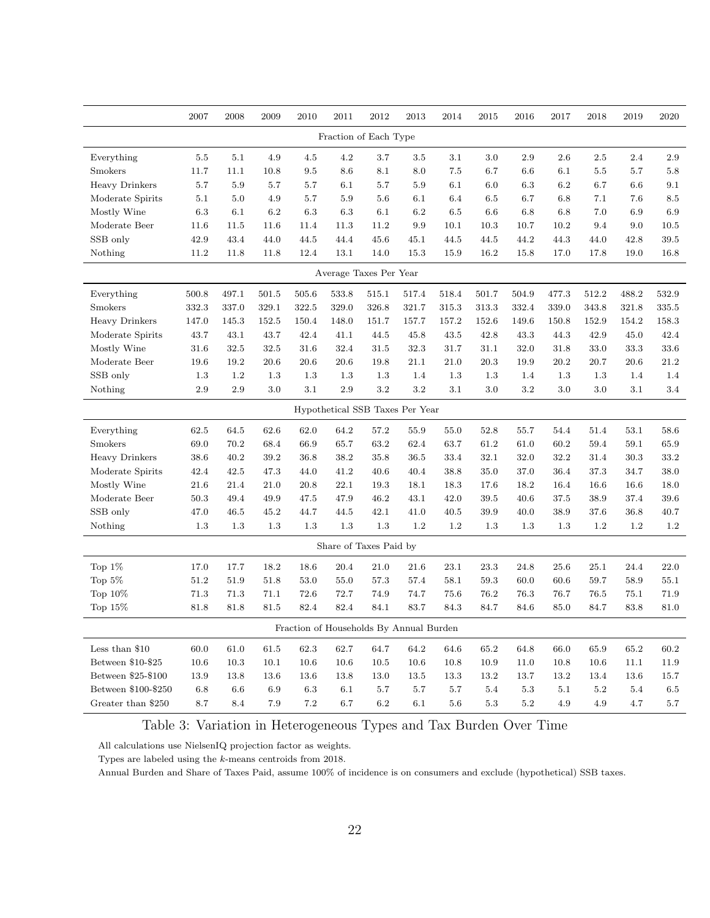| | 2007 | 2008 | 2009 | 2010 | 2011 | 2012 | 2013 | 2014 | 2015 | 2016 | 2017 | 2018 | 2019 | 2020 |
|---|---|---|---|---|---|---|---|---|---|---|---|---|---|---|
| **Fraction of Each Type** | | | | | | | | | | | | | | |
| Everything | 5.5 | 5.1 | 4.9 | 4.5 | 4.2 | 3.7 | 3.5 | 3.1 | 3.0 | 2.9 | 2.6 | 2.5 | 2.4 | 2.9 |
| Smokers | 11.7 | 11.1 | 10.8 | 9.5 | 8.6 | 8.1 | 8.0 | 7.5 | 6.7 | 6.6 | 6.1 | 5.5 | 5.7 | 5.8 |
| Heavy Drinkers | 5.7 | 5.9 | 5.7 | 5.7 | 6.1 | 5.7 | 5.9 | 6.1 | 6.0 | 6.3 | 6.2 | 6.7 | 6.6 | 9.1 |
| Moderate Spirits | 5.1 | 5.0 | 4.9 | 5.7 | 5.9 | 5.6 | 6.1 | 6.4 | 6.5 | 6.7 | 6.8 | 7.1 | 7.6 | 8.5 |
| Mostly Wine | 6.3 | 6.1 | 6.2 | 6.3 | 6.3 | 6.1 | 6.2 | 6.5 | 6.6 | 6.8 | 6.8 | 7.0 | 6.9 | 6.9 |
| Moderate Beer | 11.6 | 11.5 | 11.6 | 11.4 | 11.3 | 11.2 | 9.9 | 10.1 | 10.3 | 10.7 | 10.2 | 9.4 | 9.0 | 10.5 |
| SSB only | 42.9 | 43.4 | 44.0 | 44.5 | 44.4 | 45.6 | 45.1 | 44.5 | 44.5 | 44.2 | 44.3 | 44.0 | 42.8 | 39.5 |
| Nothing | 11.2 | 11.8 | 11.8 | 12.4 | 13.1 | 14.0 | 15.3 | 15.9 | 16.2 | 15.8 | 17.0 | 17.8 | 19.0 | 16.8 |
| **Average Taxes Per Year** | | | | | | | | | | | | | | |
| Everything | 500.8 | 497.1 | 501.5 | 505.6 | 533.8 | 515.1 | 517.4 | 518.4 | 501.7 | 504.9 | 477.3 | 512.2 | 488.2 | 532.9 |
| Smokers | 332.3 | 337.0 | 329.1 | 322.5 | 329.0 | 326.8 | 321.7 | 315.3 | 313.3 | 332.4 | 339.0 | 343.8 | 321.8 | 335.5 |
| Heavy Drinkers | 147.0 | 145.3 | 152.5 | 150.4 | 148.0 | 151.7 | 157.7 | 157.2 | 152.6 | 149.6 | 150.8 | 152.9 | 154.2 | 158.3 |
| Moderate Spirits | 43.7 | 43.1 | 43.7 | 42.4 | 41.1 | 44.5 | 45.8 | 43.5 | 42.8 | 43.3 | 44.3 | 42.9 | 45.0 | 42.4 |
| Mostly Wine | 31.6 | 32.5 | 32.5 | 31.6 | 32.4 | 31.5 | 32.3 | 31.7 | 31.1 | 32.0 | 31.8 | 33.0 | 33.3 | 33.6 |
| Moderate Beer | 19.6 | 19.2 | 20.6 | 20.6 | 20.6 | 19.8 | 21.1 | 21.0 | 20.3 | 19.9 | 20.2 | 20.7 | 20.6 | 21.2 |
| SSB only | 1.3 | 1.2 | 1.3 | 1.3 | 1.3 | 1.3 | 1.4 | 1.3 | 1.3 | 1.4 | 1.3 | 1.3 | 1.4 | 1.4 |
| Nothing | 2.9 | 2.9 | 3.0 | 3.1 | 2.9 | 3.2 | 3.2 | 3.1 | 3.0 | 3.2 | 3.0 | 3.0 | 3.1 | 3.4 |
| **Hypothetical SSB Taxes Per Year** | | | | | | | | | | | | | | |
| Everything | 62.5 | 64.5 | 62.6 | 62.0 | 64.2 | 57.2 | 55.9 | 55.0 | 52.8 | 55.7 | 54.4 | 51.4 | 53.1 | 58.6 |
| Smokers | 69.0 | 70.2 | 68.4 | 66.9 | 65.7 | 63.2 | 62.4 | 63.7 | 61.2 | 61.0 | 60.2 | 59.4 | 59.1 | 65.9 |
| Heavy Drinkers | 38.6 | 40.2 | 39.2 | 36.8 | 38.2 | 35.8 | 36.5 | 33.4 | 32.1 | 32.0 | 32.2 | 31.4 | 30.3 | 33.2 |
| Moderate Spirits | 42.4 | 42.5 | 47.3 | 44.0 | 41.2 | 40.6 | 40.4 | 38.8 | 35.0 | 37.0 | 36.4 | 37.3 | 34.7 | 38.0 |
| Mostly Wine | 21.6 | 21.4 | 21.0 | 20.8 | 22.1 | 19.3 | 18.1 | 18.3 | 17.6 | 18.2 | 16.4 | 16.6 | 16.6 | 18.0 |
| Moderate Beer | 50.3 | 49.4 | 49.9 | 47.5 | 47.9 | 46.2 | 43.1 | 42.0 | 39.5 | 40.6 | 37.5 | 38.9 | 37.4 | 39.6 |
| SSB only | 47.0 | 46.5 | 45.2 | 44.7 | 44.5 | 42.1 | 41.0 | 40.5 | 39.9 | 40.0 | 38.9 | 37.6 | 36.8 | 40.7 |
| Nothing | 1.3 | 1.3 | 1.3 | 1.3 | 1.3 | 1.3 | 1.2 | 1.2 | 1.3 | 1.3 | 1.3 | 1.2 | 1.2 | 1.2 |
| **Share of Taxes Paid by** | | | | | | | | | | | | | | |
| Top 1% | 17.0 | 17.7 | 18.2 | 18.6 | 20.4 | 21.0 | 21.6 | 23.1 | 23.3 | 24.8 | 25.6 | 25.1 | 24.4 | 22.0 |
| Top 5% | 51.2 | 51.9 | 51.8 | 53.0 | 55.0 | 57.3 | 57.4 | 58.1 | 59.3 | 60.0 | 60.6 | 59.7 | 58.9 | 55.1 |
| Top 10% | 71.3 | 71.3 | 71.1 | 72.6 | 72.7 | 74.9 | 74.7 | 75.6 | 76.2 | 76.3 | 76.7 | 76.5 | 75.1 | 71.9 |
| Top 15% | 81.8 | 81.8 | 81.5 | 82.4 | 82.4 | 84.1 | 83.7 | 84.3 | 84.7 | 84.6 | 85.0 | 84.7 | 83.8 | 81.0 |
| **Fraction of Households By Annual Burden** | | | | | | | | | | | | | | |
| Less than $10 | 60.0 | 61.0 | 61.5 | 62.3 | 62.7 | 64.7 | 64.2 | 64.6 | 65.2 | 64.8 | 66.0 | 65.9 | 65.2 | 60.2 |
| Between $10-$25 | 10.6 | 10.3 | 10.1 | 10.6 | 10.6 | 10.5 | 10.6 | 10.8 | 10.9 | 11.0 | 10.8 | 10.6 | 11.1 | 11.9 |
| Between $25-$100 | 13.9 | 13.8 | 13.6 | 13.6 | 13.8 | 13.0 | 13.5 | 13.3 | 13.2 | 13.7 | 13.2 | 13.4 | 13.6 | 15.7 |
| Between $100-$250 | 6.8 | 6.6 | 6.9 | 6.3 | 6.1 | 5.7 | 5.7 | 5.7 | 5.4 | 5.3 | 5.1 | 5.2 | 5.4 | 6.5 |
| Greater than $250 | 8.7 | 8.4 | 7.9 | 7.2 | 6.7 | 6.2 | 6.1 | 5.6 | 5.3 | 5.2 | 4.9 | 4.9 | 4.7 | 5.7 |

Table 3: Variation in Heterogeneous Types and Tax Burden Over Time

All calculations use NielsenIQ projection factor as weights.

Types are labeled using the $k$-means centroids from 2018.

Annual Burden and Share of Taxes Paid, assume 100% of incidence is on consumers and exclude (hypothetical) SSB taxes.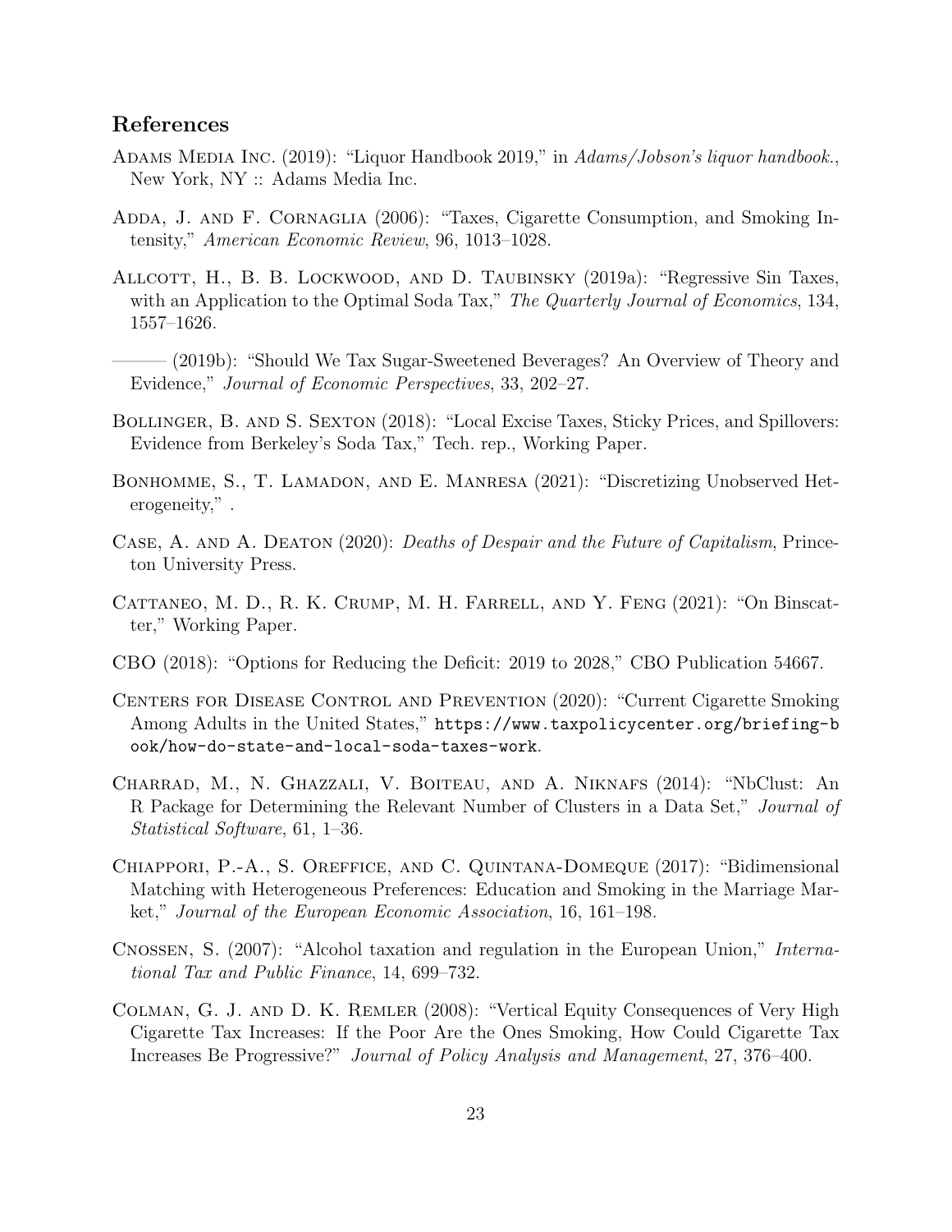## References

Adams Media Inc. (2019): "Liquor Handbook 2019," in *Adams/Jobson's liquor handbook.*, New York, NY :: Adams Media Inc.

Adda, J. and F. Cornaglia (2006): "Taxes, Cigarette Consumption, and Smoking Intensity," *American Economic Review*, 96, 1013–1028.

Allcott, H., B. B. Lockwood, and D. Taubinsky (2019a): "Regressive Sin Taxes, with an Application to the Optimal Soda Tax," *The Quarterly Journal of Economics*, 134, 1557–1626.

——— (2019b): "Should We Tax Sugar-Sweetened Beverages? An Overview of Theory and Evidence," *Journal of Economic Perspectives*, 33, 202–27.

Bollinger, B. and S. Sexton (2018): "Local Excise Taxes, Sticky Prices, and Spillovers: Evidence from Berkeley's Soda Tax," Tech. rep., Working Paper.

Bonhomme, S., T. Lamadon, and E. Manresa (2021): "Discretizing Unobserved Heterogeneity," .

Case, A. and A. Deaton (2020): *Deaths of Despair and the Future of Capitalism*, Princeton University Press.

Cattaneo, M. D., R. K. Crump, M. H. Farrell, and Y. Feng (2021): "On Binscatter," Working Paper.

CBO (2018): "Options for Reducing the Deficit: 2019 to 2028," CBO Publication 54667.

Centers for Disease Control and Prevention (2020): "Current Cigarette Smoking Among Adults in the United States," `https://www.taxpolicycenter.org/briefing-book/how-do-state-and-local-soda-taxes-work`.

Charrad, M., N. Ghazzali, V. Boiteau, and A. Niknafs (2014): "NbClust: An R Package for Determining the Relevant Number of Clusters in a Data Set," *Journal of Statistical Software*, 61, 1–36.

Chiappori, P.-A., S. Oreffice, and C. Quintana-Domeque (2017): "Bidimensional Matching with Heterogeneous Preferences: Education and Smoking in the Marriage Market," *Journal of the European Economic Association*, 16, 161–198.

Cnossen, S. (2007): "Alcohol taxation and regulation in the European Union," *International Tax and Public Finance*, 14, 699–732.

Colman, G. J. and D. K. Remler (2008): "Vertical Equity Consequences of Very High Cigarette Tax Increases: If the Poor Are the Ones Smoking, How Could Cigarette Tax Increases Be Progressive?" *Journal of Policy Analysis and Management*, 27, 376–400.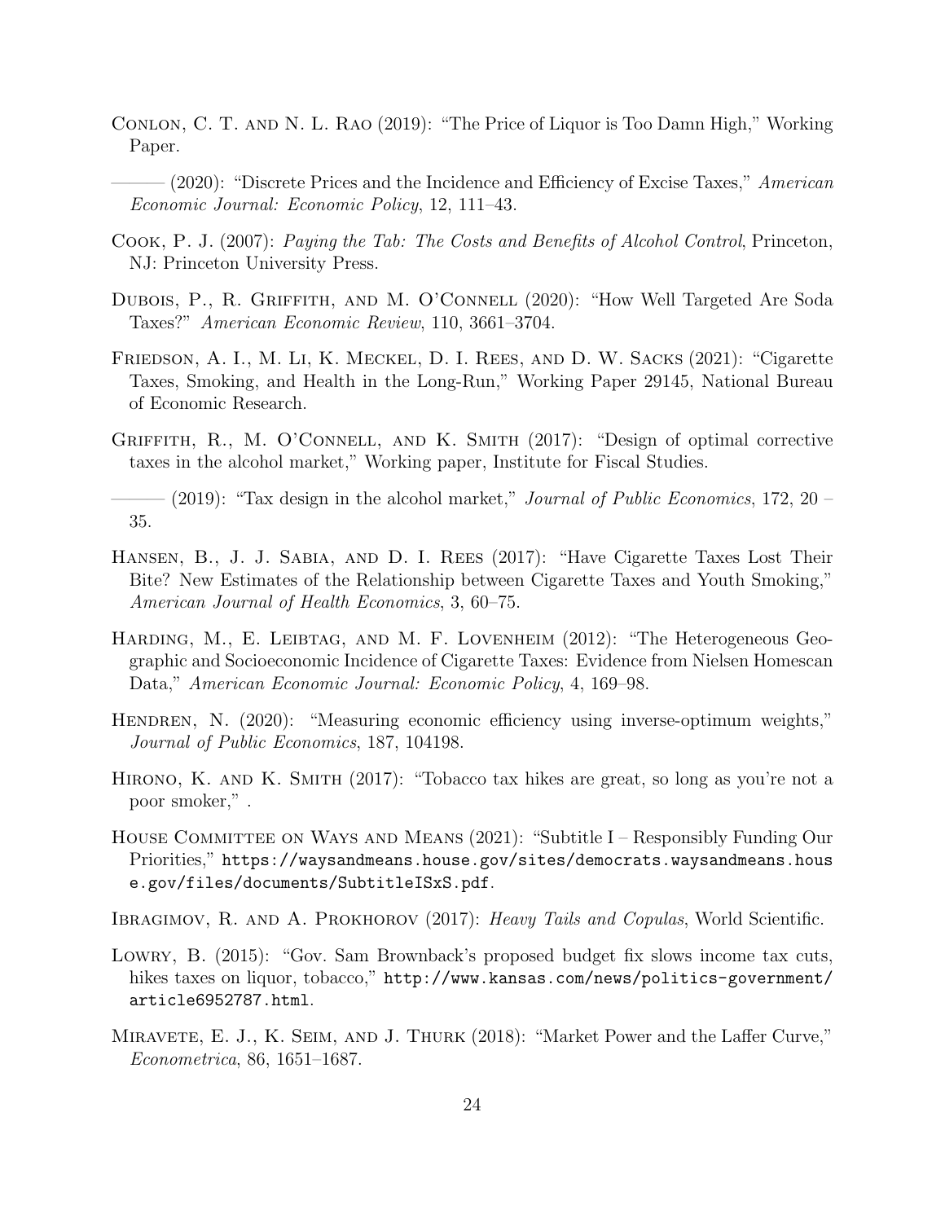Conlon, C. T. and N. L. Rao (2019): "The Price of Liquor is Too Damn High," Working Paper.

——— (2020): "Discrete Prices and the Incidence and Efficiency of Excise Taxes," *American Economic Journal: Economic Policy*, 12, 111–43.

Cook, P. J. (2007): *Paying the Tab: The Costs and Benefits of Alcohol Control*, Princeton, NJ: Princeton University Press.

Dubois, P., R. Griffith, and M. O'Connell (2020): "How Well Targeted Are Soda Taxes?" *American Economic Review*, 110, 3661–3704.

Friedson, A. I., M. Li, K. Meckel, D. I. Rees, and D. W. Sacks (2021): "Cigarette Taxes, Smoking, and Health in the Long-Run," Working Paper 29145, National Bureau of Economic Research.

Griffith, R., M. O'Connell, and K. Smith (2017): "Design of optimal corrective taxes in the alcohol market," Working paper, Institute for Fiscal Studies.

——— (2019): "Tax design in the alcohol market," *Journal of Public Economics*, 172, 20 – 35.

Hansen, B., J. J. Sabia, and D. I. Rees (2017): "Have Cigarette Taxes Lost Their Bite? New Estimates of the Relationship between Cigarette Taxes and Youth Smoking," *American Journal of Health Economics*, 3, 60–75.

Harding, M., E. Leibtag, and M. F. Lovenheim (2012): "The Heterogeneous Geographic and Socioeconomic Incidence of Cigarette Taxes: Evidence from Nielsen Homescan Data," *American Economic Journal: Economic Policy*, 4, 169–98.

Hendren, N. (2020): "Measuring economic efficiency using inverse-optimum weights," *Journal of Public Economics*, 187, 104198.

Hirono, K. and K. Smith (2017): "Tobacco tax hikes are great, so long as you're not a poor smoker," .

House Committee on Ways and Means (2021): "Subtitle I – Responsibly Funding Our Priorities," `https://waysandmeans.house.gov/sites/democrats.waysandmeans.house.gov/files/documents/SubtitleISxS.pdf`.

Ibragimov, R. and A. Prokhorov (2017): *Heavy Tails and Copulas*, World Scientific.

Lowry, B. (2015): "Gov. Sam Brownback's proposed budget fix slows income tax cuts, hikes taxes on liquor, tobacco," `http://www.kansas.com/news/politics-government/article6952787.html`.

Miravete, E. J., K. Seim, and J. Thurk (2018): "Market Power and the Laffer Curve," *Econometrica*, 86, 1651–1687.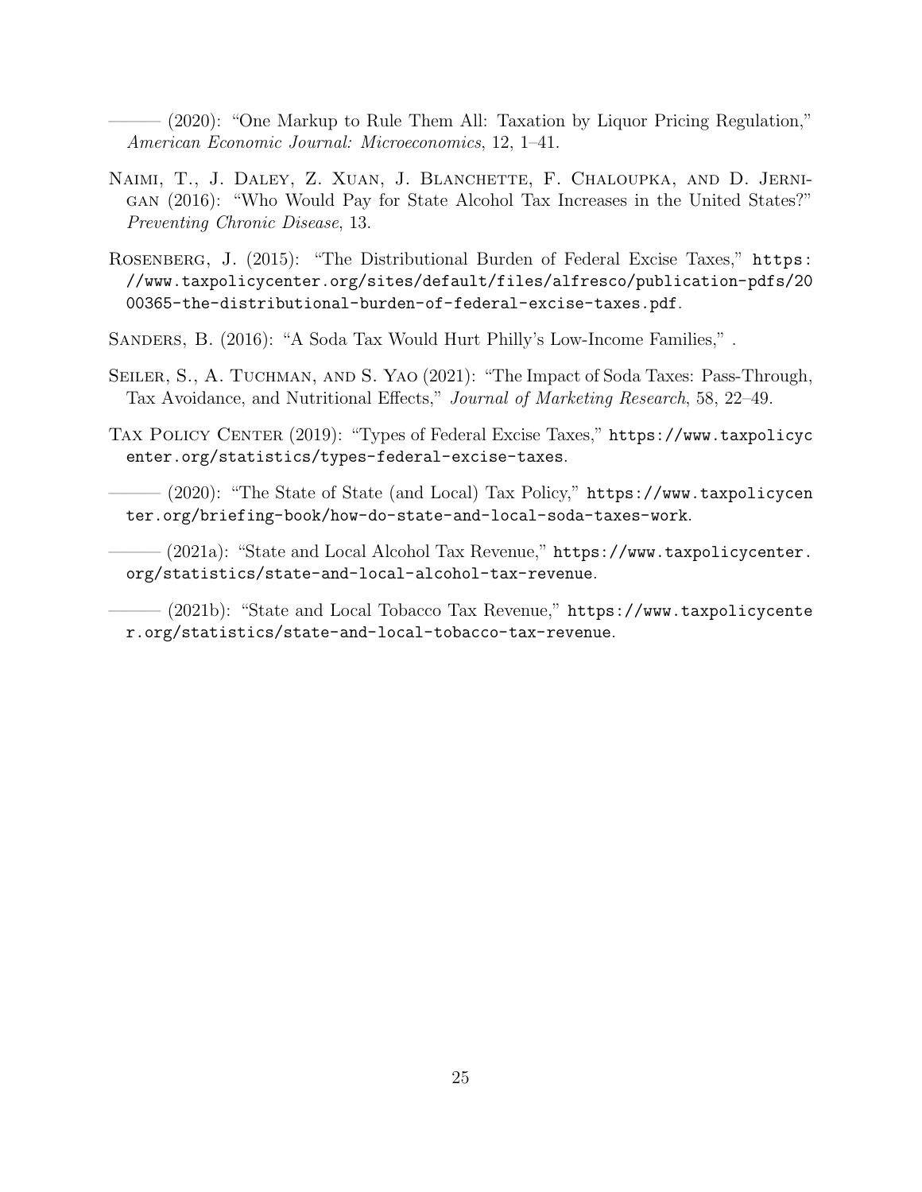——— (2020): "One Markup to Rule Them All: Taxation by Liquor Pricing Regulation," *American Economic Journal: Microeconomics*, 12, 1–41.

Naimi, T., J. Daley, Z. Xuan, J. Blanchette, F. Chaloupka, and D. Jernigan (2016): "Who Would Pay for State Alcohol Tax Increases in the United States?" *Preventing Chronic Disease*, 13.

Rosenberg, J. (2015): "The Distributional Burden of Federal Excise Taxes," https://www.taxpolicycenter.org/sites/default/files/alfresco/publication-pdfs/2000365-the-distributional-burden-of-federal-excise-taxes.pdf.

Sanders, B. (2016): "A Soda Tax Would Hurt Philly's Low-Income Families," .

Seiler, S., A. Tuchman, and S. Yao (2021): "The Impact of Soda Taxes: Pass-Through, Tax Avoidance, and Nutritional Effects," *Journal of Marketing Research*, 58, 22–49.

Tax Policy Center (2019): "Types of Federal Excise Taxes," https://www.taxpolicycenter.org/statistics/types-federal-excise-taxes.

——— (2020): "The State of State (and Local) Tax Policy," https://www.taxpolicycenter.org/briefing-book/how-do-state-and-local-soda-taxes-work.

——— (2021a): "State and Local Alcohol Tax Revenue," https://www.taxpolicycenter.org/statistics/state-and-local-alcohol-tax-revenue.

——— (2021b): "State and Local Tobacco Tax Revenue," https://www.taxpolicycenter.org/statistics/state-and-local-tobacco-tax-revenue.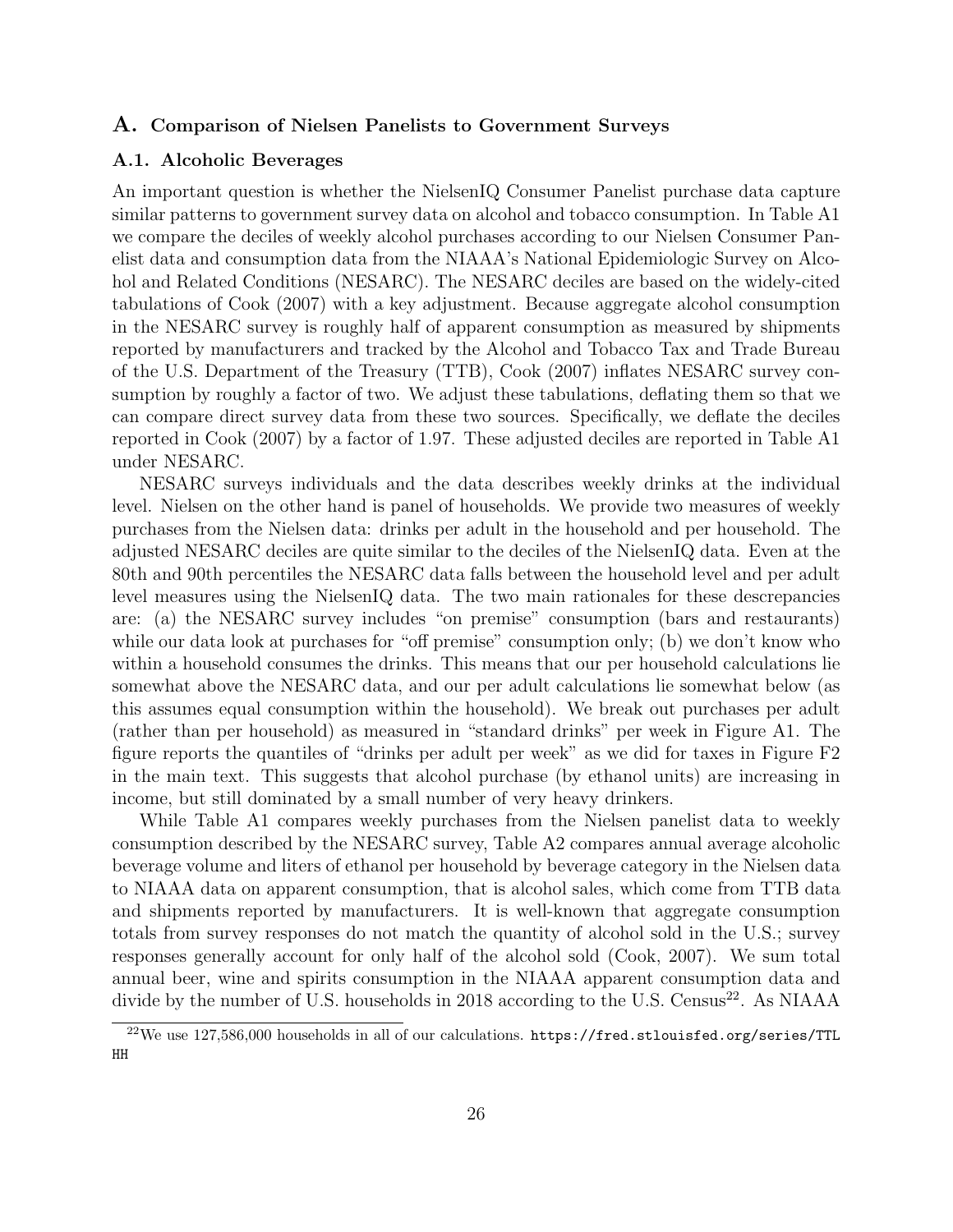## A. Comparison of Nielsen Panelists to Government Surveys

### A.1. Alcoholic Beverages

An important question is whether the NielsenIQ Consumer Panelist purchase data capture similar patterns to government survey data on alcohol and tobacco consumption. In Table A1 we compare the deciles of weekly alcohol purchases according to our Nielsen Consumer Panelist data and consumption data from the NIAAA's National Epidemiologic Survey on Alcohol and Related Conditions (NESARC). The NESARC deciles are based on the widely-cited tabulations of Cook (2007) with a key adjustment. Because aggregate alcohol consumption in the NESARC survey is roughly half of apparent consumption as measured by shipments reported by manufacturers and tracked by the Alcohol and Tobacco Tax and Trade Bureau of the U.S. Department of the Treasury (TTB), Cook (2007) inflates NESARC survey consumption by roughly a factor of two. We adjust these tabulations, deflating them so that we can compare direct survey data from these two sources. Specifically, we deflate the deciles reported in Cook (2007) by a factor of 1.97. These adjusted deciles are reported in Table A1 under NESARC.

NESARC surveys individuals and the data describes weekly drinks at the individual level. Nielsen on the other hand is panel of households. We provide two measures of weekly purchases from the Nielsen data: drinks per adult in the household and per household. The adjusted NESARC deciles are quite similar to the deciles of the NielsenIQ data. Even at the 80th and 90th percentiles the NESARC data falls between the household level and per adult level measures using the NielsenIQ data. The two main rationales for these descrepancies are: (a) the NESARC survey includes "on premise" consumption (bars and restaurants) while our data look at purchases for "off premise" consumption only; (b) we don't know who within a household consumes the drinks. This means that our per household calculations lie somewhat above the NESARC data, and our per adult calculations lie somewhat below (as this assumes equal consumption within the household). We break out purchases per adult (rather than per household) as measured in "standard drinks" per week in Figure A1. The figure reports the quantiles of "drinks per adult per week" as we did for taxes in Figure F2 in the main text. This suggests that alcohol purchase (by ethanol units) are increasing in income, but still dominated by a small number of very heavy drinkers.

While Table A1 compares weekly purchases from the Nielsen panelist data to weekly consumption described by the NESARC survey, Table A2 compares annual average alcoholic beverage volume and liters of ethanol per household by beverage category in the Nielsen data to NIAAA data on apparent consumption, that is alcohol sales, which come from TTB data and shipments reported by manufacturers. It is well-known that aggregate consumption totals from survey responses do not match the quantity of alcohol sold in the U.S.; survey responses generally account for only half of the alcohol sold (Cook, 2007). We sum total annual beer, wine and spirits consumption in the NIAAA apparent consumption data and divide by the number of U.S. households in 2018 according to the U.S. Census[22]. As NIAAA

[22] We use 127,586,000 households in all of our calculations. https://fred.stlouisfed.org/series/TTLHH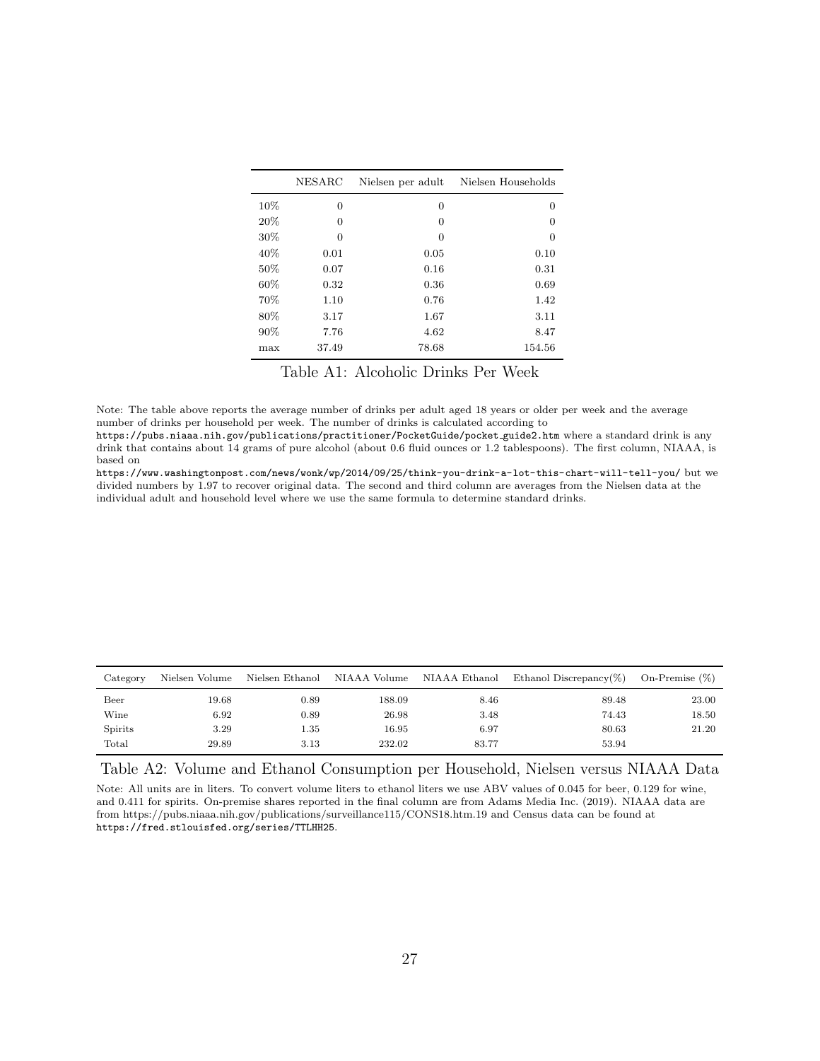|  | NESARC | Nielsen per adult | Nielsen Households |
|---|---|---|---|
| 10% | 0 | 0 | 0 |
| 20% | 0 | 0 | 0 |
| 30% | 0 | 0 | 0 |
| 40% | 0.01 | 0.05 | 0.10 |
| 50% | 0.07 | 0.16 | 0.31 |
| 60% | 0.32 | 0.36 | 0.69 |
| 70% | 1.10 | 0.76 | 1.42 |
| 80% | 3.17 | 1.67 | 3.11 |
| 90% | 7.76 | 4.62 | 8.47 |
| max | 37.49 | 78.68 | 154.56 |

Table A1: Alcoholic Drinks Per Week

Note: The table above reports the average number of drinks per adult aged 18 years or older per week and the average number of drinks per household per week. The number of drinks is calculated according to `https://pubs.niaaa.nih.gov/publications/practitioner/PocketGuide/pocket_guide2.htm` where a standard drink is any drink that contains about 14 grams of pure alcohol (about 0.6 fluid ounces or 1.2 tablespoons). The first column, NIAAA, is based on `https://www.washingtonpost.com/news/wonk/wp/2014/09/25/think-you-drink-a-lot-this-chart-will-tell-you/` but we divided numbers by 1.97 to recover original data. The second and third column are averages from the Nielsen data at the individual adult and household level where we use the same formula to determine standard drinks.

| Category | Nielsen Volume | Nielsen Ethanol | NIAAA Volume | NIAAA Ethanol | Ethanol Discrepancy(%) | On-Premise (%) |
|---|---|---|---|---|---|---|
| Beer | 19.68 | 0.89 | 188.09 | 8.46 | 89.48 | 23.00 |
| Wine | 6.92 | 0.89 | 26.98 | 3.48 | 74.43 | 18.50 |
| Spirits | 3.29 | 1.35 | 16.95 | 6.97 | 80.63 | 21.20 |
| Total | 29.89 | 3.13 | 232.02 | 83.77 | 53.94 |  |

Table A2: Volume and Ethanol Consumption per Household, Nielsen versus NIAAA Data

Note: All units are in liters. To convert volume liters to ethanol liters we use ABV values of 0.045 for beer, 0.129 for wine, and 0.411 for spirits. On-premise shares reported in the final column are from Adams Media Inc. (2019). NIAAA data are from https://pubs.niaaa.nih.gov/publications/surveillance115/CONS18.htm.19 and Census data can be found at `https://fred.stlouisfed.org/series/TTLHH25`.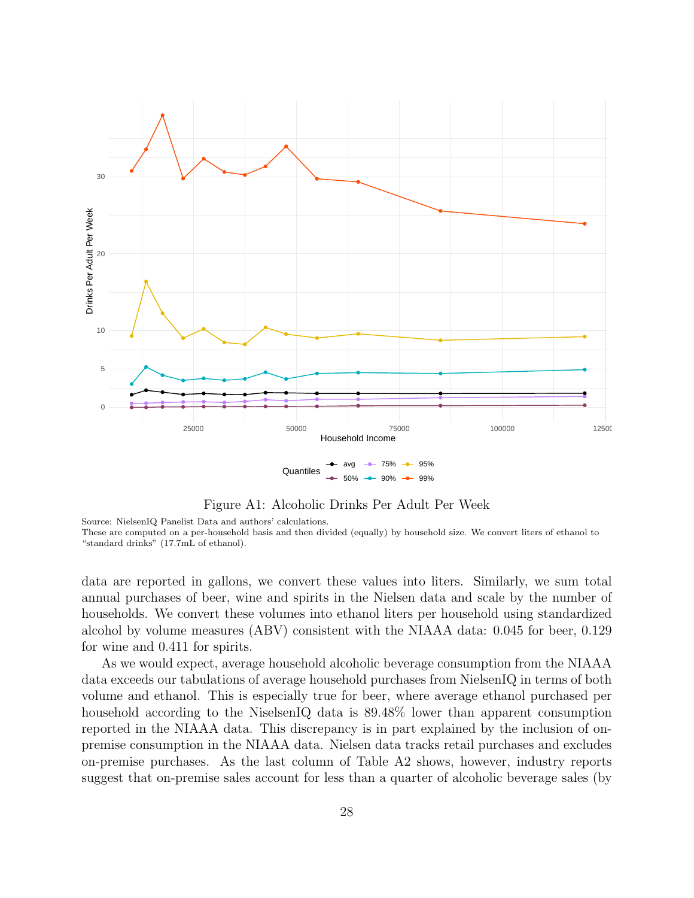Figure A1: Alcoholic Drinks Per Adult Per Week

Source: NielsenIQ Panelist Data and authors' calculations.
These are computed on a per-household basis and then divided (equally) by household size. We convert liters of ethanol to "standard drinks" (17.7mL of ethanol).

data are reported in gallons, we convert these values into liters. Similarly, we sum total annual purchases of beer, wine and spirits in the Nielsen data and scale by the number of households. We convert these volumes into ethanol liters per household using standardized alcohol by volume measures (ABV) consistent with the NIAAA data: 0.045 for beer, 0.129 for wine and 0.411 for spirits.

As we would expect, average household alcoholic beverage consumption from the NIAAA data exceeds our tabulations of average household purchases from NielsenIQ in terms of both volume and ethanol. This is especially true for beer, where average ethanol purchased per household according to the NiselsenIQ data is 89.48% lower than apparent consumption reported in the NIAAA data. This discrepancy is in part explained by the inclusion of on-premise consumption in the NIAAA data. Nielsen data tracks retail purchases and excludes on-premise purchases. As the last column of Table A2 shows, however, industry reports suggest that on-premise sales account for less than a quarter of alcoholic beverage sales (by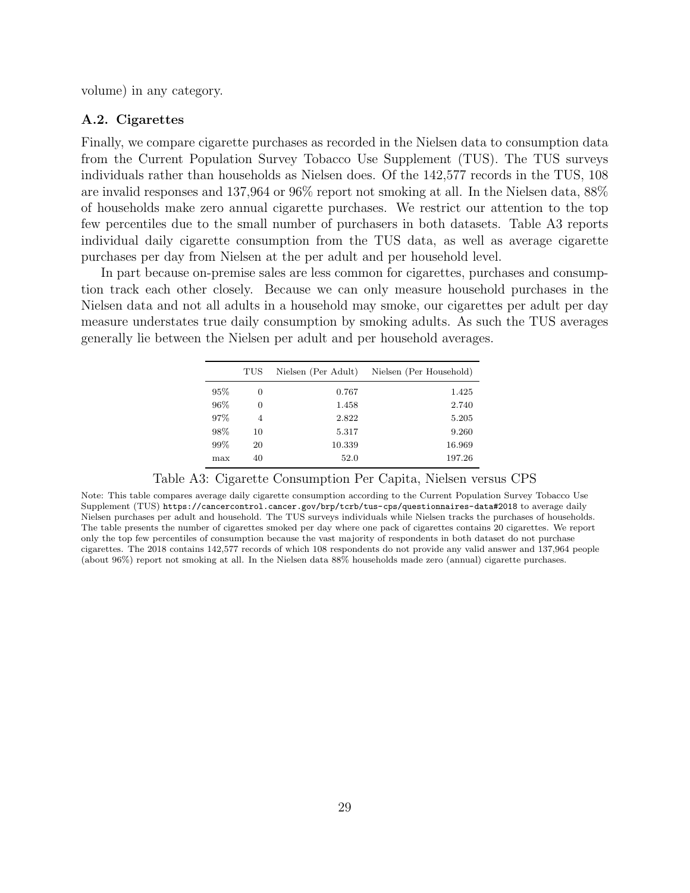volume) in any category.

### A.2. Cigarettes

Finally, we compare cigarette purchases as recorded in the Nielsen data to consumption data from the Current Population Survey Tobacco Use Supplement (TUS). The TUS surveys individuals rather than households as Nielsen does. Of the 142,577 records in the TUS, 108 are invalid responses and 137,964 or 96% report not smoking at all. In the Nielsen data, 88% of households make zero annual cigarette purchases. We restrict our attention to the top few percentiles due to the small number of purchasers in both datasets. Table A3 reports individual daily cigarette consumption from the TUS data, as well as average cigarette purchases per day from Nielsen at the per adult and per household level.

In part because on-premise sales are less common for cigarettes, purchases and consumption track each other closely. Because we can only measure household purchases in the Nielsen data and not all adults in a household may smoke, our cigarettes per adult per day measure understates true daily consumption by smoking adults. As such the TUS averages generally lie between the Nielsen per adult and per household averages.

| | TUS | Nielsen (Per Adult) | Nielsen (Per Household) |
|---|---|---|---|
| 95% | 0 | 0.767 | 1.425 |
| 96% | 0 | 1.458 | 2.740 |
| 97% | 4 | 2.822 | 5.205 |
| 98% | 10 | 5.317 | 9.260 |
| 99% | 20 | 10.339 | 16.969 |
| max | 40 | 52.0 | 197.26 |

Table A3: Cigarette Consumption Per Capita, Nielsen versus CPS

Note: This table compares average daily cigarette consumption according to the Current Population Survey Tobacco Use Supplement (TUS) https://cancercontrol.cancer.gov/brp/tcrb/tus-cps/questionnaires-data#2018 to average daily Nielsen purchases per adult and household. The TUS surveys individuals while Nielsen tracks the purchases of households. The table presents the number of cigarettes smoked per day where one pack of cigarettes contains 20 cigarettes. We report only the top few percentiles of consumption because the vast majority of respondents in both dataset do not purchase cigarettes. The 2018 contains 142,577 records of which 108 respondents do not provide any valid answer and 137,964 people (about 96%) report not smoking at all. In the Nielsen data 88% households made zero (annual) cigarette purchases.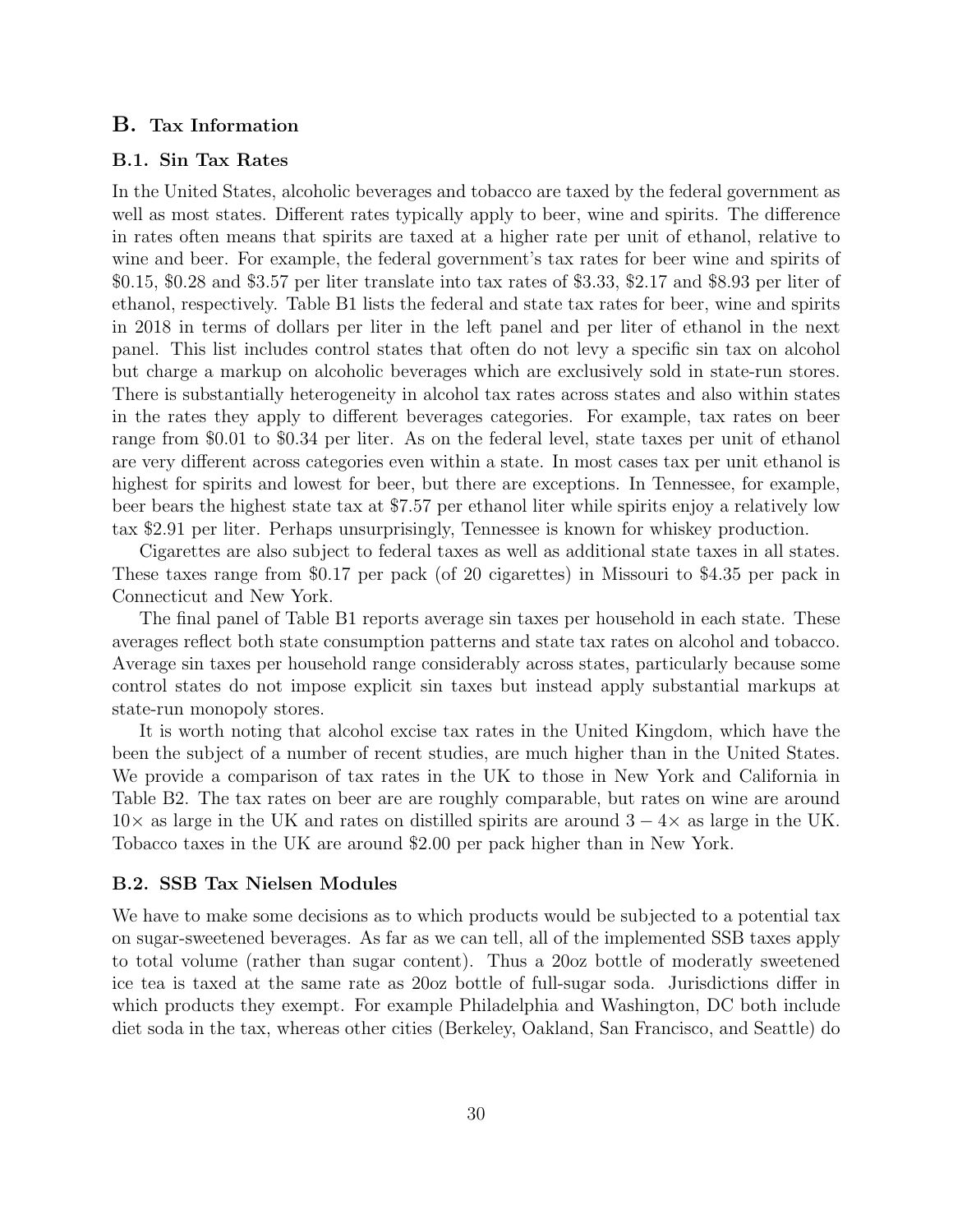## B. Tax Information

### B.1. Sin Tax Rates

In the United States, alcoholic beverages and tobacco are taxed by the federal government as well as most states. Different rates typically apply to beer, wine and spirits. The difference in rates often means that spirits are taxed at a higher rate per unit of ethanol, relative to wine and beer. For example, the federal government's tax rates for beer wine and spirits of \$0.15, \$0.28 and \$3.57 per liter translate into tax rates of \$3.33, \$2.17 and \$8.93 per liter of ethanol, respectively. Table B1 lists the federal and state tax rates for beer, wine and spirits in 2018 in terms of dollars per liter in the left panel and per liter of ethanol in the next panel. This list includes control states that often do not levy a specific sin tax on alcohol but charge a markup on alcoholic beverages which are exclusively sold in state-run stores. There is substantially heterogeneity in alcohol tax rates across states and also within states in the rates they apply to different beverages categories. For example, tax rates on beer range from \$0.01 to \$0.34 per liter. As on the federal level, state taxes per unit of ethanol are very different across categories even within a state. In most cases tax per unit ethanol is highest for spirits and lowest for beer, but there are exceptions. In Tennessee, for example, beer bears the highest state tax at \$7.57 per ethanol liter while spirits enjoy a relatively low tax \$2.91 per liter. Perhaps unsurprisingly, Tennessee is known for whiskey production.

Cigarettes are also subject to federal taxes as well as additional state taxes in all states. These taxes range from \$0.17 per pack (of 20 cigarettes) in Missouri to \$4.35 per pack in Connecticut and New York.

The final panel of Table B1 reports average sin taxes per household in each state. These averages reflect both state consumption patterns and state tax rates on alcohol and tobacco. Average sin taxes per household range considerably across states, particularly because some control states do not impose explicit sin taxes but instead apply substantial markups at state-run monopoly stores.

It is worth noting that alcohol excise tax rates in the United Kingdom, which have the been the subject of a number of recent studies, are much higher than in the United States. We provide a comparison of tax rates in the UK to those in New York and California in Table B2. The tax rates on beer are are roughly comparable, but rates on wine are around $10\times$ as large in the UK and rates on distilled spirits are around $3-4\times$ as large in the UK. Tobacco taxes in the UK are around \$2.00 per pack higher than in New York.

### B.2. SSB Tax Nielsen Modules

We have to make some decisions as to which products would be subjected to a potential tax on sugar-sweetened beverages. As far as we can tell, all of the implemented SSB taxes apply to total volume (rather than sugar content). Thus a 20oz bottle of moderatly sweetened ice tea is taxed at the same rate as 20oz bottle of full-sugar soda. Jurisdictions differ in which products they exempt. For example Philadelphia and Washington, DC both include diet soda in the tax, whereas other cities (Berkeley, Oakland, San Francisco, and Seattle) do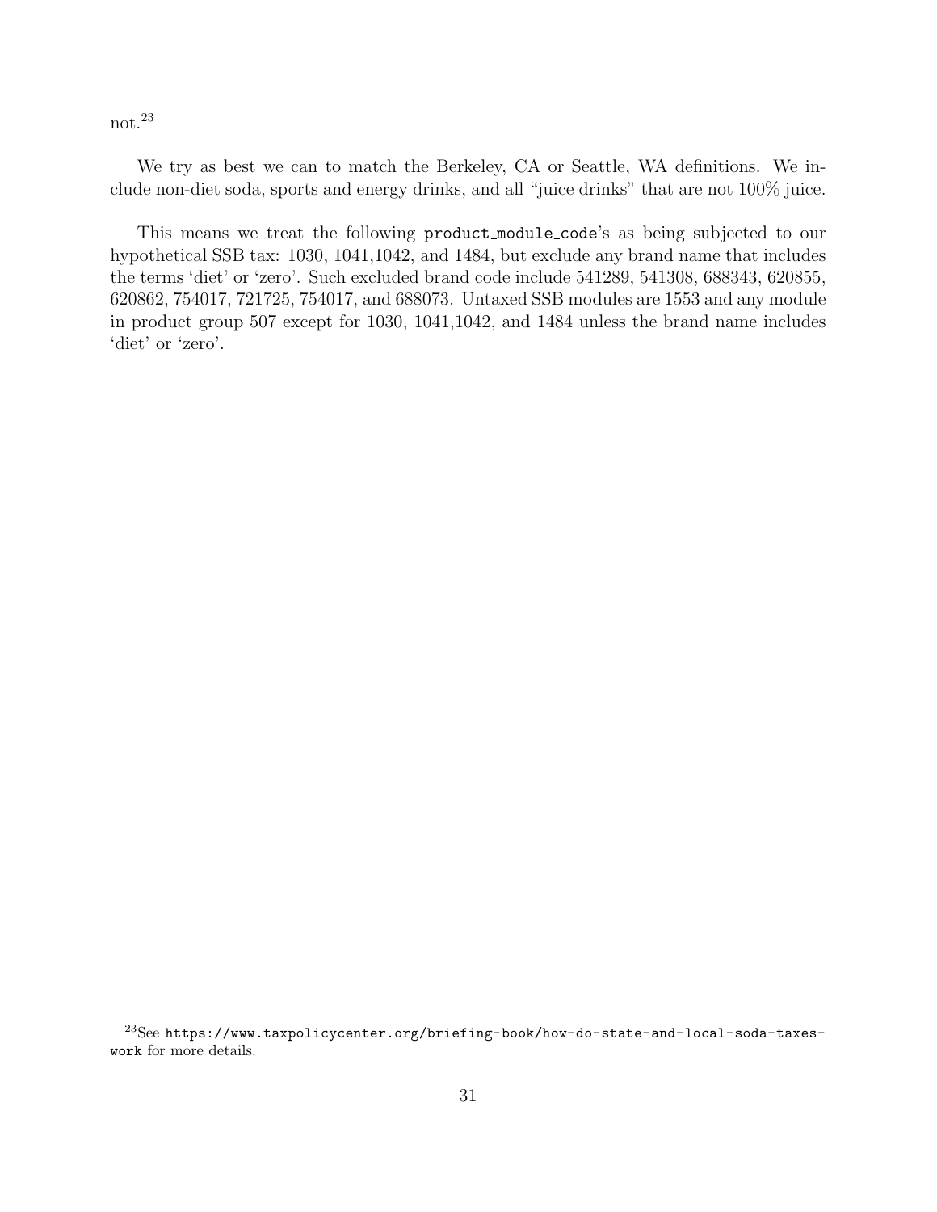not.[23]

We try as best we can to match the Berkeley, CA or Seattle, WA definitions. We include non-diet soda, sports and energy drinks, and all "juice drinks" that are not 100% juice.

This means we treat the following `product_module_code`'s as being subjected to our hypothetical SSB tax: 1030, 1041,1042, and 1484, but exclude any brand name that includes the terms 'diet' or 'zero'. Such excluded brand code include 541289, 541308, 688343, 620855, 620862, 754017, 721725, 754017, and 688073. Untaxed SSB modules are 1553 and any module in product group 507 except for 1030, 1041,1042, and 1484 unless the brand name includes 'diet' or 'zero'.

[23] See `https://www.taxpolicycenter.org/briefing-book/how-do-state-and-local-soda-taxes-work` for more details.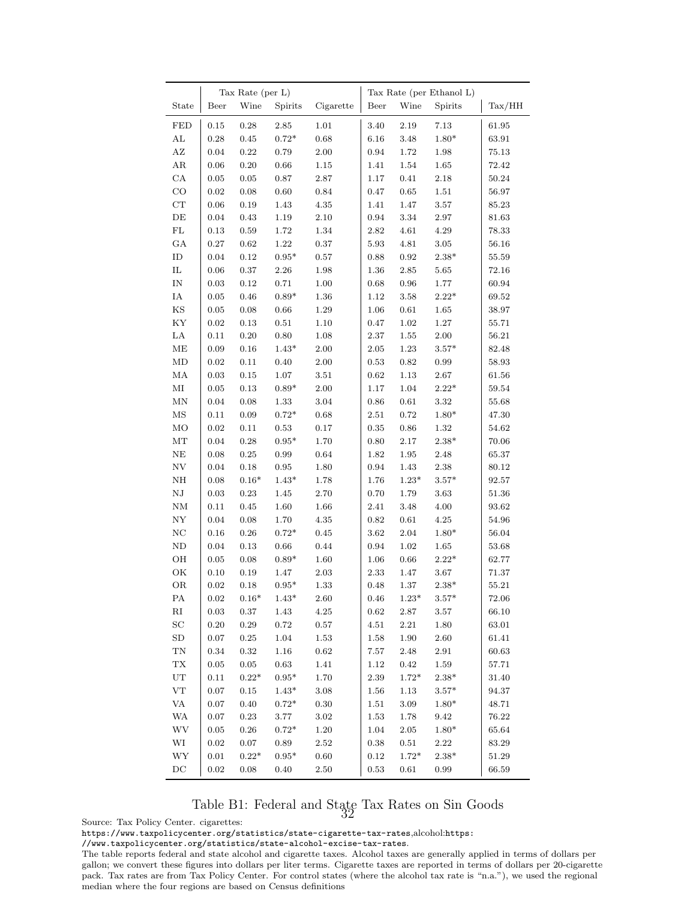| State | Tax Rate (per L) | | | | Tax Rate (per Ethanol L) | | | Tax/HH |
|---|---|---|---|---|---|---|---|---|
| | Beer | Wine | Spirits | Cigarette | Beer | Wine | Spirits | |
| FED | 0.15 | 0.28 | 2.85 | 1.01 | 3.40 | 2.19 | 7.13 | 61.95 |
| AL | 0.28 | 0.45 | 0.72* | 0.68 | 6.16 | 3.48 | 1.80* | 63.91 |
| AZ | 0.04 | 0.22 | 0.79 | 2.00 | 0.94 | 1.72 | 1.98 | 75.13 |
| AR | 0.06 | 0.20 | 0.66 | 1.15 | 1.41 | 1.54 | 1.65 | 72.42 |
| CA | 0.05 | 0.05 | 0.87 | 2.87 | 1.17 | 0.41 | 2.18 | 50.24 |
| CO | 0.02 | 0.08 | 0.60 | 0.84 | 0.47 | 0.65 | 1.51 | 56.97 |
| CT | 0.06 | 0.19 | 1.43 | 4.35 | 1.41 | 1.47 | 3.57 | 85.23 |
| DE | 0.04 | 0.43 | 1.19 | 2.10 | 0.94 | 3.34 | 2.97 | 81.63 |
| FL | 0.13 | 0.59 | 1.72 | 1.34 | 2.82 | 4.61 | 4.29 | 78.33 |
| GA | 0.27 | 0.62 | 1.22 | 0.37 | 5.93 | 4.81 | 3.05 | 56.16 |
| ID | 0.04 | 0.12 | 0.95* | 0.57 | 0.88 | 0.92 | 2.38* | 55.59 |
| IL | 0.06 | 0.37 | 2.26 | 1.98 | 1.36 | 2.85 | 5.65 | 72.16 |
| IN | 0.03 | 0.12 | 0.71 | 1.00 | 0.68 | 0.96 | 1.77 | 60.94 |
| IA | 0.05 | 0.46 | 0.89* | 1.36 | 1.12 | 3.58 | 2.22* | 69.52 |
| KS | 0.05 | 0.08 | 0.66 | 1.29 | 1.06 | 0.61 | 1.65 | 38.97 |
| KY | 0.02 | 0.13 | 0.51 | 1.10 | 0.47 | 1.02 | 1.27 | 55.71 |
| LA | 0.11 | 0.20 | 0.80 | 1.08 | 2.37 | 1.55 | 2.00 | 56.21 |
| ME | 0.09 | 0.16 | 1.43* | 2.00 | 2.05 | 1.23 | 3.57* | 82.48 |
| MD | 0.02 | 0.11 | 0.40 | 2.00 | 0.53 | 0.82 | 0.99 | 58.93 |
| MA | 0.03 | 0.15 | 1.07 | 3.51 | 0.62 | 1.13 | 2.67 | 61.56 |
| MI | 0.05 | 0.13 | 0.89* | 2.00 | 1.17 | 1.04 | 2.22* | 59.54 |
| MN | 0.04 | 0.08 | 1.33 | 3.04 | 0.86 | 0.61 | 3.32 | 55.68 |
| MS | 0.11 | 0.09 | 0.72* | 0.68 | 2.51 | 0.72 | 1.80* | 47.30 |
| MO | 0.02 | 0.11 | 0.53 | 0.17 | 0.35 | 0.86 | 1.32 | 54.62 |
| MT | 0.04 | 0.28 | 0.95* | 1.70 | 0.80 | 2.17 | 2.38* | 70.06 |
| NE | 0.08 | 0.25 | 0.99 | 0.64 | 1.82 | 1.95 | 2.48 | 65.37 |
| NV | 0.04 | 0.18 | 0.95 | 1.80 | 0.94 | 1.43 | 2.38 | 80.12 |
| NH | 0.08 | 0.16* | 1.43* | 1.78 | 1.76 | 1.23* | 3.57* | 92.57 |
| NJ | 0.03 | 0.23 | 1.45 | 2.70 | 0.70 | 1.79 | 3.63 | 51.36 |
| NM | 0.11 | 0.45 | 1.60 | 1.66 | 2.41 | 3.48 | 4.00 | 93.62 |
| NY | 0.04 | 0.08 | 1.70 | 4.35 | 0.82 | 0.61 | 4.25 | 54.96 |
| NC | 0.16 | 0.26 | 0.72* | 0.45 | 3.62 | 2.04 | 1.80* | 56.04 |
| ND | 0.04 | 0.13 | 0.66 | 0.44 | 0.94 | 1.02 | 1.65 | 53.68 |
| OH | 0.05 | 0.08 | 0.89* | 1.60 | 1.06 | 0.66 | 2.22* | 62.77 |
| OK | 0.10 | 0.19 | 1.47 | 2.03 | 2.33 | 1.47 | 3.67 | 71.37 |
| OR | 0.02 | 0.18 | 0.95* | 1.33 | 0.48 | 1.37 | 2.38* | 55.21 |
| PA | 0.02 | 0.16* | 1.43* | 2.60 | 0.46 | 1.23* | 3.57* | 72.06 |
| RI | 0.03 | 0.37 | 1.43 | 4.25 | 0.62 | 2.87 | 3.57 | 66.10 |
| SC | 0.20 | 0.29 | 0.72 | 0.57 | 4.51 | 2.21 | 1.80 | 63.01 |
| SD | 0.07 | 0.25 | 1.04 | 1.53 | 1.58 | 1.90 | 2.60 | 61.41 |
| TN | 0.34 | 0.32 | 1.16 | 0.62 | 7.57 | 2.48 | 2.91 | 60.63 |
| TX | 0.05 | 0.05 | 0.63 | 1.41 | 1.12 | 0.42 | 1.59 | 57.71 |
| UT | 0.11 | 0.22* | 0.95* | 1.70 | 2.39 | 1.72* | 2.38* | 31.40 |
| VT | 0.07 | 0.15 | 1.43* | 3.08 | 1.56 | 1.13 | 3.57* | 94.37 |
| VA | 0.07 | 0.40 | 0.72* | 0.30 | 1.51 | 3.09 | 1.80* | 48.71 |
| WA | 0.07 | 0.23 | 3.77 | 3.02 | 1.53 | 1.78 | 9.42 | 76.22 |
| WV | 0.05 | 0.26 | 0.72* | 1.20 | 1.04 | 2.05 | 1.80* | 65.64 |
| WI | 0.02 | 0.07 | 0.89 | 2.52 | 0.38 | 0.51 | 2.22 | 83.29 |
| WY | 0.01 | 0.22* | 0.95* | 0.60 | 0.12 | 1.72* | 2.38* | 51.29 |
| DC | 0.02 | 0.08 | 0.40 | 2.50 | 0.53 | 0.61 | 0.99 | 66.59 |

Table B1: Federal and State Tax Rates on Sin Goods

Source: Tax Policy Center. cigarettes: https://www.taxpolicycenter.org/statistics/state-cigarette-tax-rates,alcohol:https://www.taxpolicycenter.org/statistics/state-alcohol-excise-tax-rates.
The table reports federal and state alcohol and cigarette taxes. Alcohol taxes are generally applied in terms of dollars per gallon; we convert these figures into dollars per liter terms. Cigarette taxes are reported in terms of dollars per 20-cigarette pack. Tax rates are from Tax Policy Center. For control states (where the alcohol tax rate is "n.a."), we used the regional median where the four regions are based on Census definitions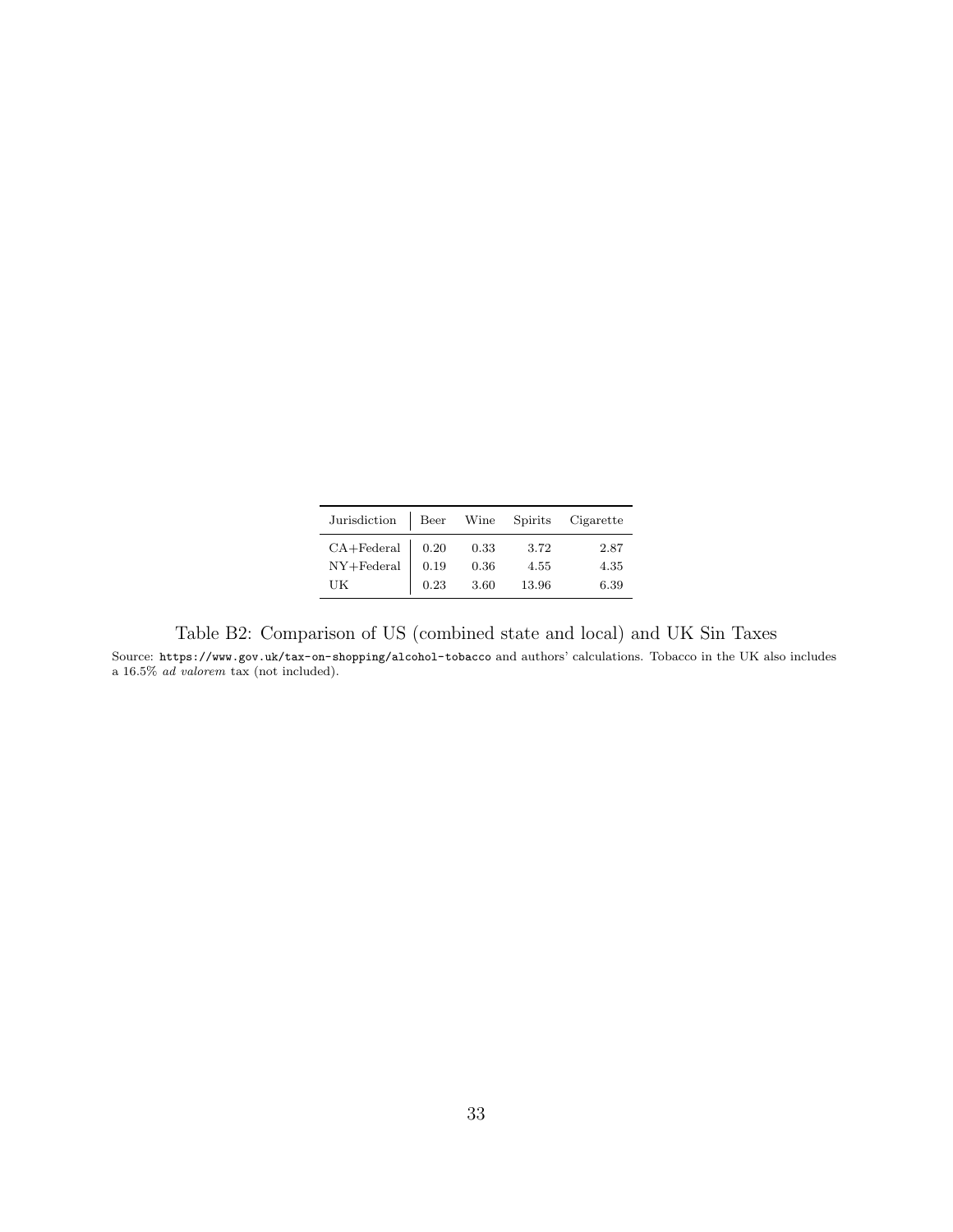| Jurisdiction | Beer | Wine | Spirits | Cigarette |
|---|---|---|---|---|
| CA+Federal | 0.20 | 0.33 | 3.72 | 2.87 |
| NY+Federal | 0.19 | 0.36 | 4.55 | 4.35 |
| UK | 0.23 | 3.60 | 13.96 | 6.39 |

Table B2: Comparison of US (combined state and local) and UK Sin Taxes

Source: `https://www.gov.uk/tax-on-shopping/alcohol-tobacco` and authors' calculations. Tobacco in the UK also includes a 16.5% *ad valorem* tax (not included).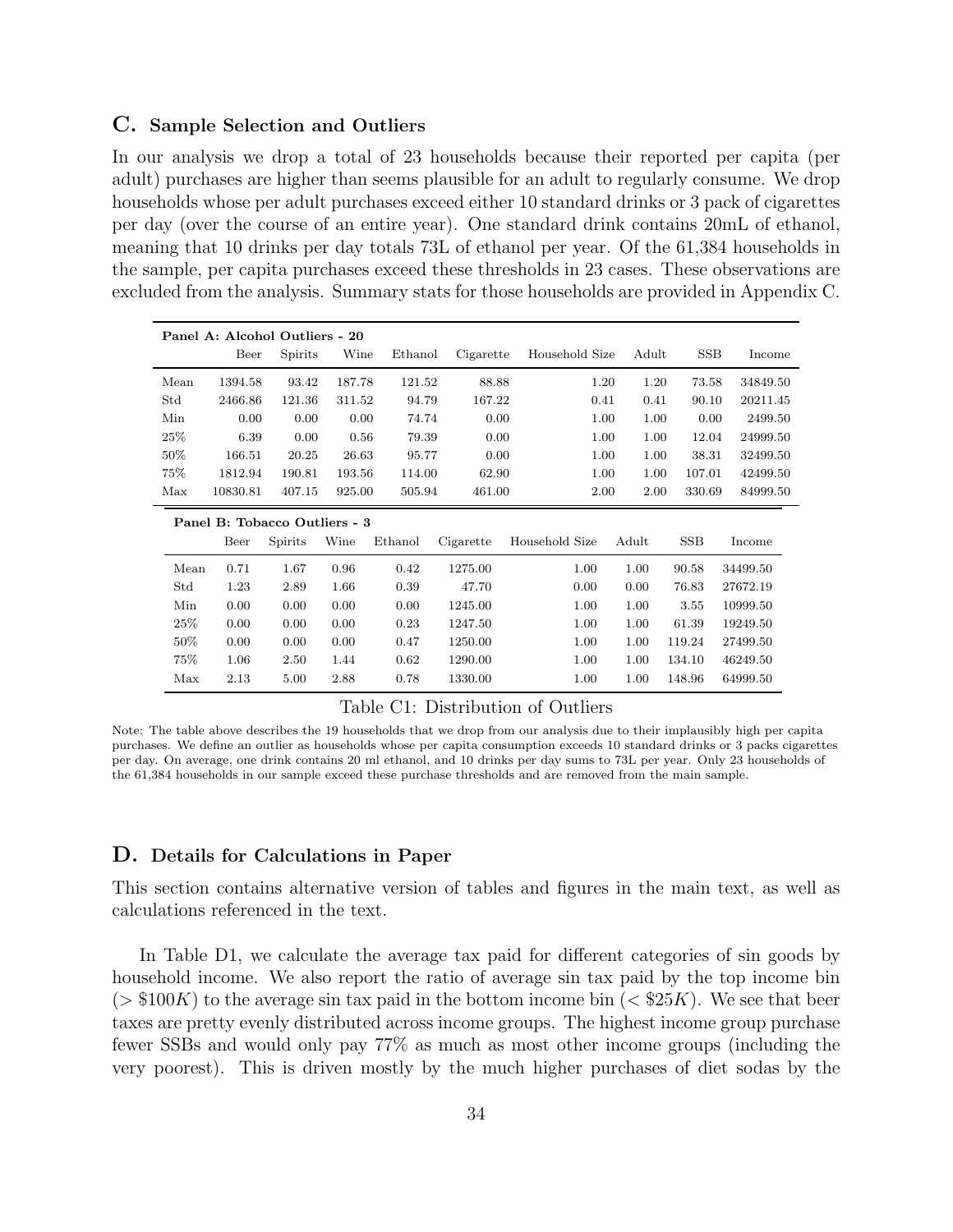## C. Sample Selection and Outliers

In our analysis we drop a total of 23 households because their reported per capita (per adult) purchases are higher than seems plausible for an adult to regularly consume. We drop households whose per adult purchases exceed either 10 standard drinks or 3 pack of cigarettes per day (over the course of an entire year). One standard drink contains 20mL of ethanol, meaning that 10 drinks per day totals 73L of ethanol per year. Of the 61,384 households in the sample, per capita purchases exceed these thresholds in 23 cases. These observations are excluded from the analysis. Summary stats for those households are provided in Appendix C.

| **Panel A: Alcohol Outliers - 20** | | | | | | | | | |
|---|---|---|---|---|---|---|---|---|---|
| | Beer | Spirits | Wine | Ethanol | Cigarette | Household Size | Adult | SSB | Income |
| Mean | 1394.58 | 93.42 | 187.78 | 121.52 | 88.88 | 1.20 | 1.20 | 73.58 | 34849.50 |
| Std | 2466.86 | 121.36 | 311.52 | 94.79 | 167.22 | 0.41 | 0.41 | 90.10 | 20211.45 |
| Min | 0.00 | 0.00 | 0.00 | 74.74 | 0.00 | 1.00 | 1.00 | 0.00 | 2499.50 |
| 25% | 6.39 | 0.00 | 0.56 | 79.39 | 0.00 | 1.00 | 1.00 | 12.04 | 24999.50 |
| 50% | 166.51 | 20.25 | 26.63 | 95.77 | 0.00 | 1.00 | 1.00 | 38.31 | 32499.50 |
| 75% | 1812.94 | 190.81 | 193.56 | 114.00 | 62.90 | 1.00 | 1.00 | 107.01 | 42499.50 |
| Max | 10830.81 | 407.15 | 925.00 | 505.94 | 461.00 | 2.00 | 2.00 | 330.69 | 84999.50 |
| **Panel B: Tobacco Outliers - 3** | | | | | | | | | |
| | Beer | Spirits | Wine | Ethanol | Cigarette | Household Size | Adult | SSB | Income |
| Mean | 0.71 | 1.67 | 0.96 | 0.42 | 1275.00 | 1.00 | 1.00 | 90.58 | 34499.50 |
| Std | 1.23 | 2.89 | 1.66 | 0.39 | 47.70 | 0.00 | 0.00 | 76.83 | 27672.19 |
| Min | 0.00 | 0.00 | 0.00 | 0.00 | 1245.00 | 1.00 | 1.00 | 3.55 | 10999.50 |
| 25% | 0.00 | 0.00 | 0.00 | 0.23 | 1247.50 | 1.00 | 1.00 | 61.39 | 19249.50 |
| 50% | 0.00 | 0.00 | 0.00 | 0.47 | 1250.00 | 1.00 | 1.00 | 119.24 | 27499.50 |
| 75% | 1.06 | 2.50 | 1.44 | 0.62 | 1290.00 | 1.00 | 1.00 | 134.10 | 46249.50 |
| Max | 2.13 | 5.00 | 2.88 | 0.78 | 1330.00 | 1.00 | 1.00 | 148.96 | 64999.50 |

Table C1: Distribution of Outliers

Note: The table above describes the 19 households that we drop from our analysis due to their implausibly high per capita purchases. We define an outlier as households whose per capita consumption exceeds 10 standard drinks or 3 packs cigarettes per day. On average, one drink contains 20 ml ethanol, and 10 drinks per day sums to 73L per year. Only 23 households of the 61,384 households in our sample exceed these purchase thresholds and are removed from the main sample.

## D. Details for Calculations in Paper

This section contains alternative version of tables and figures in the main text, as well as calculations referenced in the text.

In Table D1, we calculate the average tax paid for different categories of sin goods by household income. We also report the ratio of average sin tax paid by the top income bin ($> \$100K$) to the average sin tax paid in the bottom income bin ($< \$25K$). We see that beer taxes are pretty evenly distributed across income groups. The highest income group purchase fewer SSBs and would only pay 77% as much as most other income groups (including the very poorest). This is driven mostly by the much higher purchases of diet sodas by the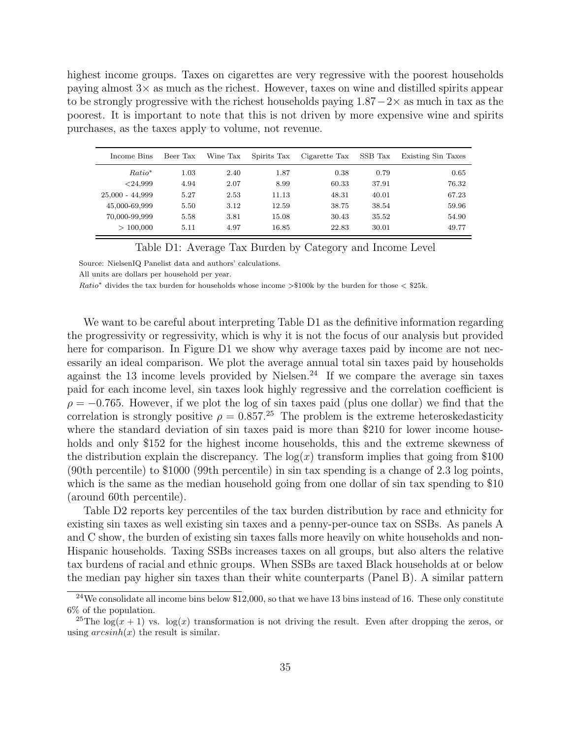highest income groups. Taxes on cigarettes are very regressive with the poorest households paying almost 3× as much as the richest. However, taxes on wine and distilled spirits appear to be strongly progressive with the richest households paying $1.87 - 2\times$ as much in tax as the poorest. It is important to note that this is not driven by more expensive wine and spirits purchases, as the taxes apply to volume, not revenue.

| Income Bins | Beer Tax | Wine Tax | Spirits Tax | Cigarette Tax | SSB Tax | Existing Sin Taxes |
|---|---|---|---|---|---|---|
| *Ratio*\* | 1.03 | 2.40 | 1.87 | 0.38 | 0.79 | 0.65 |
| <24,999 | 4.94 | 2.07 | 8.99 | 60.33 | 37.91 | 76.32 |
| 25,000 - 44,999 | 5.27 | 2.53 | 11.13 | 48.31 | 40.01 | 67.23 |
| 45,000-69,999 | 5.50 | 3.12 | 12.59 | 38.75 | 38.54 | 59.96 |
| 70,000-99,999 | 5.58 | 3.81 | 15.08 | 30.43 | 35.52 | 54.90 |
| > 100,000 | 5.11 | 4.97 | 16.85 | 22.83 | 30.01 | 49.77 |

Table D1: Average Tax Burden by Category and Income Level

Source: NielsenIQ Panelist data and authors' calculations.

All units are dollars per household per year.

*Ratio*\* divides the tax burden for households whose income >$100k by the burden for those < $25k.

We want to be careful about interpreting Table D1 as the definitive information regarding the progressivity or regressivity, which is why it is not the focus of our analysis but provided here for comparison. In Figure D1 we show why average taxes paid by income are not necessarily an ideal comparison. We plot the average annual total sin taxes paid by households against the 13 income levels provided by Nielsen.[24] If we compare the average sin taxes paid for each income level, sin taxes look highly regressive and the correlation coefficient is $\rho = -0.765$. However, if we plot the log of sin taxes paid (plus one dollar) we find that the correlation is strongly positive $\rho = 0.857$.[25] The problem is the extreme heteroskedasticity where the standard deviation of sin taxes paid is more than $210 for lower income households and only $152 for the highest income households, this and the extreme skewness of the distribution explain the discrepancy. The $\log(x)$ transform implies that going from $100 (90th percentile) to $1000 (99th percentile) in sin tax spending is a change of 2.3 log points, which is the same as the median household going from one dollar of sin tax spending to $10 (around 60th percentile).

Table D2 reports key percentiles of the tax burden distribution by race and ethnicity for existing sin taxes as well existing sin taxes and a penny-per-ounce tax on SSBs. As panels A and C show, the burden of existing sin taxes falls more heavily on white households and non-Hispanic households. Taxing SSBs increases taxes on all groups, but also alters the relative tax burdens of racial and ethnic groups. When SSBs are taxed Black households at or below the median pay higher sin taxes than their white counterparts (Panel B). A similar pattern

[24] We consolidate all income bins below $12,000, so that we have 13 bins instead of 16. These only constitute 6% of the population.

[25] The $\log(x + 1)$ vs. $\log(x)$ transformation is not driving the result. Even after dropping the zeros, or using $arcsinh(x)$ the result is similar.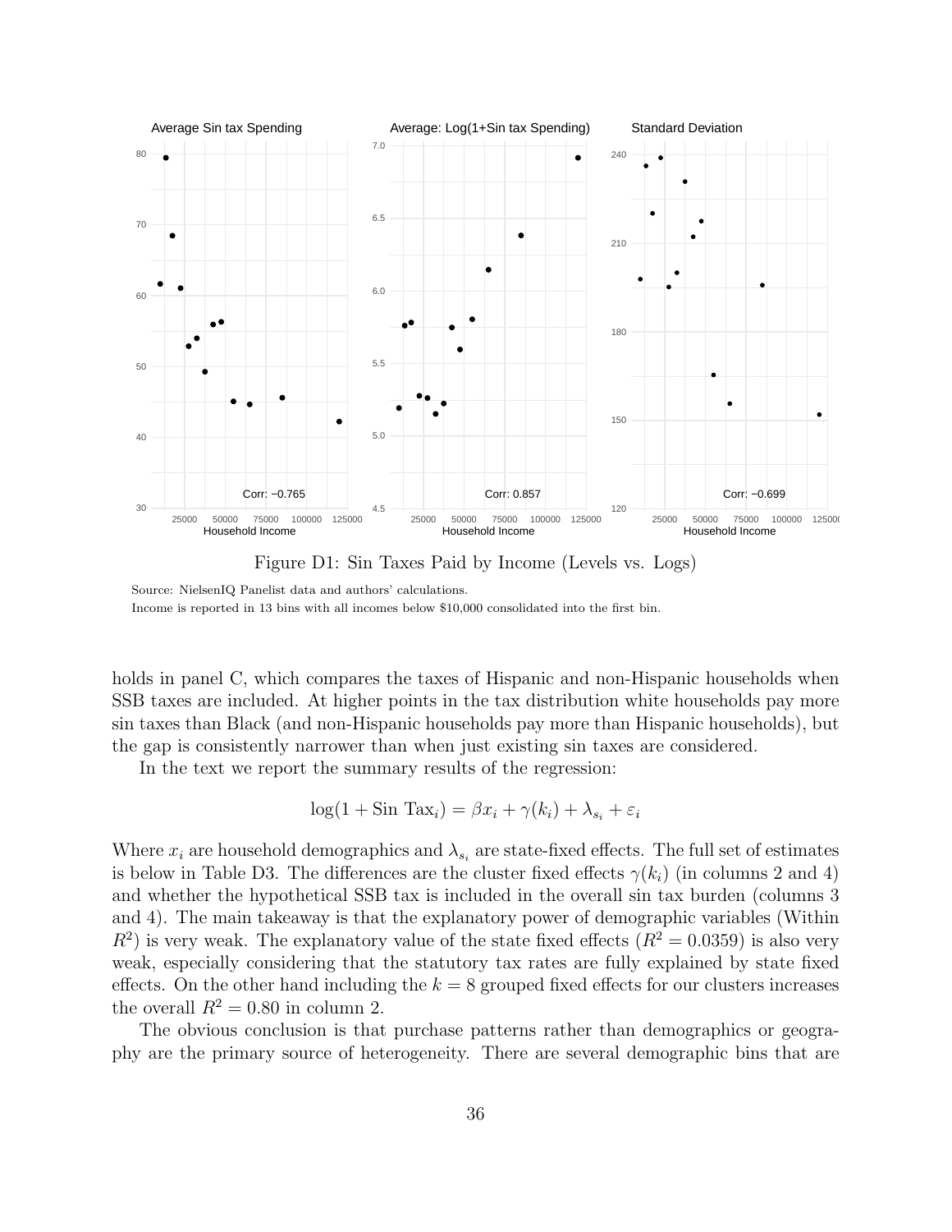Figure D1: Sin Taxes Paid by Income (Levels vs. Logs)

Source: NielsenIQ Panelist data and authors' calculations.
Income is reported in 13 bins with all incomes below $10,000 consolidated into the first bin.

holds in panel C, which compares the taxes of Hispanic and non-Hispanic households when SSB taxes are included. At higher points in the tax distribution white households pay more sin taxes than Black (and non-Hispanic households pay more than Hispanic households), but the gap is consistently narrower than when just existing sin taxes are considered.

In the text we report the summary results of the regression:

$$\log(1 + \text{Sin Tax}_i) = \beta x_i + \gamma(k_i) + \lambda_{s_i} + \varepsilon_i$$

Where $x_i$ are household demographics and $\lambda_{s_i}$ are state-fixed effects. The full set of estimates is below in Table D3. The differences are the cluster fixed effects $\gamma(k_i)$ (in columns 2 and 4) and whether the hypothetical SSB tax is included in the overall sin tax burden (columns 3 and 4). The main takeaway is that the explanatory power of demographic variables (Within $R^2$) is very weak. The explanatory value of the state fixed effects ($R^2 = 0.0359$) is also very weak, especially considering that the statutory tax rates are fully explained by state fixed effects. On the other hand including the $k = 8$ grouped fixed effects for our clusters increases the overall $R^2 = 0.80$ in column 2.

The obvious conclusion is that purchase patterns rather than demographics or geography are the primary source of heterogeneity. There are several demographic bins that are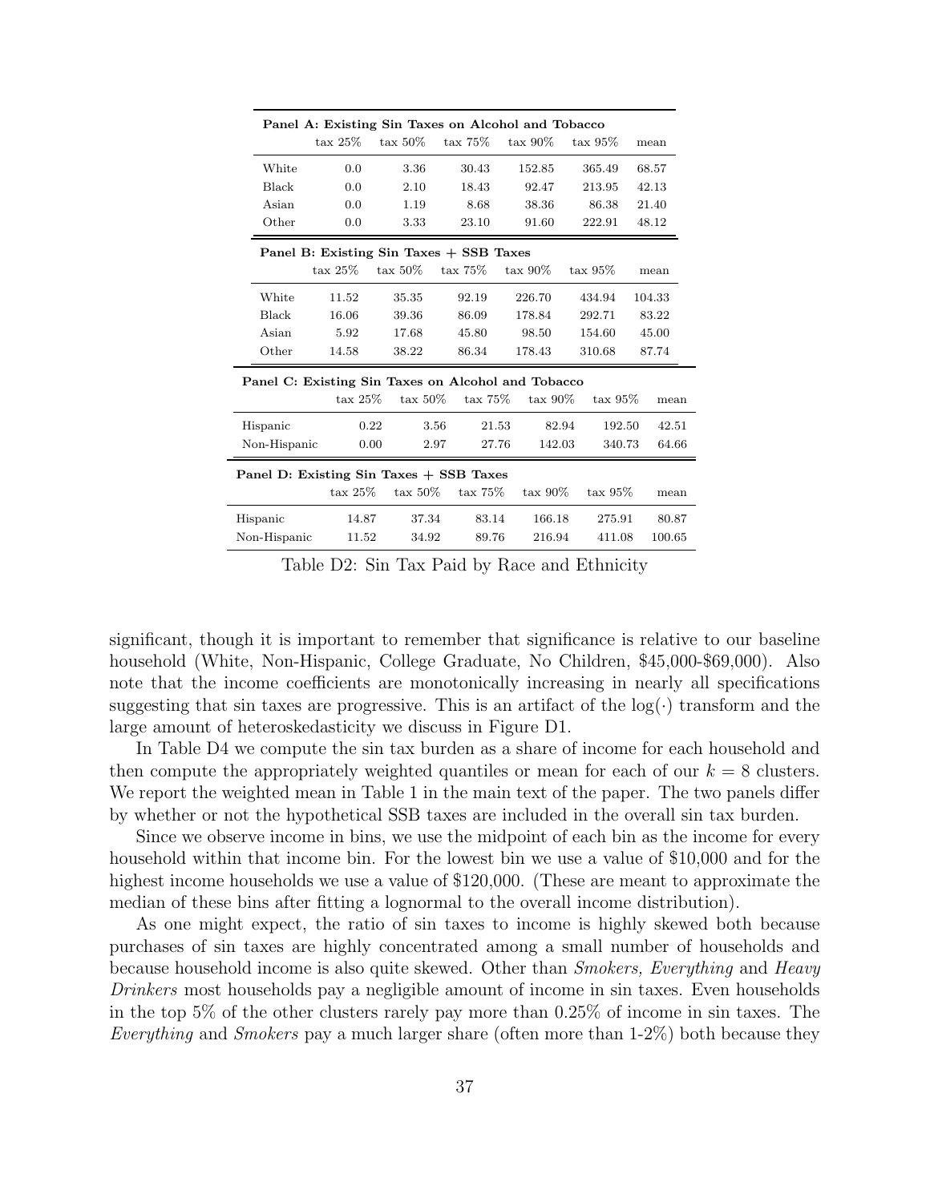**Panel A: Existing Sin Taxes on Alcohol and Tobacco**

| | tax 25% | tax 50% | tax 75% | tax 90% | tax 95% | mean |
|---|---|---|---|---|---|---|
| White | 0.0 | 3.36 | 30.43 | 152.85 | 365.49 | 68.57 |
| Black | 0.0 | 2.10 | 18.43 | 92.47 | 213.95 | 42.13 |
| Asian | 0.0 | 1.19 | 8.68 | 38.36 | 86.38 | 21.40 |
| Other | 0.0 | 3.33 | 23.10 | 91.60 | 222.91 | 48.12 |

**Panel B: Existing Sin Taxes + SSB Taxes**

| | tax 25% | tax 50% | tax 75% | tax 90% | tax 95% | mean |
|---|---|---|---|---|---|---|
| White | 11.52 | 35.35 | 92.19 | 226.70 | 434.94 | 104.33 |
| Black | 16.06 | 39.36 | 86.09 | 178.84 | 292.71 | 83.22 |
| Asian | 5.92 | 17.68 | 45.80 | 98.50 | 154.60 | 45.00 |
| Other | 14.58 | 38.22 | 86.34 | 178.43 | 310.68 | 87.74 |

**Panel C: Existing Sin Taxes on Alcohol and Tobacco**

| | tax 25% | tax 50% | tax 75% | tax 90% | tax 95% | mean |
|---|---|---|---|---|---|---|
| Hispanic | 0.22 | 3.56 | 21.53 | 82.94 | 192.50 | 42.51 |
| Non-Hispanic | 0.00 | 2.97 | 27.76 | 142.03 | 340.73 | 64.66 |

**Panel D: Existing Sin Taxes + SSB Taxes**

| | tax 25% | tax 50% | tax 75% | tax 90% | tax 95% | mean |
|---|---|---|---|---|---|---|
| Hispanic | 14.87 | 37.34 | 83.14 | 166.18 | 275.91 | 80.87 |
| Non-Hispanic | 11.52 | 34.92 | 89.76 | 216.94 | 411.08 | 100.65 |

Table D2: Sin Tax Paid by Race and Ethnicity

significant, though it is important to remember that significance is relative to our baseline household (White, Non-Hispanic, College Graduate, No Children, \$45,000-\$69,000). Also note that the income coefficients are monotonically increasing in nearly all specifications suggesting that sin taxes are progressive. This is an artifact of the $\log(\cdot)$ transform and the large amount of heteroskedasticity we discuss in Figure D1.

In Table D4 we compute the sin tax burden as a share of income for each household and then compute the appropriately weighted quantiles or mean for each of our $k = 8$ clusters. We report the weighted mean in Table 1 in the main text of the paper. The two panels differ by whether or not the hypothetical SSB taxes are included in the overall sin tax burden.

Since we observe income in bins, we use the midpoint of each bin as the income for every household within that income bin. For the lowest bin we use a value of \$10,000 and for the highest income households we use a value of \$120,000. (These are meant to approximate the median of these bins after fitting a lognormal to the overall income distribution).

As one might expect, the ratio of sin taxes to income is highly skewed both because purchases of sin taxes are highly concentrated among a small number of households and because household income is also quite skewed. Other than *Smokers, Everything* and *Heavy Drinkers* most households pay a negligible amount of income in sin taxes. Even households in the top 5% of the other clusters rarely pay more than 0.25% of income in sin taxes. The *Everything* and *Smokers* pay a much larger share (often more than 1-2%) both because they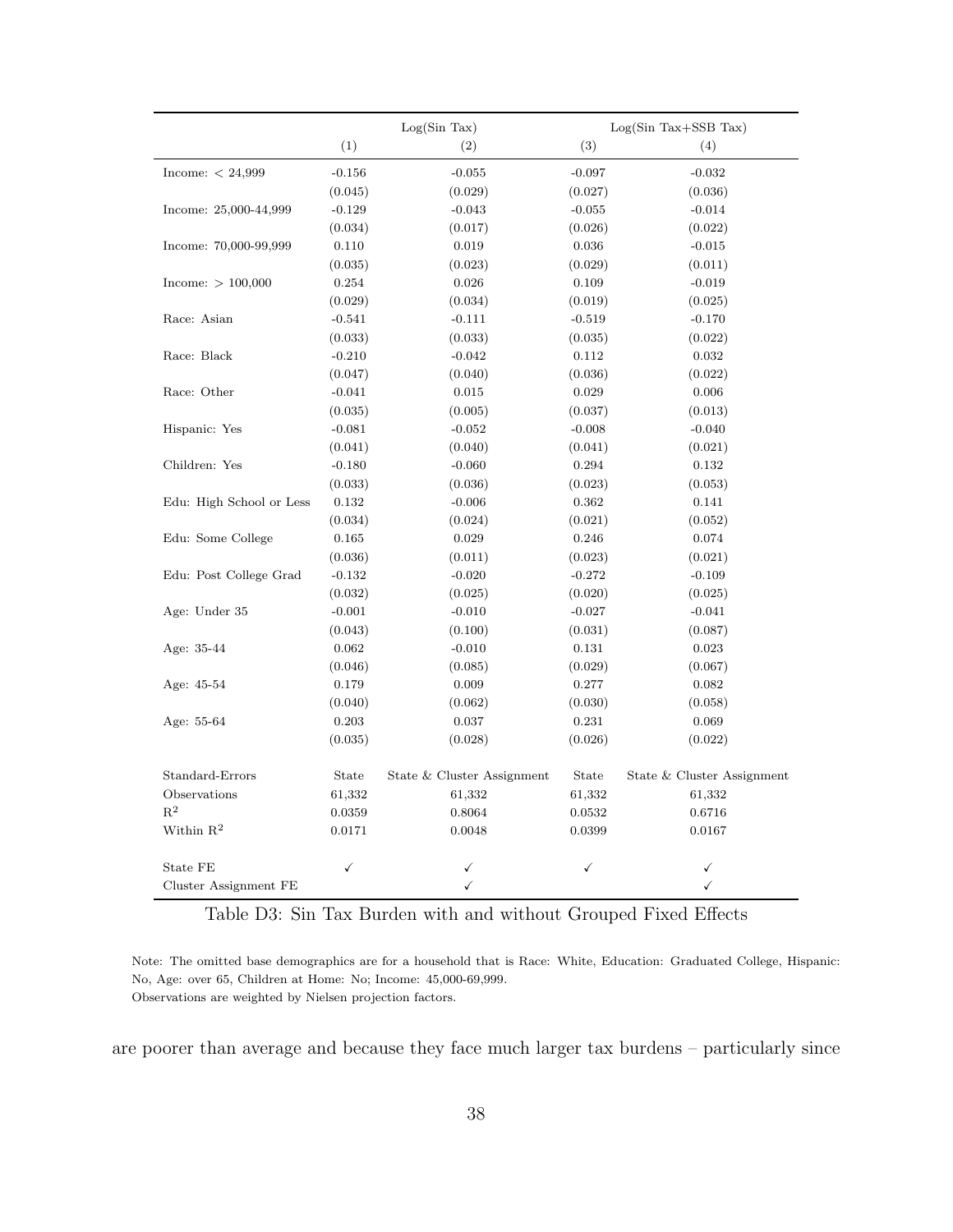| | Log(Sin Tax) | | Log(Sin Tax+SSB Tax) | |
|---|---|---|---|---|
| | (1) | (2) | (3) | (4) |
| Income: < 24,999 | -0.156 | -0.055 | -0.097 | -0.032 |
| | (0.045) | (0.029) | (0.027) | (0.036) |
| Income: 25,000-44,999 | -0.129 | -0.043 | -0.055 | -0.014 |
| | (0.034) | (0.017) | (0.026) | (0.022) |
| Income: 70,000-99,999 | 0.110 | 0.019 | 0.036 | -0.015 |
| | (0.035) | (0.023) | (0.029) | (0.011) |
| Income: > 100,000 | 0.254 | 0.026 | 0.109 | -0.019 |
| | (0.029) | (0.034) | (0.019) | (0.025) |
| Race: Asian | -0.541 | -0.111 | -0.519 | -0.170 |
| | (0.033) | (0.033) | (0.035) | (0.022) |
| Race: Black | -0.210 | -0.042 | 0.112 | 0.032 |
| | (0.047) | (0.040) | (0.036) | (0.022) |
| Race: Other | -0.041 | 0.015 | 0.029 | 0.006 |
| | (0.035) | (0.005) | (0.037) | (0.013) |
| Hispanic: Yes | -0.081 | -0.052 | -0.008 | -0.040 |
| | (0.041) | (0.040) | (0.041) | (0.021) |
| Children: Yes | -0.180 | -0.060 | 0.294 | 0.132 |
| | (0.033) | (0.036) | (0.023) | (0.053) |
| Edu: High School or Less | 0.132 | -0.006 | 0.362 | 0.141 |
| | (0.034) | (0.024) | (0.021) | (0.052) |
| Edu: Some College | 0.165 | 0.029 | 0.246 | 0.074 |
| | (0.036) | (0.011) | (0.023) | (0.021) |
| Edu: Post College Grad | -0.132 | -0.020 | -0.272 | -0.109 |
| | (0.032) | (0.025) | (0.020) | (0.025) |
| Age: Under 35 | -0.001 | -0.010 | -0.027 | -0.041 |
| | (0.043) | (0.100) | (0.031) | (0.087) |
| Age: 35-44 | 0.062 | -0.010 | 0.131 | 0.023 |
| | (0.046) | (0.085) | (0.029) | (0.067) |
| Age: 45-54 | 0.179 | 0.009 | 0.277 | 0.082 |
| | (0.040) | (0.062) | (0.030) | (0.058) |
| Age: 55-64 | 0.203 | 0.037 | 0.231 | 0.069 |
| | (0.035) | (0.028) | (0.026) | (0.022) |
| Standard-Errors | State | State & Cluster Assignment | State | State & Cluster Assignment |
| Observations | 61,332 | 61,332 | 61,332 | 61,332 |
| $R^2$ | 0.0359 | 0.8064 | 0.0532 | 0.6716 |
| Within $R^2$ | 0.0171 | 0.0048 | 0.0399 | 0.0167 |
| State FE | ✓ | ✓ | ✓ | ✓ |
| Cluster Assignment FE | | ✓ | | ✓ |

Table D3: Sin Tax Burden with and without Grouped Fixed Effects

Note: The omitted base demographics are for a household that is Race: White, Education: Graduated College, Hispanic: No, Age: over 65, Children at Home: No; Income: 45,000-69,999.
Observations are weighted by Nielsen projection factors.

are poorer than average and because they face much larger tax burdens – particularly since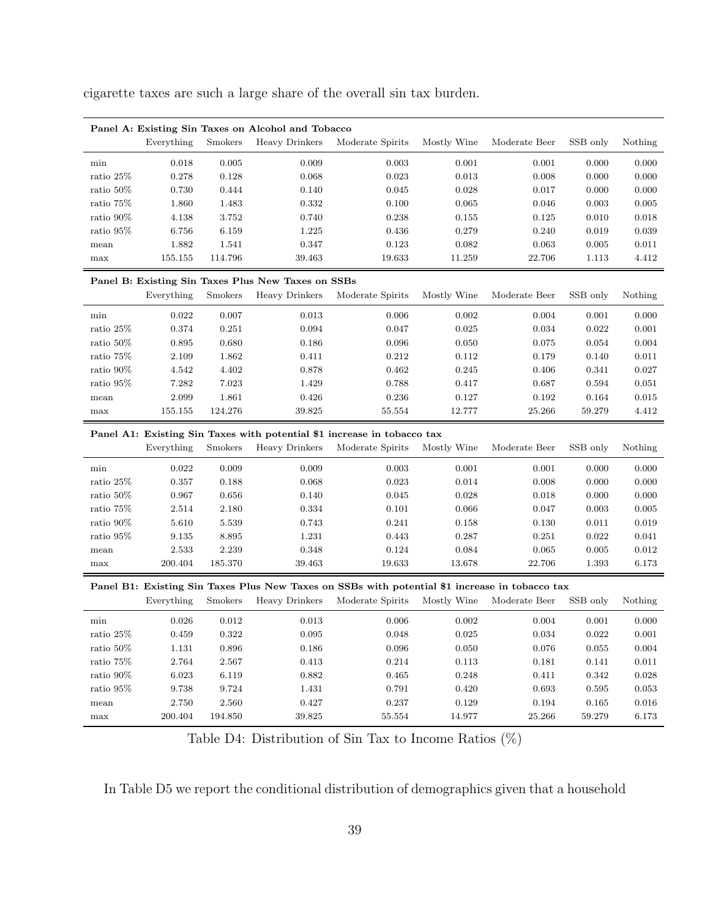cigarette taxes are such a large share of the overall sin tax burden.

| **Panel A: Existing Sin Taxes on Alcohol and Tobacco** | | | | | | | | |
|---|---|---|---|---|---|---|---|---|
| | Everything | Smokers | Heavy Drinkers | Moderate Spirits | Mostly Wine | Moderate Beer | SSB only | Nothing |
| min | 0.018 | 0.005 | 0.009 | 0.003 | 0.001 | 0.001 | 0.000 | 0.000 |
| ratio 25% | 0.278 | 0.128 | 0.068 | 0.023 | 0.013 | 0.008 | 0.000 | 0.000 |
| ratio 50% | 0.730 | 0.444 | 0.140 | 0.045 | 0.028 | 0.017 | 0.000 | 0.000 |
| ratio 75% | 1.860 | 1.483 | 0.332 | 0.100 | 0.065 | 0.046 | 0.003 | 0.005 |
| ratio 90% | 4.138 | 3.752 | 0.740 | 0.238 | 0.155 | 0.125 | 0.010 | 0.018 |
| ratio 95% | 6.756 | 6.159 | 1.225 | 0.436 | 0.279 | 0.240 | 0.019 | 0.039 |
| mean | 1.882 | 1.541 | 0.347 | 0.123 | 0.082 | 0.063 | 0.005 | 0.011 |
| max | 155.155 | 114.796 | 39.463 | 19.633 | 11.259 | 22.706 | 1.113 | 4.412 |
| **Panel B: Existing Sin Taxes Plus New Taxes on SSBs** | | | | | | | | |
| | Everything | Smokers | Heavy Drinkers | Moderate Spirits | Mostly Wine | Moderate Beer | SSB only | Nothing |
| min | 0.022 | 0.007 | 0.013 | 0.006 | 0.002 | 0.004 | 0.001 | 0.000 |
| ratio 25% | 0.374 | 0.251 | 0.094 | 0.047 | 0.025 | 0.034 | 0.022 | 0.001 |
| ratio 50% | 0.895 | 0.680 | 0.186 | 0.096 | 0.050 | 0.075 | 0.054 | 0.004 |
| ratio 75% | 2.109 | 1.862 | 0.411 | 0.212 | 0.112 | 0.179 | 0.140 | 0.011 |
| ratio 90% | 4.542 | 4.402 | 0.878 | 0.462 | 0.245 | 0.406 | 0.341 | 0.027 |
| ratio 95% | 7.282 | 7.023 | 1.429 | 0.788 | 0.417 | 0.687 | 0.594 | 0.051 |
| mean | 2.099 | 1.861 | 0.426 | 0.236 | 0.127 | 0.192 | 0.164 | 0.015 |
| max | 155.155 | 124.276 | 39.825 | 55.554 | 12.777 | 25.266 | 59.279 | 4.412 |
| **Panel A1: Existing Sin Taxes with potential $1 increase in tobacco tax** | | | | | | | | |
| | Everything | Smokers | Heavy Drinkers | Moderate Spirits | Mostly Wine | Moderate Beer | SSB only | Nothing |
| min | 0.022 | 0.009 | 0.009 | 0.003 | 0.001 | 0.001 | 0.000 | 0.000 |
| ratio 25% | 0.357 | 0.188 | 0.068 | 0.023 | 0.014 | 0.008 | 0.000 | 0.000 |
| ratio 50% | 0.967 | 0.656 | 0.140 | 0.045 | 0.028 | 0.018 | 0.000 | 0.000 |
| ratio 75% | 2.514 | 2.180 | 0.334 | 0.101 | 0.066 | 0.047 | 0.003 | 0.005 |
| ratio 90% | 5.610 | 5.539 | 0.743 | 0.241 | 0.158 | 0.130 | 0.011 | 0.019 |
| ratio 95% | 9.135 | 8.895 | 1.231 | 0.443 | 0.287 | 0.251 | 0.022 | 0.041 |
| mean | 2.533 | 2.239 | 0.348 | 0.124 | 0.084 | 0.065 | 0.005 | 0.012 |
| max | 200.404 | 185.370 | 39.463 | 19.633 | 13.678 | 22.706 | 1.393 | 6.173 |
| **Panel B1: Existing Sin Taxes Plus New Taxes on SSBs with potential $1 increase in tobacco tax** | | | | | | | | |
| | Everything | Smokers | Heavy Drinkers | Moderate Spirits | Mostly Wine | Moderate Beer | SSB only | Nothing |
| min | 0.026 | 0.012 | 0.013 | 0.006 | 0.002 | 0.004 | 0.001 | 0.000 |
| ratio 25% | 0.459 | 0.322 | 0.095 | 0.048 | 0.025 | 0.034 | 0.022 | 0.001 |
| ratio 50% | 1.131 | 0.896 | 0.186 | 0.096 | 0.050 | 0.076 | 0.055 | 0.004 |
| ratio 75% | 2.764 | 2.567 | 0.413 | 0.214 | 0.113 | 0.181 | 0.141 | 0.011 |
| ratio 90% | 6.023 | 6.119 | 0.882 | 0.465 | 0.248 | 0.411 | 0.342 | 0.028 |
| ratio 95% | 9.738 | 9.724 | 1.431 | 0.791 | 0.420 | 0.693 | 0.595 | 0.053 |
| mean | 2.750 | 2.560 | 0.427 | 0.237 | 0.129 | 0.194 | 0.165 | 0.016 |
| max | 200.404 | 194.850 | 39.825 | 55.554 | 14.977 | 25.266 | 59.279 | 6.173 |

Table D4: Distribution of Sin Tax to Income Ratios (%)

In Table D5 we report the conditional distribution of demographics given that a household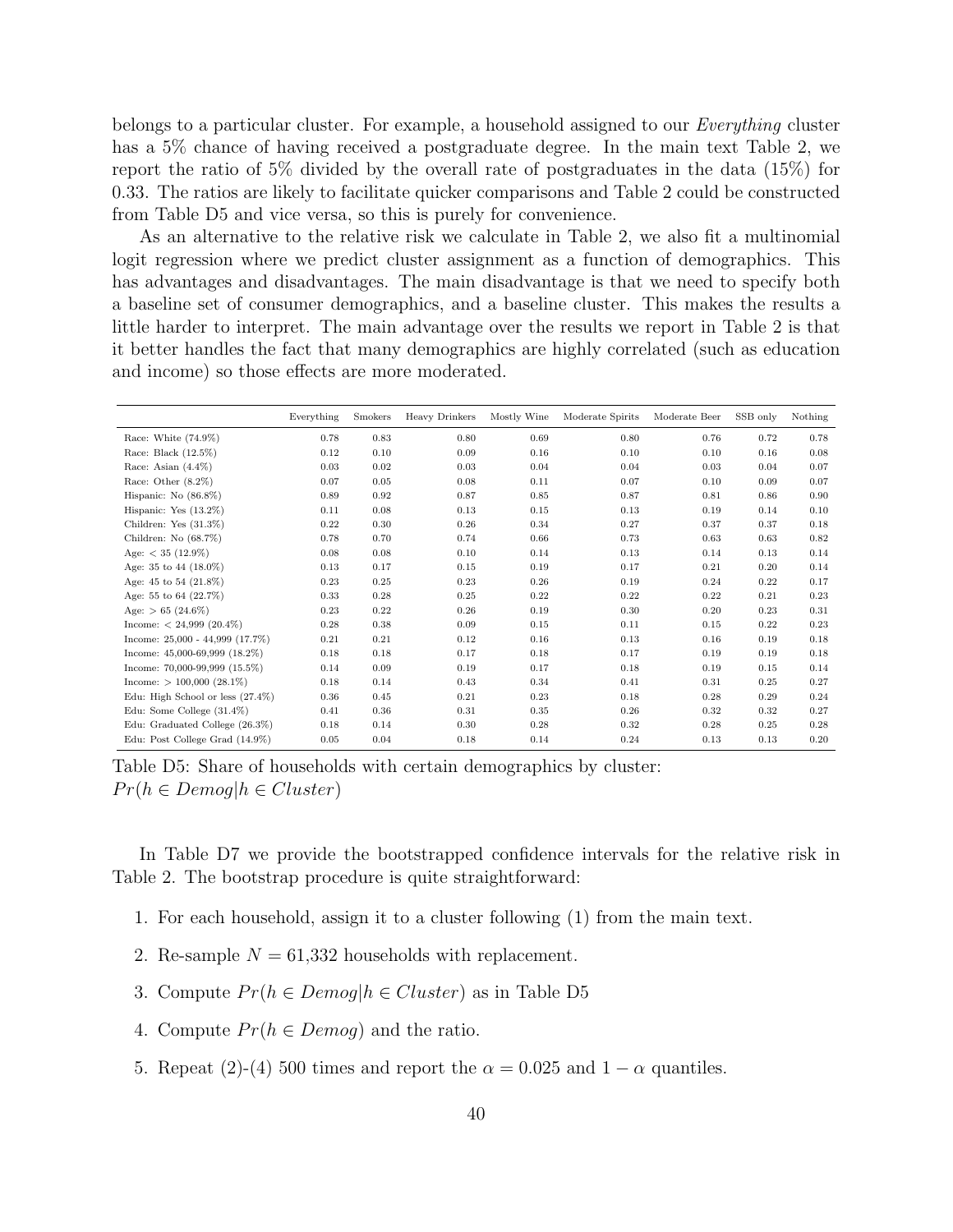belongs to a particular cluster. For example, a household assigned to our *Everything* cluster has a 5% chance of having received a postgraduate degree. In the main text Table 2, we report the ratio of 5% divided by the overall rate of postgraduates in the data (15%) for 0.33. The ratios are likely to facilitate quicker comparisons and Table 2 could be constructed from Table D5 and vice versa, so this is purely for convenience.

As an alternative to the relative risk we calculate in Table 2, we also fit a multinomial logit regression where we predict cluster assignment as a function of demographics. This has advantages and disadvantages. The main disadvantage is that we need to specify both a baseline set of consumer demographics, and a baseline cluster. This makes the results a little harder to interpret. The main advantage over the results we report in Table 2 is that it better handles the fact that many demographics are highly correlated (such as education and income) so those effects are more moderated.

| | Everything | Smokers | Heavy Drinkers | Mostly Wine | Moderate Spirits | Moderate Beer | SSB only | Nothing |
|---|---|---|---|---|---|---|---|---|
| Race: White (74.9%) | 0.78 | 0.83 | 0.80 | 0.69 | 0.80 | 0.76 | 0.72 | 0.78 |
| Race: Black (12.5%) | 0.12 | 0.10 | 0.09 | 0.16 | 0.10 | 0.10 | 0.16 | 0.08 |
| Race: Asian (4.4%) | 0.03 | 0.02 | 0.03 | 0.04 | 0.04 | 0.03 | 0.04 | 0.07 |
| Race: Other (8.2%) | 0.07 | 0.05 | 0.08 | 0.11 | 0.07 | 0.10 | 0.09 | 0.07 |
| Hispanic: No (86.8%) | 0.89 | 0.92 | 0.87 | 0.85 | 0.87 | 0.81 | 0.86 | 0.90 |
| Hispanic: Yes (13.2%) | 0.11 | 0.08 | 0.13 | 0.15 | 0.13 | 0.19 | 0.14 | 0.10 |
| Children: Yes (31.3%) | 0.22 | 0.30 | 0.26 | 0.34 | 0.27 | 0.37 | 0.37 | 0.18 |
| Children: No (68.7%) | 0.78 | 0.70 | 0.74 | 0.66 | 0.73 | 0.63 | 0.63 | 0.82 |
| Age: < 35 (12.9%) | 0.08 | 0.08 | 0.10 | 0.14 | 0.13 | 0.14 | 0.13 | 0.14 |
| Age: 35 to 44 (18.0%) | 0.13 | 0.17 | 0.15 | 0.19 | 0.17 | 0.21 | 0.20 | 0.14 |
| Age: 45 to 54 (21.8%) | 0.23 | 0.25 | 0.23 | 0.26 | 0.19 | 0.24 | 0.22 | 0.17 |
| Age: 55 to 64 (22.7%) | 0.33 | 0.28 | 0.25 | 0.22 | 0.22 | 0.22 | 0.21 | 0.23 |
| Age: > 65 (24.6%) | 0.23 | 0.22 | 0.26 | 0.19 | 0.30 | 0.20 | 0.23 | 0.31 |
| Income: < 24,999 (20.4%) | 0.28 | 0.38 | 0.09 | 0.15 | 0.11 | 0.15 | 0.22 | 0.23 |
| Income: 25,000 - 44,999 (17.7%) | 0.21 | 0.21 | 0.12 | 0.16 | 0.13 | 0.16 | 0.19 | 0.18 |
| Income: 45,000-69,999 (18.2%) | 0.18 | 0.18 | 0.17 | 0.18 | 0.17 | 0.19 | 0.19 | 0.18 |
| Income: 70,000-99,999 (15.5%) | 0.14 | 0.09 | 0.19 | 0.17 | 0.18 | 0.19 | 0.15 | 0.14 |
| Income: > 100,000 (28.1%) | 0.18 | 0.14 | 0.43 | 0.34 | 0.41 | 0.31 | 0.25 | 0.27 |
| Edu: High School or less (27.4%) | 0.36 | 0.45 | 0.21 | 0.23 | 0.18 | 0.28 | 0.29 | 0.24 |
| Edu: Some College (31.4%) | 0.41 | 0.36 | 0.31 | 0.35 | 0.26 | 0.32 | 0.32 | 0.27 |
| Edu: Graduated College (26.3%) | 0.18 | 0.14 | 0.30 | 0.28 | 0.32 | 0.28 | 0.25 | 0.28 |
| Edu: Post College Grad (14.9%) | 0.05 | 0.04 | 0.18 | 0.14 | 0.24 | 0.13 | 0.13 | 0.20 |

Table D5: Share of households with certain demographics by cluster: $Pr(h \in Demog | h \in Cluster)$

In Table D7 we provide the bootstrapped confidence intervals for the relative risk in Table 2. The bootstrap procedure is quite straightforward:

1. For each household, assign it to a cluster following (1) from the main text.
2. Re-sample $N = 61{,}332$ households with replacement.
3. Compute $Pr(h \in Demog | h \in Cluster)$ as in Table D5
4. Compute $Pr(h \in Demog)$ and the ratio.
5. Repeat (2)-(4) 500 times and report the $\alpha = 0.025$ and $1 - \alpha$ quantiles.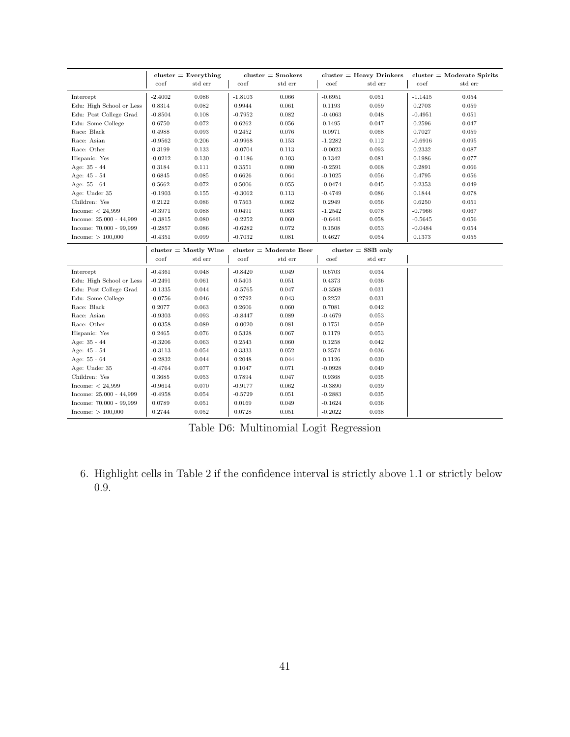| | cluster = Everything | | cluster = Smokers | | cluster = Heavy Drinkers | | cluster = Moderate Spirits | |
|---|---|---|---|---|---|---|---|---|
| | coef | std err | coef | std err | coef | std err | coef | std err |
| Intercept | -2.4002 | 0.086 | -1.8103 | 0.066 | -0.6951 | 0.051 | -1.1415 | 0.054 |
| Edu: High School or Less | 0.8314 | 0.082 | 0.9944 | 0.061 | 0.1193 | 0.059 | 0.2703 | 0.059 |
| Edu: Post College Grad | -0.8504 | 0.108 | -0.7952 | 0.082 | -0.4063 | 0.048 | -0.4951 | 0.051 |
| Edu: Some College | 0.6750 | 0.072 | 0.6262 | 0.056 | 0.1495 | 0.047 | 0.2596 | 0.047 |
| Race: Black | 0.4988 | 0.093 | 0.2452 | 0.076 | 0.0971 | 0.068 | 0.7027 | 0.059 |
| Race: Asian | -0.9562 | 0.206 | -0.9968 | 0.153 | -1.2282 | 0.112 | -0.6916 | 0.095 |
| Race: Other | 0.3199 | 0.133 | -0.0704 | 0.113 | -0.0023 | 0.093 | 0.2332 | 0.087 |
| Hispanic: Yes | -0.0212 | 0.130 | -0.1186 | 0.103 | 0.1342 | 0.081 | 0.1986 | 0.077 |
| Age: 35 - 44 | 0.3184 | 0.111 | 0.3551 | 0.080 | -0.2591 | 0.068 | 0.2891 | 0.066 |
| Age: 45 - 54 | 0.6845 | 0.085 | 0.6626 | 0.064 | -0.1025 | 0.056 | 0.4795 | 0.056 |
| Age: 55 - 64 | 0.5662 | 0.072 | 0.5006 | 0.055 | -0.0474 | 0.045 | 0.2353 | 0.049 |
| Age: Under 35 | -0.1903 | 0.155 | -0.3062 | 0.113 | -0.4749 | 0.086 | 0.1844 | 0.078 |
| Children: Yes | 0.2122 | 0.086 | 0.7563 | 0.062 | 0.2949 | 0.056 | 0.6250 | 0.051 |
| Income: < 24,999 | -0.3971 | 0.088 | 0.0491 | 0.063 | -1.2542 | 0.078 | -0.7966 | 0.067 |
| Income: 25,000 - 44,999 | -0.3815 | 0.080 | -0.2252 | 0.060 | -0.6441 | 0.058 | -0.5645 | 0.056 |
| Income: 70,000 - 99,999 | -0.2857 | 0.086 | -0.6282 | 0.072 | 0.1508 | 0.053 | -0.0484 | 0.054 |
| Income: > 100,000 | -0.4351 | 0.099 | -0.7032 | 0.081 | 0.4627 | 0.054 | 0.1373 | 0.055 |

| | cluster = Mostly Wine | | cluster = Moderate Beer | | cluster = SSB only | |
|---|---|---|---|---|---|---|
| | coef | std err | coef | std err | coef | std err |
| Intercept | -0.4361 | 0.048 | -0.8420 | 0.049 | 0.6703 | 0.034 |
| Edu: High School or Less | -0.2491 | 0.061 | 0.5403 | 0.051 | 0.4373 | 0.036 |
| Edu: Post College Grad | -0.1335 | 0.044 | -0.5765 | 0.047 | -0.3508 | 0.031 |
| Edu: Some College | -0.0756 | 0.046 | 0.2792 | 0.043 | 0.2252 | 0.031 |
| Race: Black | 0.2077 | 0.063 | 0.2606 | 0.060 | 0.7081 | 0.042 |
| Race: Asian | -0.9303 | 0.093 | -0.8447 | 0.089 | -0.4679 | 0.053 |
| Race: Other | -0.0358 | 0.089 | -0.0020 | 0.081 | 0.1751 | 0.059 |
| Hispanic: Yes | 0.2465 | 0.076 | 0.5328 | 0.067 | 0.1179 | 0.053 |
| Age: 35 - 44 | -0.3206 | 0.063 | 0.2543 | 0.060 | 0.1258 | 0.042 |
| Age: 45 - 54 | -0.3113 | 0.054 | 0.3333 | 0.052 | 0.2574 | 0.036 |
| Age: 55 - 64 | -0.2832 | 0.044 | 0.2048 | 0.044 | 0.1126 | 0.030 |
| Age: Under 35 | -0.4764 | 0.077 | 0.1047 | 0.071 | -0.0928 | 0.049 |
| Children: Yes | 0.3685 | 0.053 | 0.7894 | 0.047 | 0.9368 | 0.035 |
| Income: < 24,999 | -0.9614 | 0.070 | -0.9177 | 0.062 | -0.3890 | 0.039 |
| Income: 25,000 - 44,999 | -0.4958 | 0.054 | -0.5729 | 0.051 | -0.2883 | 0.035 |
| Income: 70,000 - 99,999 | 0.0789 | 0.051 | 0.0169 | 0.049 | -0.1624 | 0.036 |
| Income: > 100,000 | 0.2744 | 0.052 | 0.0728 | 0.051 | -0.2022 | 0.038 |

Table D6: Multinomial Logit Regression

6. Highlight cells in Table 2 if the confidence interval is strictly above 1.1 or strictly below 0.9.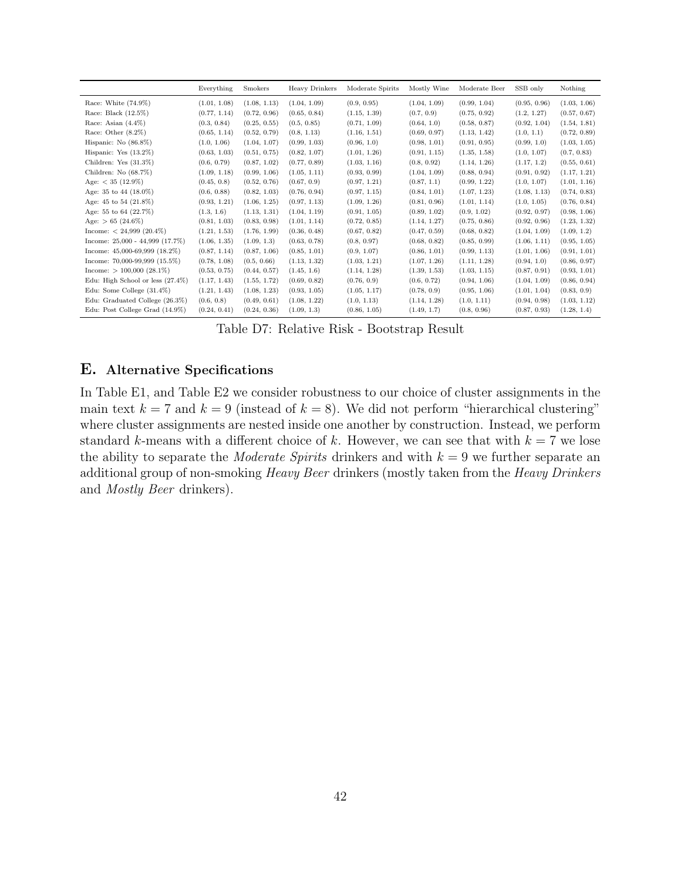|  | Everything | Smokers | Heavy Drinkers | Moderate Spirits | Mostly Wine | Moderate Beer | SSB only | Nothing |
|---|---|---|---|---|---|---|---|---|
| Race: White (74.9%) | (1.01, 1.08) | (1.08, 1.13) | (1.04, 1.09) | (0.9, 0.95) | (1.04, 1.09) | (0.99, 1.04) | (0.95, 0.96) | (1.03, 1.06) |
| Race: Black (12.5%) | (0.77, 1.14) | (0.72, 0.96) | (0.65, 0.84) | (1.15, 1.39) | (0.7, 0.9) | (0.75, 0.92) | (1.2, 1.27) | (0.57, 0.67) |
| Race: Asian (4.4%) | (0.3, 0.84) | (0.25, 0.55) | (0.5, 0.85) | (0.71, 1.09) | (0.64, 1.0) | (0.58, 0.87) | (0.92, 1.04) | (1.54, 1.81) |
| Race: Other (8.2%) | (0.65, 1.14) | (0.52, 0.79) | (0.8, 1.13) | (1.16, 1.51) | (0.69, 0.97) | (1.13, 1.42) | (1.0, 1.1) | (0.72, 0.89) |
| Hispanic: No (86.8%) | (1.0, 1.06) | (1.04, 1.07) | (0.99, 1.03) | (0.96, 1.0) | (0.98, 1.01) | (0.91, 0.95) | (0.99, 1.0) | (1.03, 1.05) |
| Hispanic: Yes (13.2%) | (0.63, 1.03) | (0.51, 0.75) | (0.82, 1.07) | (1.01, 1.26) | (0.91, 1.15) | (1.35, 1.58) | (1.0, 1.07) | (0.7, 0.83) |
| Children: Yes (31.3%) | (0.6, 0.79) | (0.87, 1.02) | (0.77, 0.89) | (1.03, 1.16) | (0.8, 0.92) | (1.14, 1.26) | (1.17, 1.2) | (0.55, 0.61) |
| Children: No (68.7%) | (1.09, 1.18) | (0.99, 1.06) | (1.05, 1.11) | (0.93, 0.99) | (1.04, 1.09) | (0.88, 0.94) | (0.91, 0.92) | (1.17, 1.21) |
| Age: < 35 (12.9%) | (0.45, 0.8) | (0.52, 0.76) | (0.67, 0.9) | (0.97, 1.21) | (0.87, 1.1) | (0.99, 1.22) | (1.0, 1.07) | (1.01, 1.16) |
| Age: 35 to 44 (18.0%) | (0.6, 0.88) | (0.82, 1.03) | (0.76, 0.94) | (0.97, 1.15) | (0.84, 1.01) | (1.07, 1.23) | (1.08, 1.13) | (0.74, 0.83) |
| Age: 45 to 54 (21.8%) | (0.93, 1.21) | (1.06, 1.25) | (0.97, 1.13) | (1.09, 1.26) | (0.81, 0.96) | (1.01, 1.14) | (1.0, 1.05) | (0.76, 0.84) |
| Age: 55 to 64 (22.7%) | (1.3, 1.6) | (1.13, 1.31) | (1.04, 1.19) | (0.91, 1.05) | (0.89, 1.02) | (0.9, 1.02) | (0.92, 0.97) | (0.98, 1.06) |
| Age: > 65 (24.6%) | (0.81, 1.03) | (0.83, 0.98) | (1.01, 1.14) | (0.72, 0.85) | (1.14, 1.27) | (0.75, 0.86) | (0.92, 0.96) | (1.23, 1.32) |
| Income: < 24,999 (20.4%) | (1.21, 1.53) | (1.76, 1.99) | (0.36, 0.48) | (0.67, 0.82) | (0.47, 0.59) | (0.68, 0.82) | (1.04, 1.09) | (1.09, 1.2) |
| Income: 25,000 - 44,999 (17.7%) | (1.06, 1.35) | (1.09, 1.3) | (0.63, 0.78) | (0.8, 0.97) | (0.68, 0.82) | (0.85, 0.99) | (1.06, 1.11) | (0.95, 1.05) |
| Income: 45,000-69,999 (18.2%) | (0.87, 1.14) | (0.87, 1.06) | (0.85, 1.01) | (0.9, 1.07) | (0.86, 1.01) | (0.99, 1.13) | (1.01, 1.06) | (0.91, 1.01) |
| Income: 70,000-99,999 (15.5%) | (0.78, 1.08) | (0.5, 0.66) | (1.13, 1.32) | (1.03, 1.21) | (1.07, 1.26) | (1.11, 1.28) | (0.94, 1.0) | (0.86, 0.97) |
| Income: > 100,000 (28.1%) | (0.53, 0.75) | (0.44, 0.57) | (1.45, 1.6) | (1.14, 1.28) | (1.39, 1.53) | (1.03, 1.15) | (0.87, 0.91) | (0.93, 1.01) |
| Edu: High School or less (27.4%) | (1.17, 1.43) | (1.55, 1.72) | (0.69, 0.82) | (0.76, 0.9) | (0.6, 0.72) | (0.94, 1.06) | (1.04, 1.09) | (0.86, 0.94) |
| Edu: Some College (31.4%) | (1.21, 1.43) | (1.08, 1.23) | (0.93, 1.05) | (1.05, 1.17) | (0.78, 0.9) | (0.95, 1.06) | (1.01, 1.04) | (0.83, 0.9) |
| Edu: Graduated College (26.3%) | (0.6, 0.8) | (0.49, 0.61) | (1.08, 1.22) | (1.0, 1.13) | (1.14, 1.28) | (1.0, 1.11) | (0.94, 0.98) | (1.03, 1.12) |
| Edu: Post College Grad (14.9%) | (0.24, 0.41) | (0.24, 0.36) | (1.09, 1.3) | (0.86, 1.05) | (1.49, 1.7) | (0.8, 0.96) | (0.87, 0.93) | (1.28, 1.4) |

Table D7: Relative Risk - Bootstrap Result

## E. Alternative Specifications

In Table E1, and Table E2 we consider robustness to our choice of cluster assignments in the main text $k = 7$ and $k = 9$ (instead of $k = 8$). We did not perform "hierarchical clustering" where cluster assignments are nested inside one another by construction. Instead, we perform standard $k$-means with a different choice of $k$. However, we can see that with $k = 7$ we lose the ability to separate the *Moderate Spirits* drinkers and with $k = 9$ we further separate an additional group of non-smoking *Heavy Beer* drinkers (mostly taken from the *Heavy Drinkers* and *Mostly Beer* drinkers).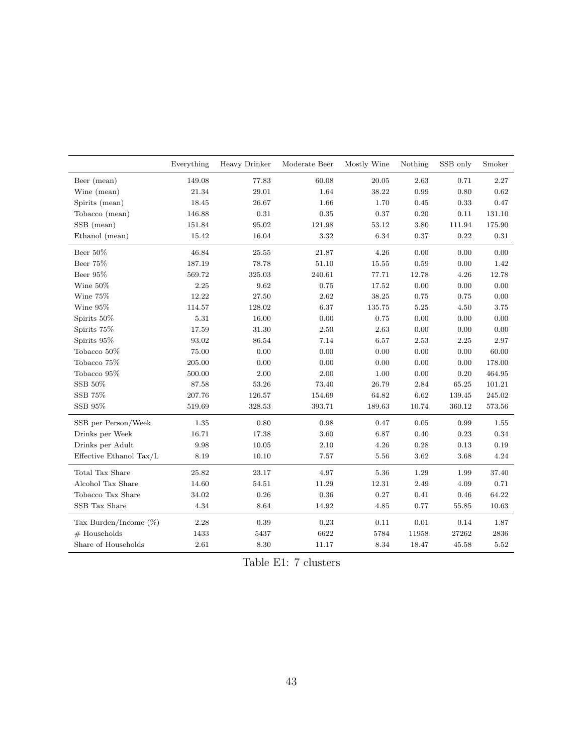| | Everything | Heavy Drinker | Moderate Beer | Mostly Wine | Nothing | SSB only | Smoker |
|---|---|---|---|---|---|---|---|
| Beer (mean) | 149.08 | 77.83 | 60.08 | 20.05 | 2.63 | 0.71 | 2.27 |
| Wine (mean) | 21.34 | 29.01 | 1.64 | 38.22 | 0.99 | 0.80 | 0.62 |
| Spirits (mean) | 18.45 | 26.67 | 1.66 | 1.70 | 0.45 | 0.33 | 0.47 |
| Tobacco (mean) | 146.88 | 0.31 | 0.35 | 0.37 | 0.20 | 0.11 | 131.10 |
| SSB (mean) | 151.84 | 95.02 | 121.98 | 53.12 | 3.80 | 111.94 | 175.90 |
| Ethanol (mean) | 15.42 | 16.04 | 3.32 | 6.34 | 0.37 | 0.22 | 0.31 |
| Beer 50% | 46.84 | 25.55 | 21.87 | 4.26 | 0.00 | 0.00 | 0.00 |
| Beer 75% | 187.19 | 78.78 | 51.10 | 15.55 | 0.59 | 0.00 | 1.42 |
| Beer 95% | 569.72 | 325.03 | 240.61 | 77.71 | 12.78 | 4.26 | 12.78 |
| Wine 50% | 2.25 | 9.62 | 0.75 | 17.52 | 0.00 | 0.00 | 0.00 |
| Wine 75% | 12.22 | 27.50 | 2.62 | 38.25 | 0.75 | 0.75 | 0.00 |
| Wine 95% | 114.57 | 128.02 | 6.37 | 135.75 | 5.25 | 4.50 | 3.75 |
| Spirits 50% | 5.31 | 16.00 | 0.00 | 0.75 | 0.00 | 0.00 | 0.00 |
| Spirits 75% | 17.59 | 31.30 | 2.50 | 2.63 | 0.00 | 0.00 | 0.00 |
| Spirits 95% | 93.02 | 86.54 | 7.14 | 6.57 | 2.53 | 2.25 | 2.97 |
| Tobacco 50% | 75.00 | 0.00 | 0.00 | 0.00 | 0.00 | 0.00 | 60.00 |
| Tobacco 75% | 205.00 | 0.00 | 0.00 | 0.00 | 0.00 | 0.00 | 178.00 |
| Tobacco 95% | 500.00 | 2.00 | 2.00 | 1.00 | 0.00 | 0.20 | 464.95 |
| SSB 50% | 87.58 | 53.26 | 73.40 | 26.79 | 2.84 | 65.25 | 101.21 |
| SSB 75% | 207.76 | 126.57 | 154.69 | 64.82 | 6.62 | 139.45 | 245.02 |
| SSB 95% | 519.69 | 328.53 | 393.71 | 189.63 | 10.74 | 360.12 | 573.56 |
| SSB per Person/Week | 1.35 | 0.80 | 0.98 | 0.47 | 0.05 | 0.99 | 1.55 |
| Drinks per Week | 16.71 | 17.38 | 3.60 | 6.87 | 0.40 | 0.23 | 0.34 |
| Drinks per Adult | 9.98 | 10.05 | 2.10 | 4.26 | 0.28 | 0.13 | 0.19 |
| Effective Ethanol Tax/L | 8.19 | 10.10 | 7.57 | 5.56 | 3.62 | 3.68 | 4.24 |
| Total Tax Share | 25.82 | 23.17 | 4.97 | 5.36 | 1.29 | 1.99 | 37.40 |
| Alcohol Tax Share | 14.60 | 54.51 | 11.29 | 12.31 | 2.49 | 4.09 | 0.71 |
| Tobacco Tax Share | 34.02 | 0.26 | 0.36 | 0.27 | 0.41 | 0.46 | 64.22 |
| SSB Tax Share | 4.34 | 8.64 | 14.92 | 4.85 | 0.77 | 55.85 | 10.63 |
| Tax Burden/Income (%) | 2.28 | 0.39 | 0.23 | 0.11 | 0.01 | 0.14 | 1.87 |
| # Households | 1433 | 5437 | 6622 | 5784 | 11958 | 27262 | 2836 |
| Share of Households | 2.61 | 8.30 | 11.17 | 8.34 | 18.47 | 45.58 | 5.52 |

Table E1: 7 clusters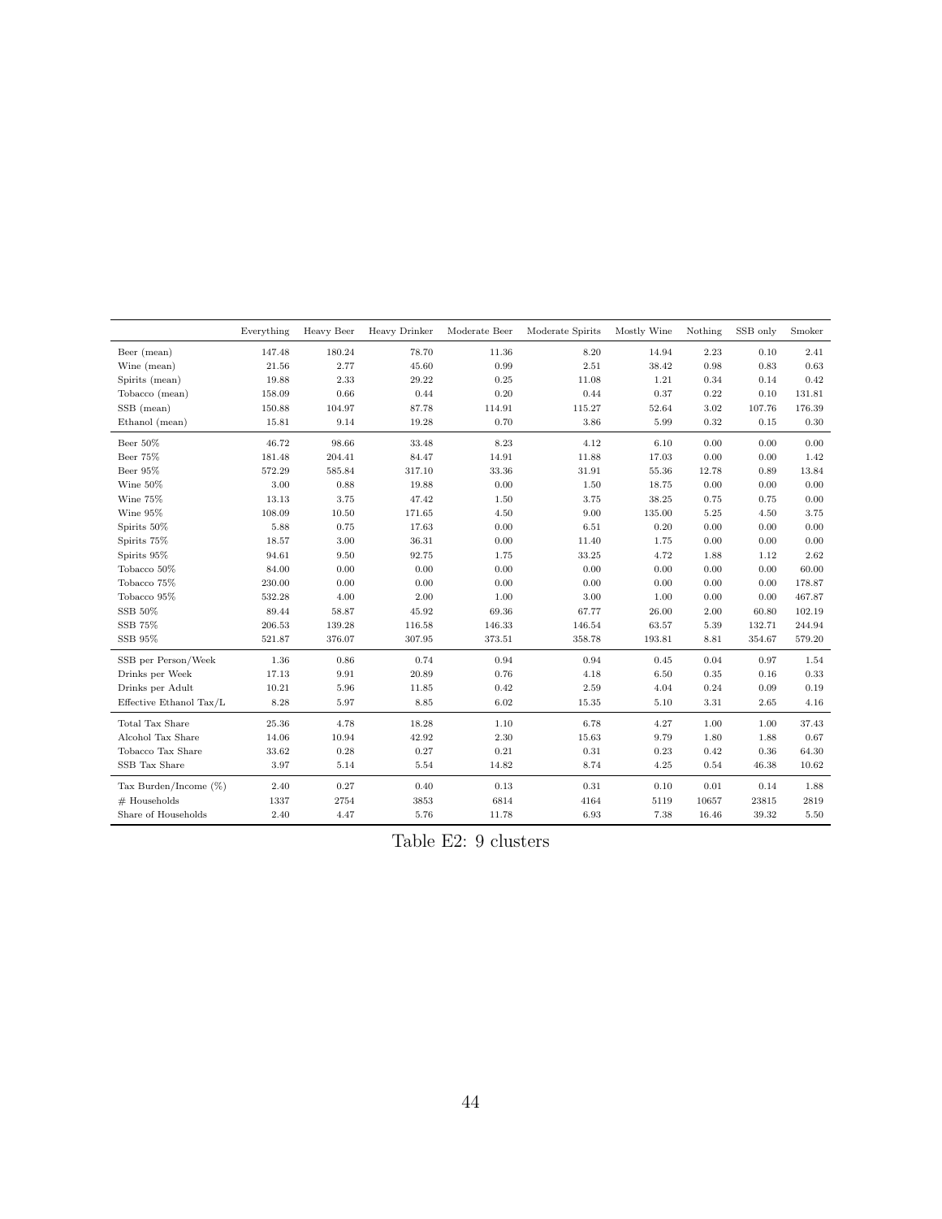| | Everything | Heavy Beer | Heavy Drinker | Moderate Beer | Moderate Spirits | Mostly Wine | Nothing | SSB only | Smoker |
|---|---|---|---|---|---|---|---|---|---|
| Beer (mean) | 147.48 | 180.24 | 78.70 | 11.36 | 8.20 | 14.94 | 2.23 | 0.10 | 2.41 |
| Wine (mean) | 21.56 | 2.77 | 45.60 | 0.99 | 2.51 | 38.42 | 0.98 | 0.83 | 0.63 |
| Spirits (mean) | 19.88 | 2.33 | 29.22 | 0.25 | 11.08 | 1.21 | 0.34 | 0.14 | 0.42 |
| Tobacco (mean) | 158.09 | 0.66 | 0.44 | 0.20 | 0.44 | 0.37 | 0.22 | 0.10 | 131.81 |
| SSB (mean) | 150.88 | 104.97 | 87.78 | 114.91 | 115.27 | 52.64 | 3.02 | 107.76 | 176.39 |
| Ethanol (mean) | 15.81 | 9.14 | 19.28 | 0.70 | 3.86 | 5.99 | 0.32 | 0.15 | 0.30 |
| Beer 50% | 46.72 | 98.66 | 33.48 | 8.23 | 4.12 | 6.10 | 0.00 | 0.00 | 0.00 |
| Beer 75% | 181.48 | 204.41 | 84.47 | 14.91 | 11.88 | 17.03 | 0.00 | 0.00 | 1.42 |
| Beer 95% | 572.29 | 585.84 | 317.10 | 33.36 | 31.91 | 55.36 | 12.78 | 0.89 | 13.84 |
| Wine 50% | 3.00 | 0.88 | 19.88 | 0.00 | 1.50 | 18.75 | 0.00 | 0.00 | 0.00 |
| Wine 75% | 13.13 | 3.75 | 47.42 | 1.50 | 3.75 | 38.25 | 0.75 | 0.75 | 0.00 |
| Wine 95% | 108.09 | 10.50 | 171.65 | 4.50 | 9.00 | 135.00 | 5.25 | 4.50 | 3.75 |
| Spirits 50% | 5.88 | 0.75 | 17.63 | 0.00 | 6.51 | 0.20 | 0.00 | 0.00 | 0.00 |
| Spirits 75% | 18.57 | 3.00 | 36.31 | 0.00 | 11.40 | 1.75 | 0.00 | 0.00 | 0.00 |
| Spirits 95% | 94.61 | 9.50 | 92.75 | 1.75 | 33.25 | 4.72 | 1.88 | 1.12 | 2.62 |
| Tobacco 50% | 84.00 | 0.00 | 0.00 | 0.00 | 0.00 | 0.00 | 0.00 | 0.00 | 60.00 |
| Tobacco 75% | 230.00 | 0.00 | 0.00 | 0.00 | 0.00 | 0.00 | 0.00 | 0.00 | 178.87 |
| Tobacco 95% | 532.28 | 4.00 | 2.00 | 1.00 | 3.00 | 1.00 | 0.00 | 0.00 | 467.87 |
| SSB 50% | 89.44 | 58.87 | 45.92 | 69.36 | 67.77 | 26.00 | 2.00 | 60.80 | 102.19 |
| SSB 75% | 206.53 | 139.28 | 116.58 | 146.33 | 146.54 | 63.57 | 5.39 | 132.71 | 244.94 |
| SSB 95% | 521.87 | 376.07 | 307.95 | 373.51 | 358.78 | 193.81 | 8.81 | 354.67 | 579.20 |
| SSB per Person/Week | 1.36 | 0.86 | 0.74 | 0.94 | 0.94 | 0.45 | 0.04 | 0.97 | 1.54 |
| Drinks per Week | 17.13 | 9.91 | 20.89 | 0.76 | 4.18 | 6.50 | 0.35 | 0.16 | 0.33 |
| Drinks per Adult | 10.21 | 5.96 | 11.85 | 0.42 | 2.59 | 4.04 | 0.24 | 0.09 | 0.19 |
| Effective Ethanol Tax/L | 8.28 | 5.97 | 8.85 | 6.02 | 15.35 | 5.10 | 3.31 | 2.65 | 4.16 |
| Total Tax Share | 25.36 | 4.78 | 18.28 | 1.10 | 6.78 | 4.27 | 1.00 | 1.00 | 37.43 |
| Alcohol Tax Share | 14.06 | 10.94 | 42.92 | 2.30 | 15.63 | 9.79 | 1.80 | 1.88 | 0.67 |
| Tobacco Tax Share | 33.62 | 0.28 | 0.27 | 0.21 | 0.31 | 0.23 | 0.42 | 0.36 | 64.30 |
| SSB Tax Share | 3.97 | 5.14 | 5.54 | 14.82 | 8.74 | 4.25 | 0.54 | 46.38 | 10.62 |
| Tax Burden/Income (%) | 2.40 | 0.27 | 0.40 | 0.13 | 0.31 | 0.10 | 0.01 | 0.14 | 1.88 |
| # Households | 1337 | 2754 | 3853 | 6814 | 4164 | 5119 | 10657 | 23815 | 2819 |
| Share of Households | 2.40 | 4.47 | 5.76 | 11.78 | 6.93 | 7.38 | 16.46 | 39.32 | 5.50 |

Table E2: 9 clusters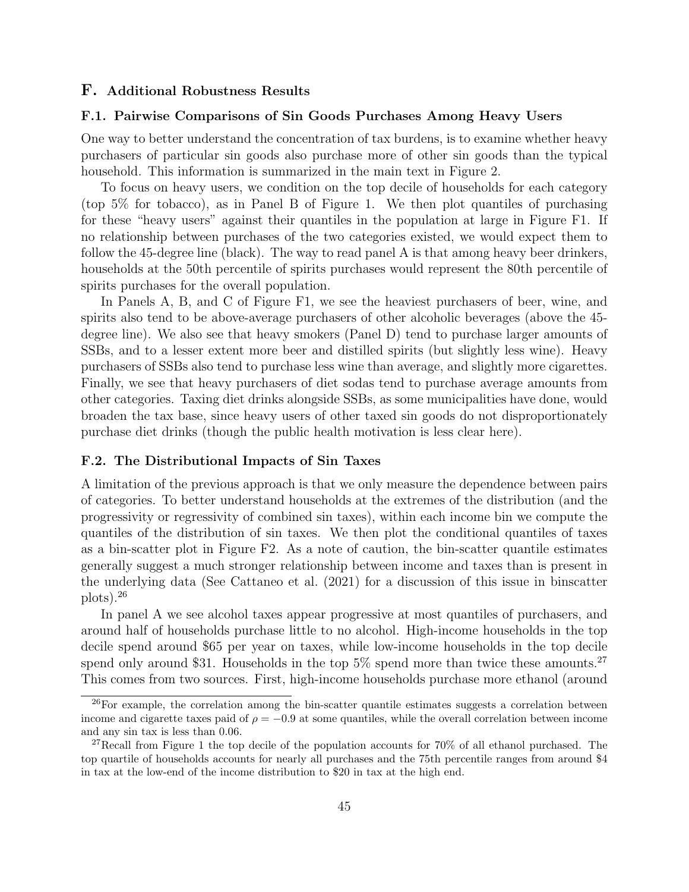## F. Additional Robustness Results

### F.1. Pairwise Comparisons of Sin Goods Purchases Among Heavy Users

One way to better understand the concentration of tax burdens, is to examine whether heavy purchasers of particular sin goods also purchase more of other sin goods than the typical household. This information is summarized in the main text in Figure 2.

To focus on heavy users, we condition on the top decile of households for each category (top 5% for tobacco), as in Panel B of Figure 1. We then plot quantiles of purchasing for these "heavy users" against their quantiles in the population at large in Figure F1. If no relationship between purchases of the two categories existed, we would expect them to follow the 45-degree line (black). The way to read panel A is that among heavy beer drinkers, households at the 50th percentile of spirits purchases would represent the 80th percentile of spirits purchases for the overall population.

In Panels A, B, and C of Figure F1, we see the heaviest purchasers of beer, wine, and spirits also tend to be above-average purchasers of other alcoholic beverages (above the 45-degree line). We also see that heavy smokers (Panel D) tend to purchase larger amounts of SSBs, and to a lesser extent more beer and distilled spirits (but slightly less wine). Heavy purchasers of SSBs also tend to purchase less wine than average, and slightly more cigarettes. Finally, we see that heavy purchasers of diet sodas tend to purchase average amounts from other categories. Taxing diet drinks alongside SSBs, as some municipalities have done, would broaden the tax base, since heavy users of other taxed sin goods do not disproportionately purchase diet drinks (though the public health motivation is less clear here).

### F.2. The Distributional Impacts of Sin Taxes

A limitation of the previous approach is that we only measure the dependence between pairs of categories. To better understand households at the extremes of the distribution (and the progressivity or regressivity of combined sin taxes), within each income bin we compute the quantiles of the distribution of sin taxes. We then plot the conditional quantiles of taxes as a bin-scatter plot in Figure F2. As a note of caution, the bin-scatter quantile estimates generally suggest a much stronger relationship between income and taxes than is present in the underlying data (See Cattaneo et al. (2021) for a discussion of this issue in binscatter plots).[26]

In panel A we see alcohol taxes appear progressive at most quantiles of purchasers, and around half of households purchase little to no alcohol. High-income households in the top decile spend around $65 per year on taxes, while low-income households in the top decile spend only around $31. Households in the top 5% spend more than twice these amounts.[27] This comes from two sources. First, high-income households purchase more ethanol (around

[26] For example, the correlation among the bin-scatter quantile estimates suggests a correlation between income and cigarette taxes paid of $\rho = -0.9$ at some quantiles, while the overall correlation between income and any sin tax is less than 0.06.

[27] Recall from Figure 1 the top decile of the population accounts for 70% of all ethanol purchased. The top quartile of households accounts for nearly all purchases and the 75th percentile ranges from around $4 in tax at the low-end of the income distribution to $20 in tax at the high end.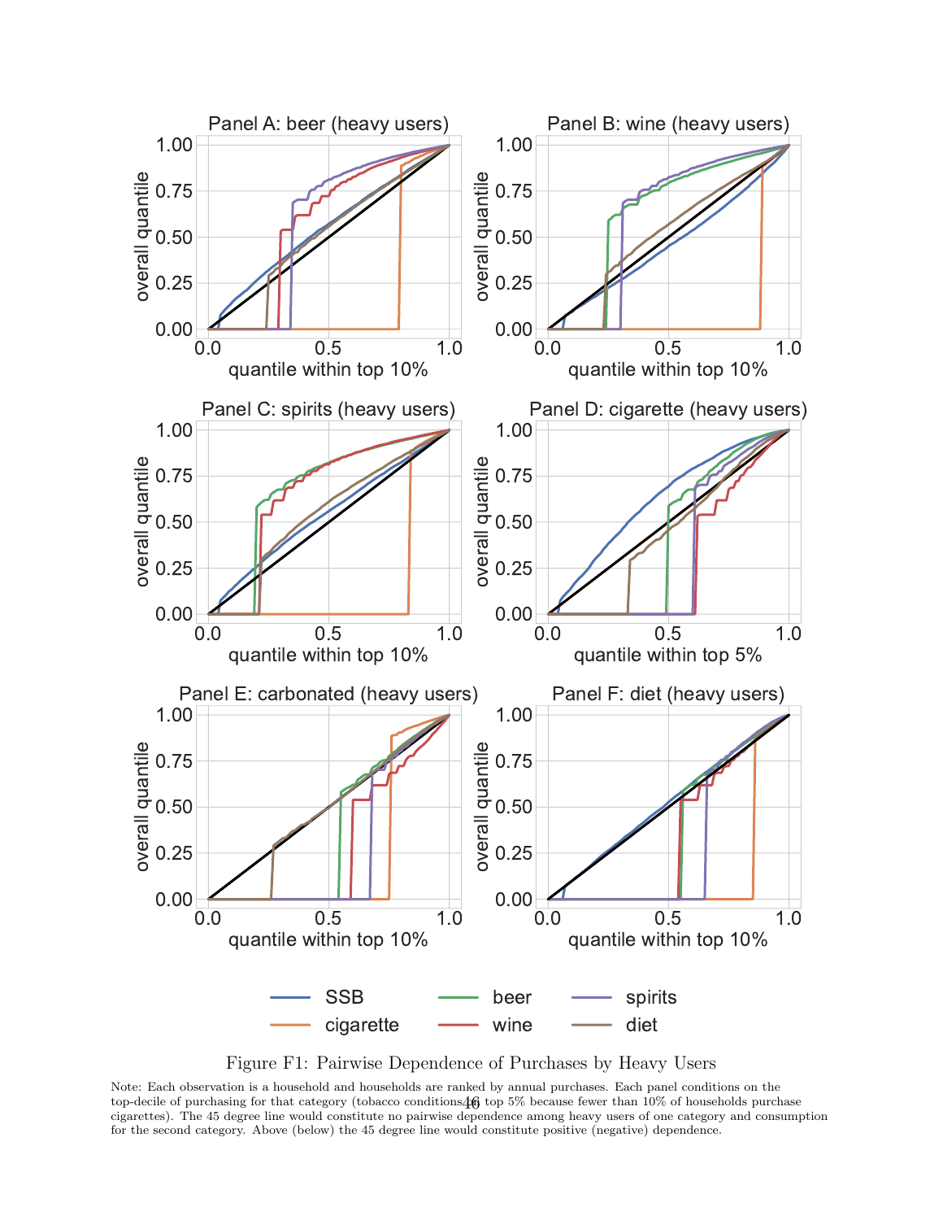Figure F1: Pairwise Dependence of Purchases by Heavy Users

Note: Each observation is a household and households are ranked by annual purchases. Each panel conditions on the top-decile of purchasing for that category (tobacco conditions on top 5% because fewer than 10% of households purchase cigarettes). The 45 degree line would constitute no pairwise dependence among heavy users of one category and consumption for the second category. Above (below) the 45 degree line would constitute positive (negative) dependence.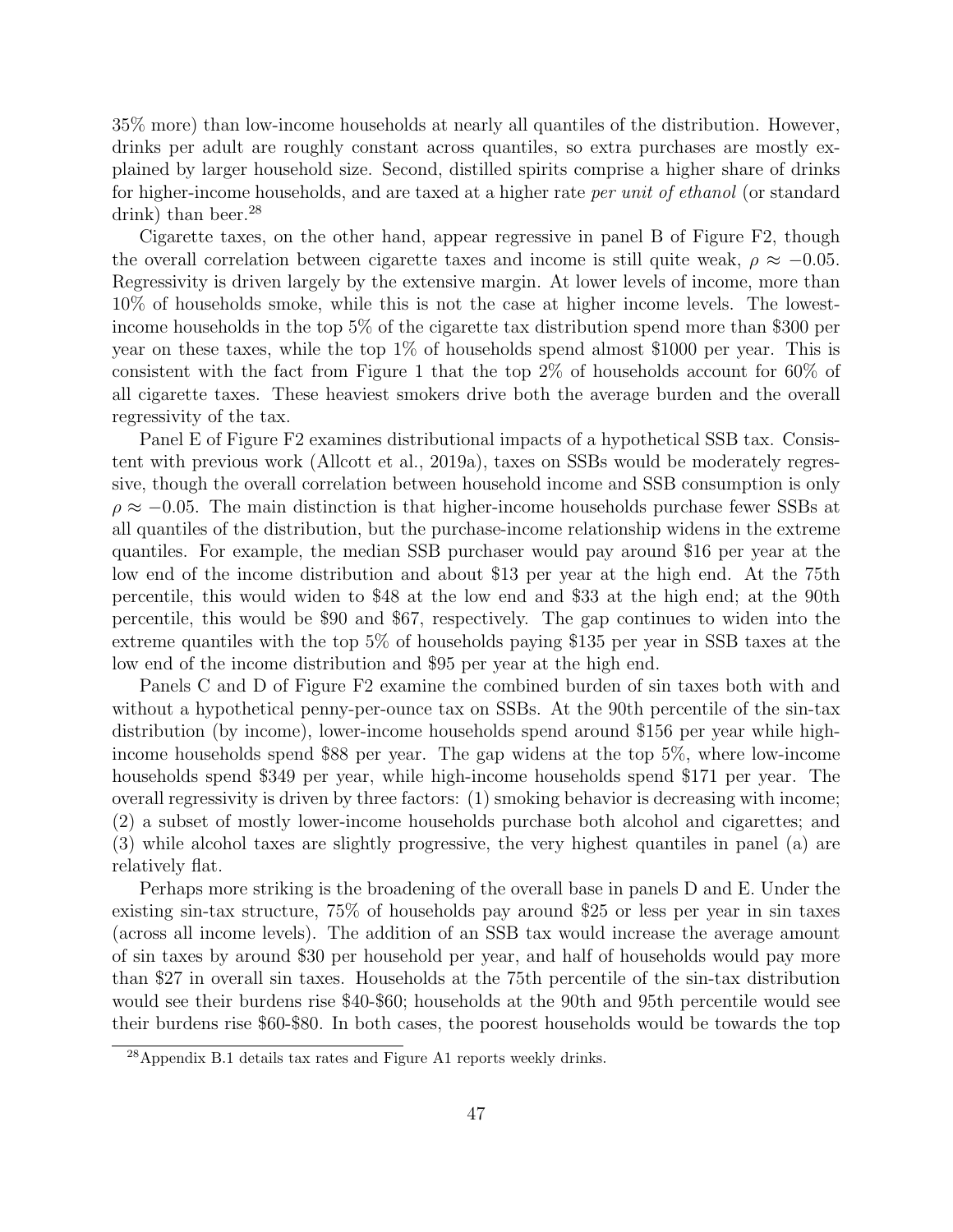35% more) than low-income households at nearly all quantiles of the distribution. However, drinks per adult are roughly constant across quantiles, so extra purchases are mostly explained by larger household size. Second, distilled spirits comprise a higher share of drinks for higher-income households, and are taxed at a higher rate *per unit of ethanol* (or standard drink) than beer.[28]

Cigarette taxes, on the other hand, appear regressive in panel B of Figure F2, though the overall correlation between cigarette taxes and income is still quite weak, $\rho \approx -0.05$. Regressivity is driven largely by the extensive margin. At lower levels of income, more than 10% of households smoke, while this is not the case at higher income levels. The lowest-income households in the top 5% of the cigarette tax distribution spend more than \$300 per year on these taxes, while the top 1% of households spend almost \$1000 per year. This is consistent with the fact from Figure 1 that the top 2% of households account for 60% of all cigarette taxes. These heaviest smokers drive both the average burden and the overall regressivity of the tax.

Panel E of Figure F2 examines distributional impacts of a hypothetical SSB tax. Consistent with previous work (Allcott et al., 2019a), taxes on SSBs would be moderately regressive, though the overall correlation between household income and SSB consumption is only $\rho \approx -0.05$. The main distinction is that higher-income households purchase fewer SSBs at all quantiles of the distribution, but the purchase-income relationship widens in the extreme quantiles. For example, the median SSB purchaser would pay around \$16 per year at the low end of the income distribution and about \$13 per year at the high end. At the 75th percentile, this would widen to \$48 at the low end and \$33 at the high end; at the 90th percentile, this would be \$90 and \$67, respectively. The gap continues to widen into the extreme quantiles with the top 5% of households paying \$135 per year in SSB taxes at the low end of the income distribution and \$95 per year at the high end.

Panels C and D of Figure F2 examine the combined burden of sin taxes both with and without a hypothetical penny-per-ounce tax on SSBs. At the 90th percentile of the sin-tax distribution (by income), lower-income households spend around \$156 per year while high-income households spend \$88 per year. The gap widens at the top 5%, where low-income households spend \$349 per year, while high-income households spend \$171 per year. The overall regressivity is driven by three factors: (1) smoking behavior is decreasing with income; (2) a subset of mostly lower-income households purchase both alcohol and cigarettes; and (3) while alcohol taxes are slightly progressive, the very highest quantiles in panel (a) are relatively flat.

Perhaps more striking is the broadening of the overall base in panels D and E. Under the existing sin-tax structure, 75% of households pay around \$25 or less per year in sin taxes (across all income levels). The addition of an SSB tax would increase the average amount of sin taxes by around \$30 per household per year, and half of households would pay more than \$27 in overall sin taxes. Households at the 75th percentile of the sin-tax distribution would see their burdens rise \$40-\$60; households at the 90th and 95th percentile would see their burdens rise \$60-\$80. In both cases, the poorest households would be towards the top

[28] Appendix B.1 details tax rates and Figure A1 reports weekly drinks.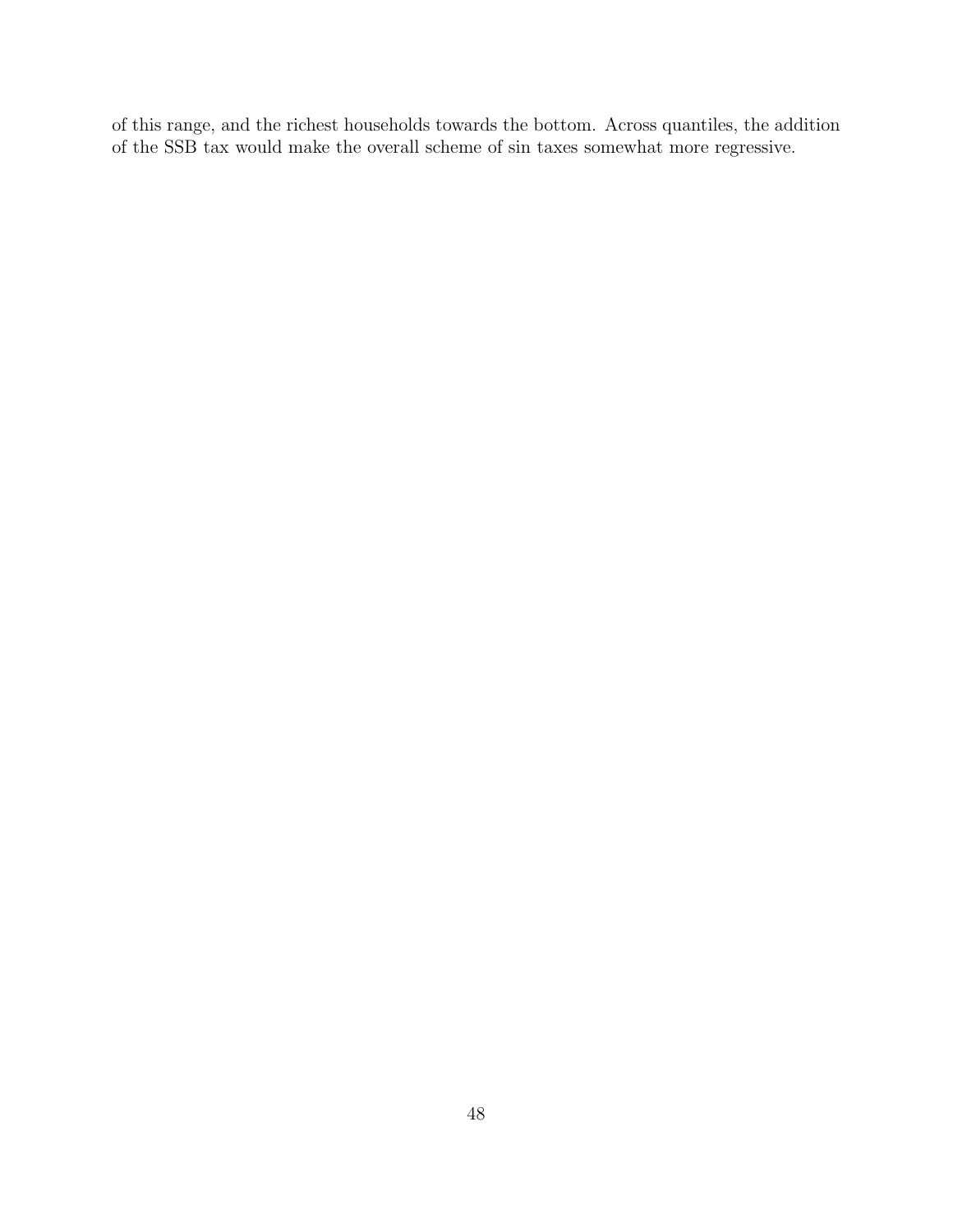of this range, and the richest households towards the bottom. Across quantiles, the addition of the SSB tax would make the overall scheme of sin taxes somewhat more regressive.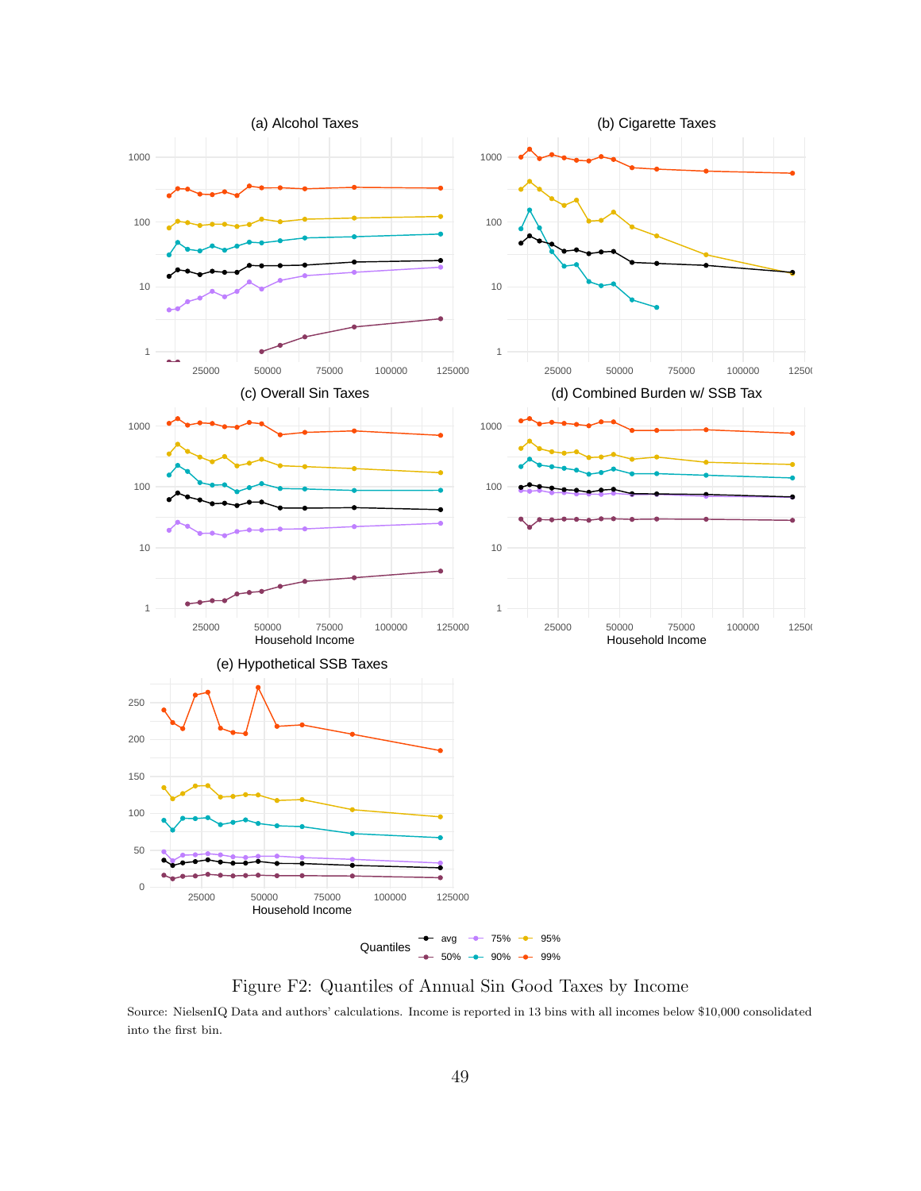(a) Alcohol Taxes

1000
100
10
1

25000 50000 75000 100000 125000

(b) Cigarette Taxes

1000
100
10
1

25000 50000 75000 100000 12500

(c) Overall Sin Taxes

1000
100
10
1

25000 50000 75000 100000 125000

Household Income

(d) Combined Burden w/ SSB Tax

1000
100
10
1

25000 50000 75000 100000 12500

Household Income

(e) Hypothetical SSB Taxes

250
200
150
100
50
0

25000 50000 75000 100000 125000

Household Income

Quantiles: avg, 50%, 75%, 90%, 95%, 99%

Figure F2: Quantiles of Annual Sin Good Taxes by Income

Source: NielsenIQ Data and authors' calculations. Income is reported in 13 bins with all incomes below $10,000 consolidated into the first bin.